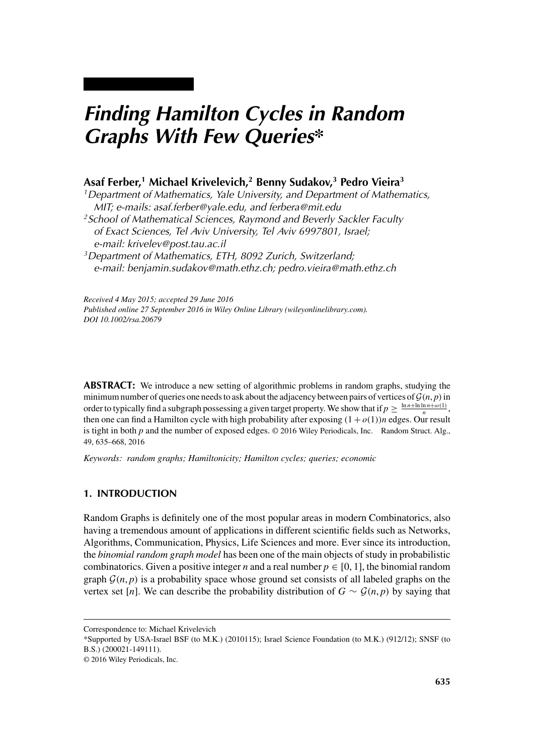# *Finding Hamilton Cycles in Random Graphs With Few Queries*\*

**Asaf Ferber,[1] Michael Krivelevich,[2] Benny Sudakov,[3] Pedro Vieira[3]**

[1] *Department of Mathematics, Yale University, and Department of Mathematics, MIT; e-mails: asaf.ferber@yale.edu, and ferbera@mit.edu*

[2] *School of Mathematical Sciences, Raymond and Beverly Sackler Faculty of Exact Sciences, Tel Aviv University, Tel Aviv 6997801, Israel; e-mail: krivelev@post.tau.ac.il*

[3] *Department of Mathematics, ETH, 8092 Zurich, Switzerland; e-mail: benjamin.sudakov@math.ethz.ch; pedro.vieira@math.ethz.ch*

*Received 4 May 2015; accepted 29 June 2016*
*Published online 27 September 2016 in Wiley Online Library (wileyonlinelibrary.com).*
*DOI 10.1002/rsa.20679*

**ABSTRACT:** We introduce a new setting of algorithmic problems in random graphs, studying the minimum number of queries one needs to ask about the adjacency between pairs of vertices of $\mathcal{G}(n,p)$ in order to typically find a subgraph possessing a given target property. We show that if $p \geq \frac{\ln n + \ln\ln n + \omega(1)}{n}$, then one can find a Hamilton cycle with high probability after exposing $(1+o(1))n$ edges. Our result is tight in both $p$ and the number of exposed edges. © 2016 Wiley Periodicals, Inc. Random Struct. Alg., 49, 635–668, 2016

*Keywords: random graphs; Hamiltonicity; Hamilton cycles; queries; economic*

## 1. INTRODUCTION

Random Graphs is definitely one of the most popular areas in modern Combinatorics, also having a tremendous amount of applications in different scientific fields such as Networks, Algorithms, Communication, Physics, Life Sciences and more. Ever since its introduction, the *binomial random graph model* has been one of the main objects of study in probabilistic combinatorics. Given a positive integer $n$ and a real number $p \in [0,1]$, the binomial random graph $\mathcal{G}(n,p)$ is a probability space whose ground set consists of all labeled graphs on the vertex set $[n]$. We can describe the probability distribution of $G \sim \mathcal{G}(n,p)$ by saying that

Correspondence to: Michael Krivelevich

\*Supported by USA-Israel BSF (to M.K.) (2010115); Israel Science Foundation (to M.K.) (912/12); SNSF (to B.S.) (200021-149111).

© 2016 Wiley Periodicals, Inc.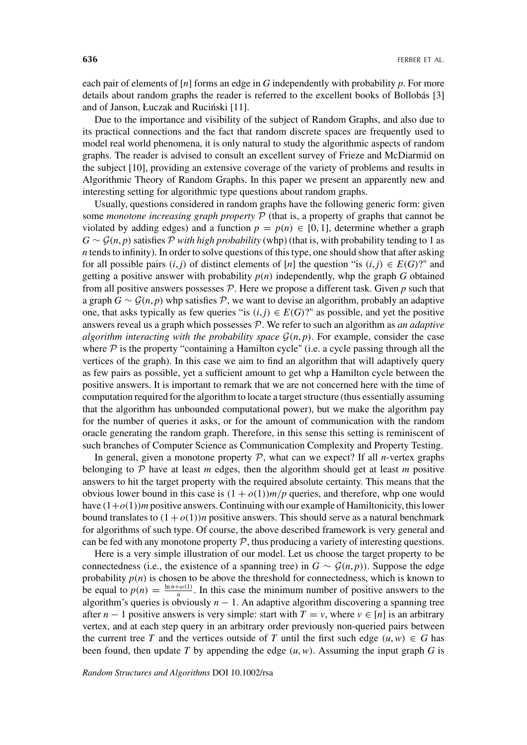each pair of elements of $[n]$ forms an edge in $G$ independently with probability $p$. For more details about random graphs the reader is referred to the excellent books of Bollobás [3] and of Janson, Łuczak and Ruciński [11].

Due to the importance and visibility of the subject of Random Graphs, and also due to its practical connections and the fact that random discrete spaces are frequently used to model real world phenomena, it is only natural to study the algorithmic aspects of random graphs. The reader is advised to consult an excellent survey of Frieze and McDiarmid on the subject [10], providing an extensive coverage of the variety of problems and results in Algorithmic Theory of Random Graphs. In this paper we present an apparently new and interesting setting for algorithmic type questions about random graphs.

Usually, questions considered in random graphs have the following generic form: given some *monotone increasing graph property* $\mathcal{P}$ (that is, a property of graphs that cannot be violated by adding edges) and a function $p = p(n) \in [0, 1]$, determine whether a graph $G \sim \mathcal{G}(n, p)$ satisfies $\mathcal{P}$ *with high probability* (whp) (that is, with probability tending to 1 as $n$ tends to infinity). In order to solve questions of this type, one should show that after asking for all possible pairs $(i, j)$ of distinct elements of $[n]$ the question "is $(i, j) \in E(G)$?" and getting a positive answer with probability $p(n)$ independently, whp the graph $G$ obtained from all positive answers possesses $\mathcal{P}$. Here we propose a different task. Given $p$ such that a graph $G \sim \mathcal{G}(n, p)$ whp satisfies $\mathcal{P}$, we want to devise an algorithm, probably an adaptive one, that asks typically as few queries "is $(i, j) \in E(G)$?" as possible, and yet the positive answers reveal us a graph which possesses $\mathcal{P}$. We refer to such an algorithm as *an adaptive algorithm interacting with the probability space* $\mathcal{G}(n, p)$. For example, consider the case where $\mathcal{P}$ is the property "containing a Hamilton cycle" (i.e. a cycle passing through all the vertices of the graph). In this case we aim to find an algorithm that will adaptively query as few pairs as possible, yet a sufficient amount to get whp a Hamilton cycle between the positive answers. It is important to remark that we are not concerned here with the time of computation required for the algorithm to locate a target structure (thus essentially assuming that the algorithm has unbounded computational power), but we make the algorithm pay for the number of queries it asks, or for the amount of communication with the random oracle generating the random graph. Therefore, in this sense this setting is reminiscent of such branches of Computer Science as Communication Complexity and Property Testing.

In general, given a monotone property $\mathcal{P}$, what can we expect? If all $n$-vertex graphs belonging to $\mathcal{P}$ have at least $m$ edges, then the algorithm should get at least $m$ positive answers to hit the target property with the required absolute certainty. This means that the obvious lower bound in this case is $(1 + o(1))m/p$ queries, and therefore, whp one would have $(1+o(1))m$ positive answers. Continuing with our example of Hamiltonicity, this lower bound translates to $(1 + o(1))n$ positive answers. This should serve as a natural benchmark for algorithms of such type. Of course, the above described framework is very general and can be fed with any monotone property $\mathcal{P}$, thus producing a variety of interesting questions.

Here is a very simple illustration of our model. Let us choose the target property to be connectedness (i.e., the existence of a spanning tree) in $G \sim \mathcal{G}(n, p)$). Suppose the edge probability $p(n)$ is chosen to be above the threshold for connectedness, which is known to be equal to $p(n) = \frac{\ln n + \omega(1)}{n}$. In this case the minimum number of positive answers to the algorithm's queries is obviously $n - 1$. An adaptive algorithm discovering a spanning tree after $n - 1$ positive answers is very simple: start with $T = v$, where $v \in [n]$ is an arbitrary vertex, and at each step query in an arbitrary order previously non-queried pairs between the current tree $T$ and the vertices outside of $T$ until the first such edge $(u, w) \in G$ has been found, then update $T$ by appending the edge $(u, w)$. Assuming the input graph $G$ is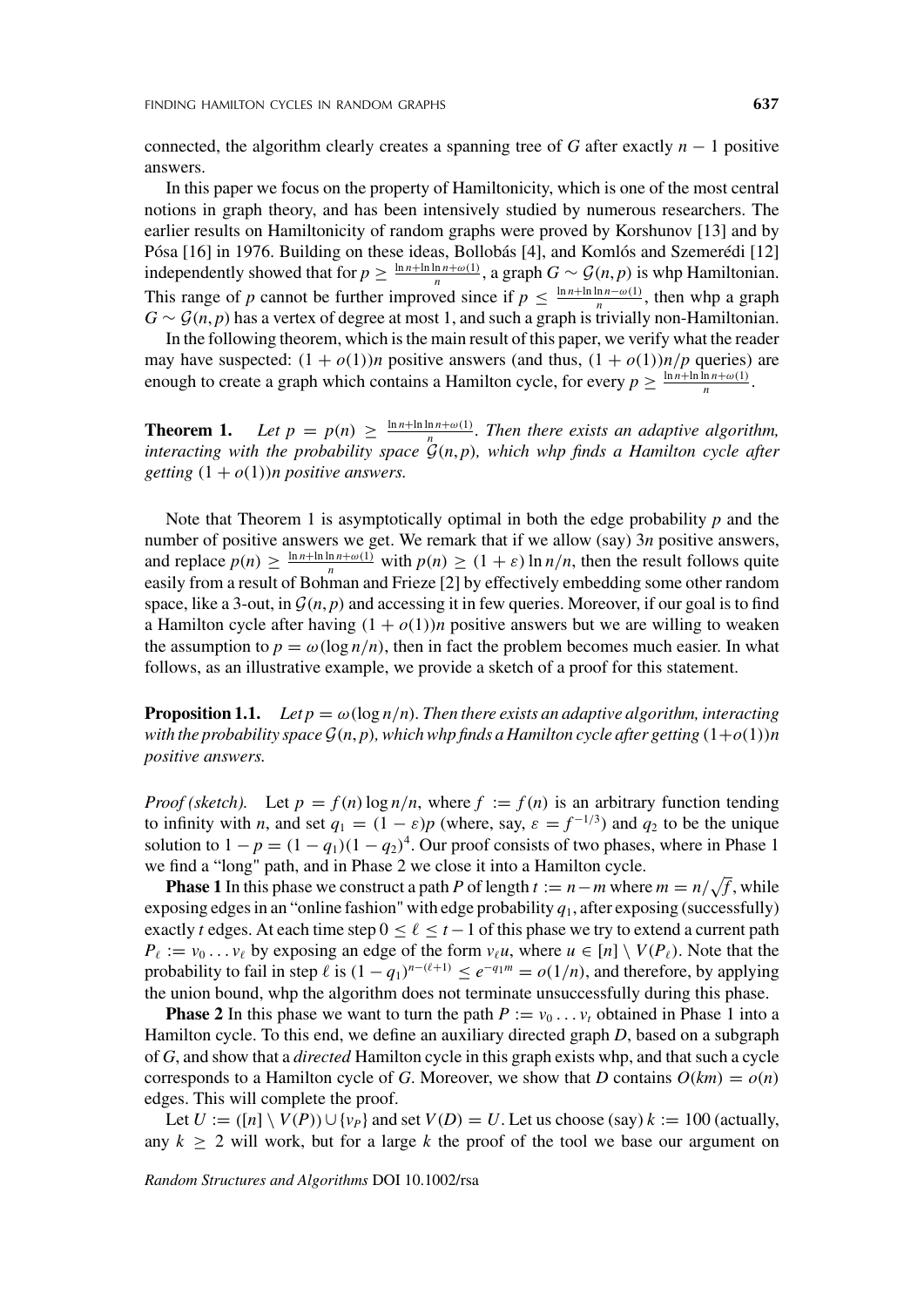connected, the algorithm clearly creates a spanning tree of $G$ after exactly $n-1$ positive answers.

In this paper we focus on the property of Hamiltonicity, which is one of the most central notions in graph theory, and has been intensively studied by numerous researchers. The earlier results on Hamiltonicity of random graphs were proved by Korshunov [13] and by Pósa [16] in 1976. Building on these ideas, Bollobás [4], and Komlós and Szemerédi [12] independently showed that for $p \geq \frac{\ln n + \ln\ln n + \omega(1)}{n}$, a graph $G \sim \mathcal{G}(n,p)$ is whp Hamiltonian. This range of $p$ cannot be further improved since if $p \leq \frac{\ln n + \ln\ln n - \omega(1)}{n}$, then whp a graph $G \sim \mathcal{G}(n,p)$ has a vertex of degree at most 1, and such a graph is trivially non-Hamiltonian.

In the following theorem, which is the main result of this paper, we verify what the reader may have suspected: $(1+o(1))n$ positive answers (and thus, $(1+o(1))n/p$ queries) are enough to create a graph which contains a Hamilton cycle, for every $p \geq \frac{\ln n + \ln\ln n + \omega(1)}{n}$.

**Theorem 1.** *Let $p = p(n) \geq \frac{\ln n + \ln\ln n + \omega(1)}{n}$. Then there exists an adaptive algorithm, interacting with the probability space $\mathcal{G}(n,p)$, which whp finds a Hamilton cycle after getting $(1+o(1))n$ positive answers.*

Note that Theorem 1 is asymptotically optimal in both the edge probability $p$ and the number of positive answers we get. We remark that if we allow (say) $3n$ positive answers, and replace $p(n) \geq \frac{\ln n + \ln\ln n + \omega(1)}{n}$ with $p(n) \geq (1+\varepsilon)\ln n/n$, then the result follows quite easily from a result of Bohman and Frieze [2] by effectively embedding some other random space, like a 3-out, in $\mathcal{G}(n,p)$ and accessing it in few queries. Moreover, if our goal is to find a Hamilton cycle after having $(1+o(1))n$ positive answers but we are willing to weaken the assumption to $p = \omega(\log n/n)$, then in fact the problem becomes much easier. In what follows, as an illustrative example, we provide a sketch of a proof for this statement.

**Proposition 1.1.** *Let $p = \omega(\log n/n)$. Then there exists an adaptive algorithm, interacting with the probability space $\mathcal{G}(n,p)$, which whp finds a Hamilton cycle after getting $(1+o(1))n$ positive answers.*

*Proof (sketch).* Let $p = f(n)\log n/n$, where $f := f(n)$ is an arbitrary function tending to infinity with $n$, and set $q_1 = (1-\varepsilon)p$ (where, say, $\varepsilon = f^{-1/3}$) and $q_2$ to be the unique solution to $1-p = (1-q_1)(1-q_2)^4$. Our proof consists of two phases, where in Phase 1 we find a "long" path, and in Phase 2 we close it into a Hamilton cycle.

**Phase 1** In this phase we construct a path $P$ of length $t := n-m$ where $m = n/\sqrt{f}$, while exposing edges in an "online fashion" with edge probability $q_1$, after exposing (successfully) exactly $t$ edges. At each time step $0 \leq \ell \leq t-1$ of this phase we try to extend a current path $P_\ell := v_0 \dots v_\ell$ by exposing an edge of the form $v_\ell u$, where $u \in [n] \setminus V(P_\ell)$. Note that the probability to fail in step $\ell$ is $(1-q_1)^{n-(\ell+1)} \leq e^{-q_1 m} = o(1/n)$, and therefore, by applying the union bound, whp the algorithm does not terminate unsuccessfully during this phase.

**Phase 2** In this phase we want to turn the path $P := v_0 \dots v_t$ obtained in Phase 1 into a Hamilton cycle. To this end, we define an auxiliary directed graph $D$, based on a subgraph of $G$, and show that a *directed* Hamilton cycle in this graph exists whp, and that such a cycle corresponds to a Hamilton cycle of $G$. Moreover, we show that $D$ contains $O(km) = o(n)$ edges. This will complete the proof.

Let $U := ([n] \setminus V(P)) \cup \{v_P\}$ and set $V(D) = U$. Let us choose (say) $k := 100$ (actually, any $k \geq 2$ will work, but for a large $k$ the proof of the tool we base our argument on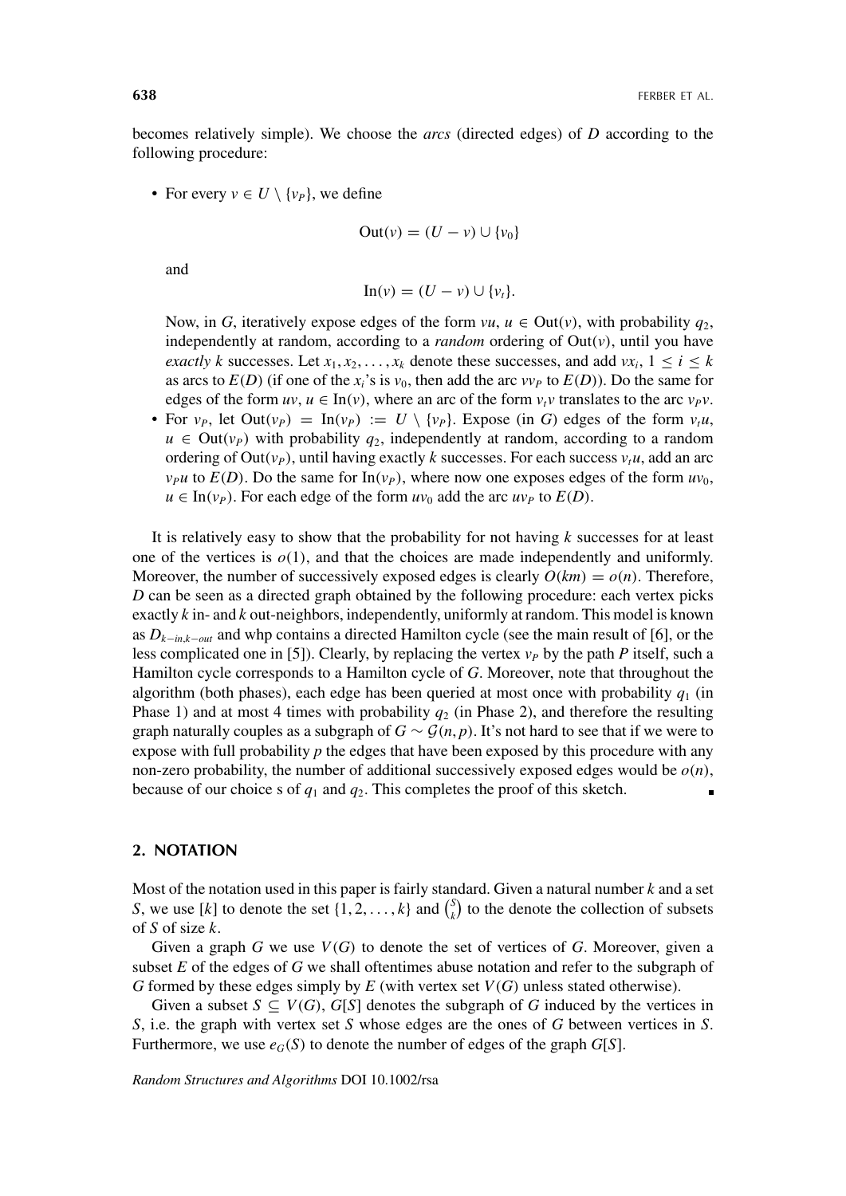becomes relatively simple). We choose the *arcs* (directed edges) of $D$ according to the following procedure:

- For every $v \in U \setminus \{v_P\}$, we define

  $$\mathrm{Out}(v) = (U - v) \cup \{v_0\}$$

  and

  $$\mathrm{In}(v) = (U - v) \cup \{v_t\}.$$

  Now, in $G$, iteratively expose edges of the form $vu$, $u \in \mathrm{Out}(v)$, with probability $q_2$, independently at random, according to a *random* ordering of $\mathrm{Out}(v)$, until you have *exactly* $k$ successes. Let $x_1, x_2, \ldots, x_k$ denote these successes, and add $vx_i$, $1 \leq i \leq k$ as arcs to $E(D)$ (if one of the $x_i$'s is $v_0$, then add the arc $vv_P$ to $E(D)$). Do the same for edges of the form $uv$, $u \in \mathrm{In}(v)$, where an arc of the form $v_t v$ translates to the arc $v_P v$.
- For $v_P$, let $\mathrm{Out}(v_P) = \mathrm{In}(v_P) := U \setminus \{v_P\}$. Expose (in $G$) edges of the form $v_t u$, $u \in \mathrm{Out}(v_P)$ with probability $q_2$, independently at random, according to a random ordering of $\mathrm{Out}(v_P)$, until having exactly $k$ successes. For each success $v_t u$, add an arc $v_P u$ to $E(D)$. Do the same for $\mathrm{In}(v_P)$, where now one exposes edges of the form $uv_0$, $u \in \mathrm{In}(v_P)$. For each edge of the form $uv_0$ add the arc $uv_P$ to $E(D)$.

It is relatively easy to show that the probability for not having $k$ successes for at least one of the vertices is $o(1)$, and that the choices are made independently and uniformly. Moreover, the number of successively exposed edges is clearly $O(km) = o(n)$. Therefore, $D$ can be seen as a directed graph obtained by the following procedure: each vertex picks exactly $k$ in- and $k$ out-neighbors, independently, uniformly at random. This model is known as $D_{k-in,k-out}$ and whp contains a directed Hamilton cycle (see the main result of [6], or the less complicated one in [5]). Clearly, by replacing the vertex $v_P$ by the path $P$ itself, such a Hamilton cycle corresponds to a Hamilton cycle of $G$. Moreover, note that throughout the algorithm (both phases), each edge has been queried at most once with probability $q_1$ (in Phase 1) and at most 4 times with probability $q_2$ (in Phase 2), and therefore the resulting graph naturally couples as a subgraph of $G \sim \mathcal{G}(n,p)$. It's not hard to see that if we were to expose with full probability $p$ the edges that have been exposed by this procedure with any non-zero probability, the number of additional successively exposed edges would be $o(n)$, because of our choice s of $q_1$ and $q_2$. This completes the proof of this sketch. ∎

## 2. NOTATION

Most of the notation used in this paper is fairly standard. Given a natural number $k$ and a set $S$, we use $[k]$ to denote the set $\{1, 2, \ldots, k\}$ and $\binom{S}{k}$ to the denote the collection of subsets of $S$ of size $k$.

Given a graph $G$ we use $V(G)$ to denote the set of vertices of $G$. Moreover, given a subset $E$ of the edges of $G$ we shall oftentimes abuse notation and refer to the subgraph of $G$ formed by these edges simply by $E$ (with vertex set $V(G)$ unless stated otherwise).

Given a subset $S \subseteq V(G)$, $G[S]$ denotes the subgraph of $G$ induced by the vertices in $S$, i.e. the graph with vertex set $S$ whose edges are the ones of $G$ between vertices in $S$. Furthermore, we use $e_G(S)$ to denote the number of edges of the graph $G[S]$.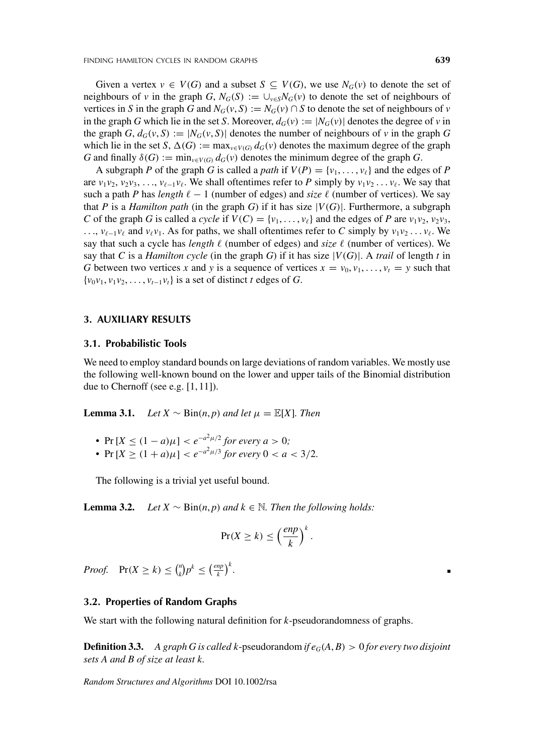Given a vertex $v \in V(G)$ and a subset $S \subseteq V(G)$, we use $N_G(v)$ to denote the set of neighbours of $v$ in the graph $G$, $N_G(S) := \cup_{v \in S} N_G(v)$ to denote the set of neighbours of vertices in $S$ in the graph $G$ and $N_G(v, S) := N_G(v) \cap S$ to denote the set of neighbours of $v$ in the graph $G$ which lie in the set $S$. Moreover, $d_G(v) := |N_G(v)|$ denotes the degree of $v$ in the graph $G$, $d_G(v, S) := |N_G(v, S)|$ denotes the number of neighbours of $v$ in the graph $G$ which lie in the set $S$, $\Delta(G) := \max_{v \in V(G)} d_G(v)$ denotes the maximum degree of the graph $G$ and finally $\delta(G) := \min_{v \in V(G)} d_G(v)$ denotes the minimum degree of the graph $G$.

A subgraph $P$ of the graph $G$ is called a *path* if $V(P) = \{v_1, \ldots, v_\ell\}$ and the edges of $P$ are $v_1v_2, v_2v_3, \ldots, v_{\ell-1}v_\ell$. We shall oftentimes refer to $P$ simply by $v_1v_2 \ldots v_\ell$. We say that such a path $P$ has *length* $\ell - 1$ (number of edges) and *size* $\ell$ (number of vertices). We say that $P$ is a *Hamilton path* (in the graph $G$) if it has size $|V(G)|$. Furthermore, a subgraph $C$ of the graph $G$ is called a *cycle* if $V(C) = \{v_1, \ldots, v_\ell\}$ and the edges of $P$ are $v_1v_2, v_2v_3, \ldots, v_{\ell-1}v_\ell$ and $v_\ell v_1$. As for paths, we shall oftentimes refer to $C$ simply by $v_1v_2 \ldots v_\ell$. We say that such a cycle has *length* $\ell$ (number of edges) and *size* $\ell$ (number of vertices). We say that $C$ is a *Hamilton cycle* (in the graph $G$) if it has size $|V(G)|$. A *trail* of length $t$ in $G$ between two vertices $x$ and $y$ is a sequence of vertices $x = v_0, v_1, \ldots, v_t = y$ such that $\{v_0v_1, v_1v_2, \ldots, v_{t-1}v_t\}$ is a set of distinct $t$ edges of $G$.

## 3. AUXILIARY RESULTS

### 3.1. Probabilistic Tools

We need to employ standard bounds on large deviations of random variables. We mostly use the following well-known bound on the lower and upper tails of the Binomial distribution due to Chernoff (see e.g. [1, 11]).

**Lemma 3.1.** *Let $X \sim \text{Bin}(n, p)$ and let $\mu = \mathbb{E}[X]$. Then*

- $\Pr[X \leq (1 - a)\mu] < e^{-a^2\mu/2}$ *for every $a > 0$;*
- $\Pr[X \geq (1 + a)\mu] < e^{-a^2\mu/3}$ *for every $0 < a < 3/2$.*

The following is a trivial yet useful bound.

**Lemma 3.2.** *Let $X \sim \text{Bin}(n, p)$ and $k \in \mathbb{N}$. Then the following holds:*

$$\Pr(X \geq k) \leq \left(\frac{enp}{k}\right)^k.$$

*Proof.* $\Pr(X \geq k) \leq \binom{n}{k} p^k \leq \left(\frac{enp}{k}\right)^k$. ∎

### 3.2. Properties of Random Graphs

We start with the following natural definition for $k$-pseudorandomness of graphs.

**Definition 3.3.** *A graph $G$ is called $k$-pseudorandom if $e_G(A, B) > 0$ for every two disjoint sets $A$ and $B$ of size at least $k$.*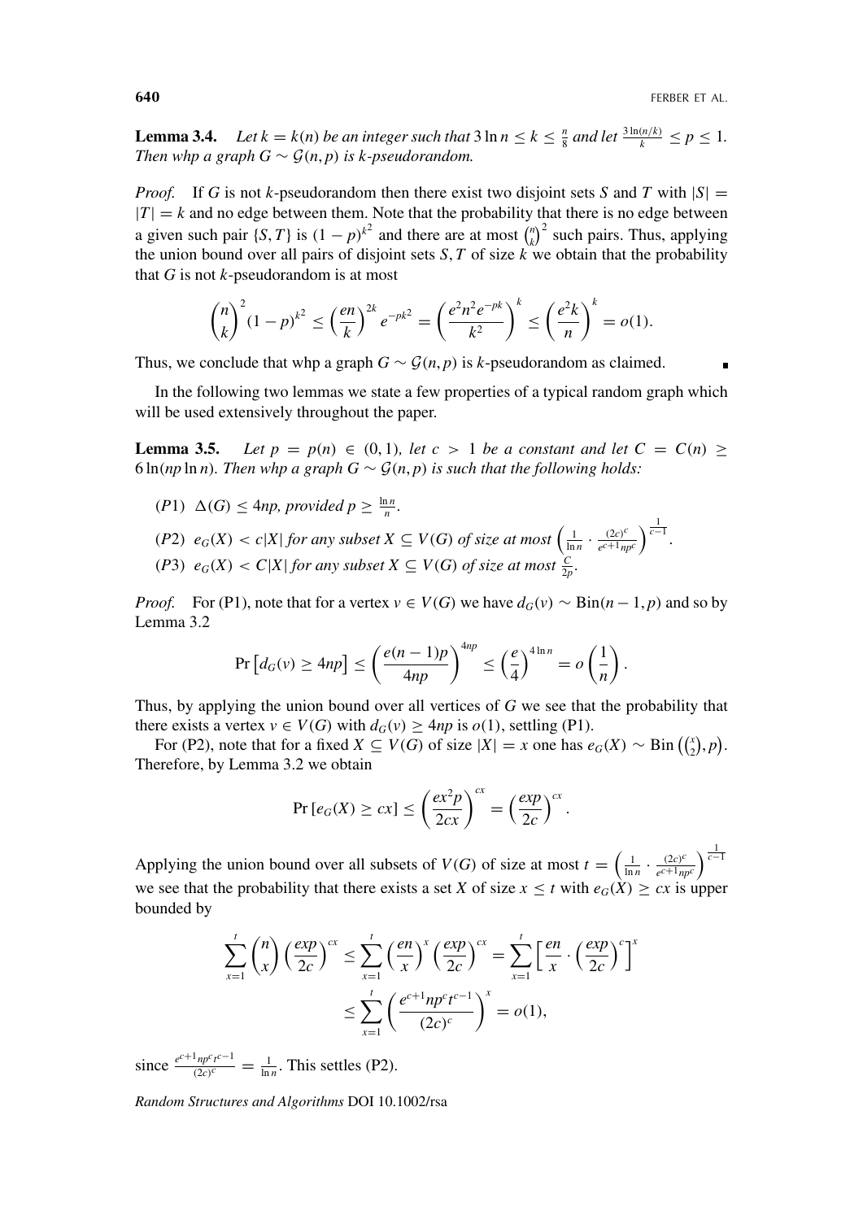**Lemma 3.4.** *Let $k = k(n)$ be an integer such that $3 \ln n \leq k \leq \frac{n}{8}$ and let $\frac{3\ln(n/k)}{k} \leq p \leq 1$. Then whp a graph $G \sim \mathcal{G}(n,p)$ is $k$-pseudorandom.*

*Proof.* If $G$ is not $k$-pseudorandom then there exist two disjoint sets $S$ and $T$ with $|S| = |T| = k$ and no edge between them. Note that the probability that there is no edge between a given such pair $\{S, T\}$ is $(1-p)^{k^2}$ and there are at most $\binom{n}{k}^2$ such pairs. Thus, applying the union bound over all pairs of disjoint sets $S, T$ of size $k$ we obtain that the probability that $G$ is not $k$-pseudorandom is at most

$$\binom{n}{k}^2 (1-p)^{k^2} \leq \left(\frac{en}{k}\right)^{2k} e^{-pk^2} = \left(\frac{e^2 n^2 e^{-pk}}{k^2}\right)^k \leq \left(\frac{e^2 k}{n}\right)^k = o(1).$$

Thus, we conclude that whp a graph $G \sim \mathcal{G}(n,p)$ is $k$-pseudorandom as claimed. ∎

In the following two lemmas we state a few properties of a typical random graph which will be used extensively throughout the paper.

**Lemma 3.5.** *Let $p = p(n) \in (0,1)$, let $c > 1$ be a constant and let $C = C(n) \geq 6\ln(np \ln n)$. Then whp a graph $G \sim \mathcal{G}(n,p)$ is such that the following holds:*

- *(P1) $\Delta(G) \leq 4np$, provided $p \geq \frac{\ln n}{n}$.*
- *(P2) $e_G(X) < c|X|$ for any subset $X \subseteq V(G)$ of size at most $\left(\frac{1}{\ln n} \cdot \frac{(2c)^c}{e^{c+1}np^c}\right)^{\frac{1}{c-1}}$.*
- *(P3) $e_G(X) < C|X|$ for any subset $X \subseteq V(G)$ of size at most $\frac{C}{2p}$.*

*Proof.* For (P1), note that for a vertex $v \in V(G)$ we have $d_G(v) \sim \text{Bin}(n-1, p)$ and so by Lemma 3.2

$$\Pr\left[d_G(v) \geq 4np\right] \leq \left(\frac{e(n-1)p}{4np}\right)^{4np} \leq \left(\frac{e}{4}\right)^{4\ln n} = o\left(\frac{1}{n}\right).$$

Thus, by applying the union bound over all vertices of $G$ we see that the probability that there exists a vertex $v \in V(G)$ with $d_G(v) \geq 4np$ is $o(1)$, settling (P1).

For (P2), note that for a fixed $X \subseteq V(G)$ of size $|X| = x$ one has $e_G(X) \sim \text{Bin}\left(\binom{x}{2}, p\right)$. Therefore, by Lemma 3.2 we obtain

$$\Pr\left[e_G(X) \geq cx\right] \leq \left(\frac{ex^2p}{2cx}\right)^{cx} = \left(\frac{exp}{2c}\right)^{cx}.$$

Applying the union bound over all subsets of $V(G)$ of size at most $t = \left(\frac{1}{\ln n} \cdot \frac{(2c)^c}{e^{c+1}np^c}\right)^{\frac{1}{c-1}}$ we see that the probability that there exists a set $X$ of size $x \leq t$ with $e_G(X) \geq cx$ is upper bounded by

$$\sum_{x=1}^{t} \binom{n}{x} \left(\frac{exp}{2c}\right)^{cx} \leq \sum_{x=1}^{t} \left(\frac{en}{x}\right)^x \left(\frac{exp}{2c}\right)^{cx} = \sum_{x=1}^{t} \left[\frac{en}{x} \cdot \left(\frac{exp}{2c}\right)^c\right]^x$$
$$\leq \sum_{x=1}^{t} \left(\frac{e^{c+1}np^c t^{c-1}}{(2c)^c}\right)^x = o(1),$$

since $\frac{e^{c+1}np^c t^{c-1}}{(2c)^c} = \frac{1}{\ln n}$. This settles (P2).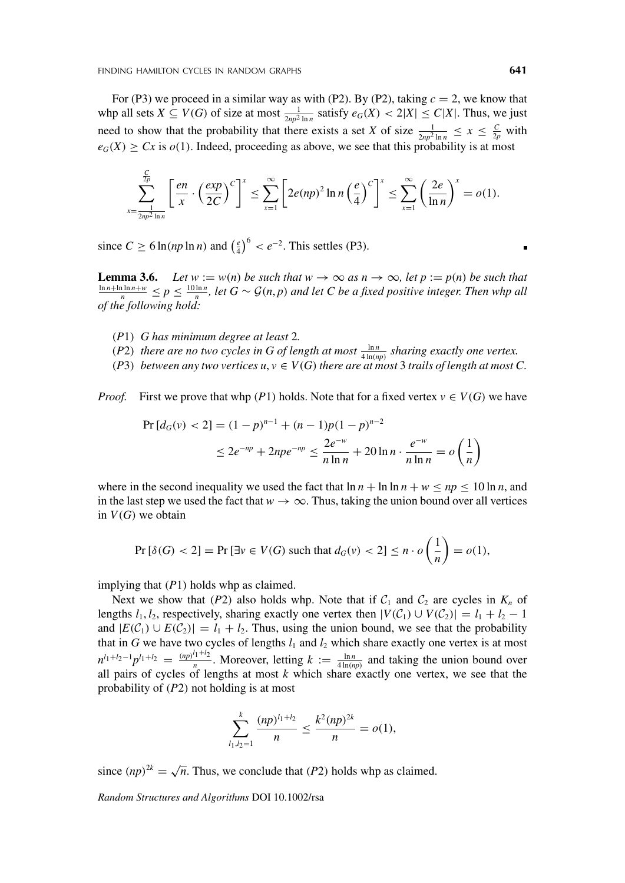For (P3) we proceed in a similar way as with (P2). By (P2), taking $c = 2$, we know that whp all sets $X \subseteq V(G)$ of size at most $\frac{1}{2np^2 \ln n}$ satisfy $e_G(X) < 2|X| \le C|X|$. Thus, we just need to show that the probability that there exists a set $X$ of size $\frac{1}{2np^2 \ln n} \le x \le \frac{C}{2p}$ with $e_G(X) \ge Cx$ is $o(1)$. Indeed, proceeding as above, we see that this probability is at most

$$\sum_{x=\frac{1}{2np^2 \ln n}}^{\frac{C}{2p}} \left[ \frac{en}{x} \cdot \left( \frac{exp}{2C} \right)^C \right]^x \le \sum_{x=1}^{\infty} \left[ 2e(np)^2 \ln n \left( \frac{e}{4} \right)^C \right]^x \le \sum_{x=1}^{\infty} \left( \frac{2e}{\ln n} \right)^x = o(1).$$

since $C \ge 6 \ln(np \ln n)$ and $\left(\frac{e}{4}\right)^6 < e^{-2}$. This settles (P3). ∎

**Lemma 3.6.** *Let $w := w(n)$ be such that $w \to \infty$ as $n \to \infty$, let $p := p(n)$ be such that $\frac{\ln n + \ln \ln n + w}{n} \le p \le \frac{10 \ln n}{n}$, let $G \sim \mathcal{G}(n, p)$ and let $C$ be a fixed positive integer. Then whp all of the following hold:*

- ($P1$) *$G$ has minimum degree at least 2.*
- ($P2$) *there are no two cycles in $G$ of length at most $\frac{\ln n}{4 \ln(np)}$ sharing exactly one vertex.*
- ($P3$) *between any two vertices $u, v \in V(G)$ there are at most 3 trails of length at most $C$.*

*Proof.* First we prove that whp ($P1$) holds. Note that for a fixed vertex $v \in V(G)$ we have

$$\begin{aligned} \Pr\left[d_G(v) < 2\right] &= (1-p)^{n-1} + (n-1)p(1-p)^{n-2} \\ &\le 2e^{-np} + 2npe^{-np} \le \frac{2e^{-w}}{n \ln n} + 20 \ln n \cdot \frac{e^{-w}}{n \ln n} = o\left(\frac{1}{n}\right) \end{aligned}$$

where in the second inequality we used the fact that $\ln n + \ln \ln n + w \le np \le 10 \ln n$, and in the last step we used the fact that $w \to \infty$. Thus, taking the union bound over all vertices in $V(G)$ we obtain

$$\Pr\left[\delta(G) < 2\right] = \Pr\left[\exists v \in V(G) \text{ such that } d_G(v) < 2\right] \le n \cdot o\left(\frac{1}{n}\right) = o(1),$$

implying that ($P1$) holds whp as claimed.

Next we show that ($P2$) also holds whp. Note that if $\mathcal{C}_1$ and $\mathcal{C}_2$ are cycles in $K_n$ of lengths $l_1, l_2$, respectively, sharing exactly one vertex then $|V(\mathcal{C}_1) \cup V(\mathcal{C}_2)| = l_1 + l_2 - 1$ and $|E(\mathcal{C}_1) \cup E(\mathcal{C}_2)| = l_1 + l_2$. Thus, using the union bound, we see that the probability that in $G$ we have two cycles of lengths $l_1$ and $l_2$ which share exactly one vertex is at most $n^{l_1+l_2-1}p^{l_1+l_2} = \frac{(np)^{l_1+l_2}}{n}$. Moreover, letting $k := \frac{\ln n}{4 \ln(np)}$ and taking the union bound over all pairs of cycles of lengths at most $k$ which share exactly one vertex, we see that the probability of ($P2$) not holding is at most

$$\sum_{l_1, l_2 = 1}^{k} \frac{(np)^{l_1+l_2}}{n} \le \frac{k^2 (np)^{2k}}{n} = o(1),$$

since $(np)^{2k} = \sqrt{n}$. Thus, we conclude that ($P2$) holds whp as claimed.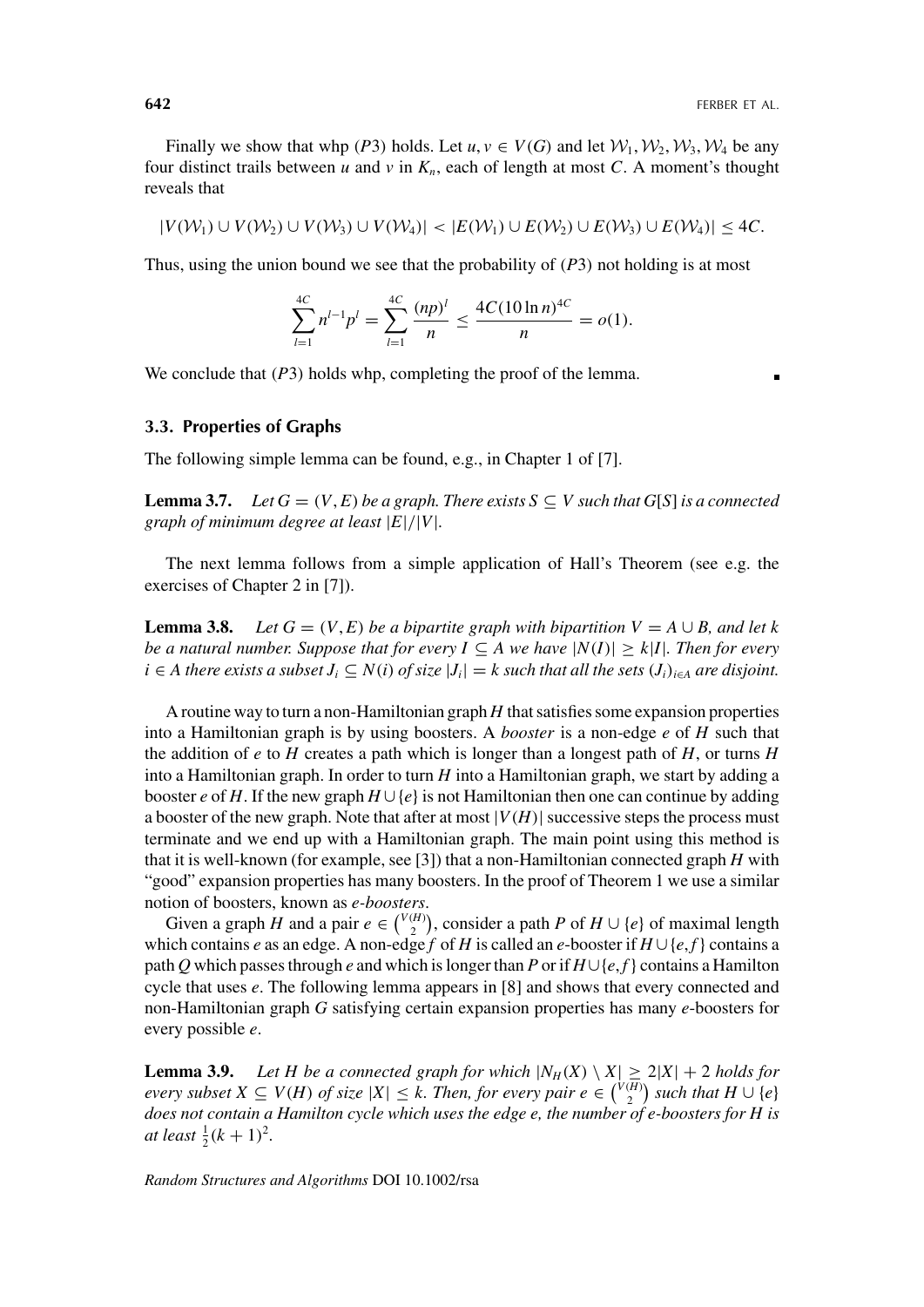Finally we show that whp $(P3)$ holds. Let $u, v \in V(G)$ and let $\mathcal{W}_1, \mathcal{W}_2, \mathcal{W}_3, \mathcal{W}_4$ be any four distinct trails between $u$ and $v$ in $K_n$, each of length at most $C$. A moment's thought reveals that

$$|V(\mathcal{W}_1) \cup V(\mathcal{W}_2) \cup V(\mathcal{W}_3) \cup V(\mathcal{W}_4)| < |E(\mathcal{W}_1) \cup E(\mathcal{W}_2) \cup E(\mathcal{W}_3) \cup E(\mathcal{W}_4)| \leq 4C.$$

Thus, using the union bound we see that the probability of $(P3)$ not holding is at most

$$\sum_{l=1}^{4C} n^{l-1} p^l = \sum_{l=1}^{4C} \frac{(np)^l}{n} \leq \frac{4C(10 \ln n)^{4C}}{n} = o(1).$$

We conclude that $(P3)$ holds whp, completing the proof of the lemma. ∎

### 3.3. Properties of Graphs

The following simple lemma can be found, e.g., in Chapter 1 of [7].

**Lemma 3.7.** *Let $G = (V, E)$ be a graph. There exists $S \subseteq V$ such that $G[S]$ is a connected graph of minimum degree at least $|E|/|V|$.*

The next lemma follows from a simple application of Hall's Theorem (see e.g. the exercises of Chapter 2 in [7]).

**Lemma 3.8.** *Let $G = (V, E)$ be a bipartite graph with bipartition $V = A \cup B$, and let $k$ be a natural number. Suppose that for every $I \subseteq A$ we have $|N(I)| \geq k|I|$. Then for every $i \in A$ there exists a subset $J_i \subseteq N(i)$ of size $|J_i| = k$ such that all the sets $(J_i)_{i \in A}$ are disjoint.*

A routine way to turn a non-Hamiltonian graph $H$ that satisfies some expansion properties into a Hamiltonian graph is by using boosters. A *booster* is a non-edge $e$ of $H$ such that the addition of $e$ to $H$ creates a path which is longer than a longest path of $H$, or turns $H$ into a Hamiltonian graph. In order to turn $H$ into a Hamiltonian graph, we start by adding a booster $e$ of $H$. If the new graph $H \cup \{e\}$ is not Hamiltonian then one can continue by adding a booster of the new graph. Note that after at most $|V(H)|$ successive steps the process must terminate and we end up with a Hamiltonian graph. The main point using this method is that it is well-known (for example, see [3]) that a non-Hamiltonian connected graph $H$ with "good" expansion properties has many boosters. In the proof of Theorem 1 we use a similar notion of boosters, known as *e-boosters*.

Given a graph $H$ and a pair $e \in \binom{V(H)}{2}$, consider a path $P$ of $H \cup \{e\}$ of maximal length which contains $e$ as an edge. A non-edge $f$ of $H$ is called an $e$-booster if $H \cup \{e, f\}$ contains a path $Q$ which passes through $e$ and which is longer than $P$ or if $H \cup \{e, f\}$ contains a Hamilton cycle that uses $e$. The following lemma appears in [8] and shows that every connected and non-Hamiltonian graph $G$ satisfying certain expansion properties has many $e$-boosters for every possible $e$.

**Lemma 3.9.** *Let $H$ be a connected graph for which $|N_H(X) \setminus X| \geq 2|X| + 2$ holds for every subset $X \subseteq V(H)$ of size $|X| \leq k$. Then, for every pair $e \in \binom{V(H)}{2}$ such that $H \cup \{e\}$ does not contain a Hamilton cycle which uses the edge $e$, the number of $e$-boosters for $H$ is at least $\frac{1}{2}(k+1)^2$.*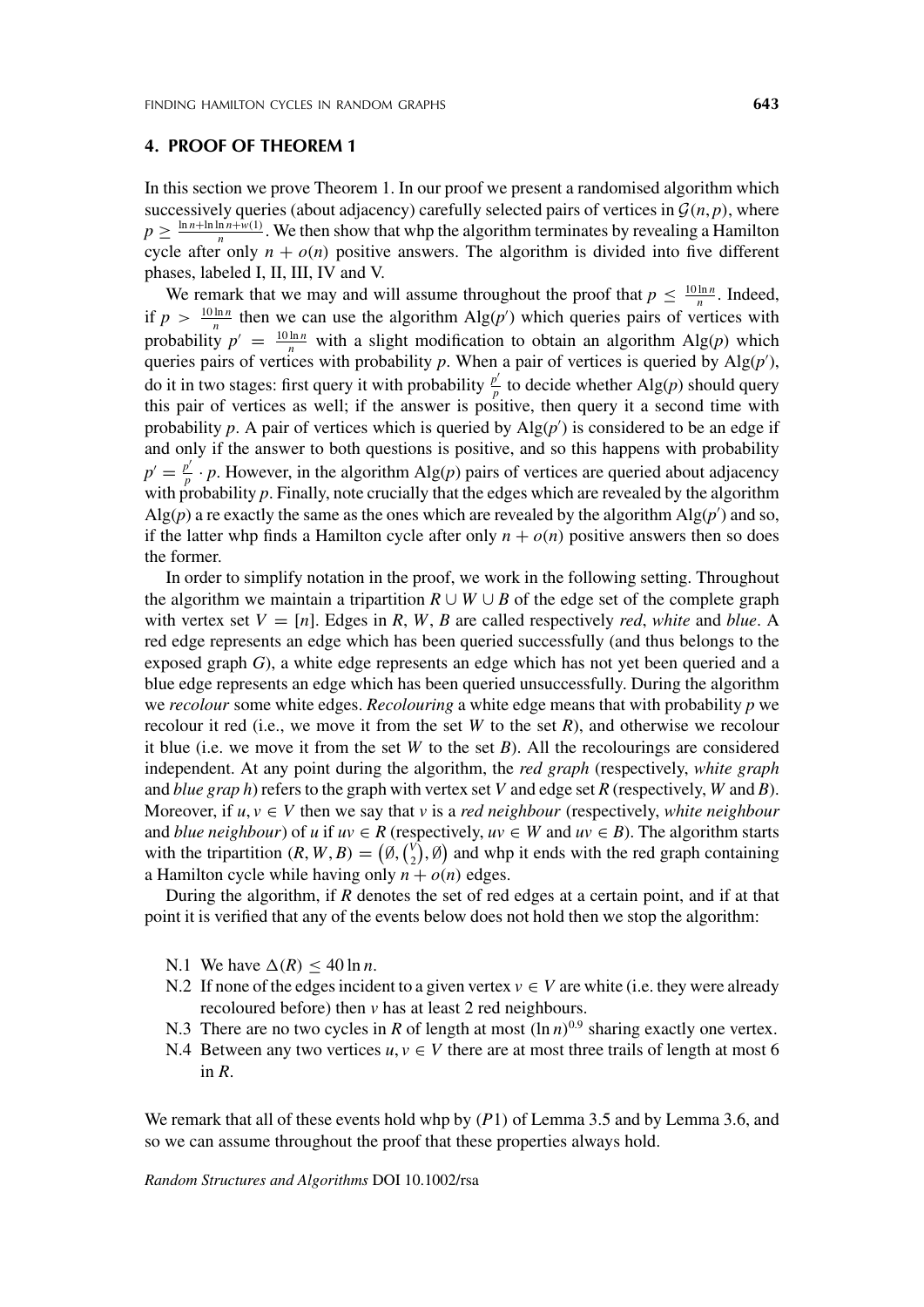## 4. PROOF OF THEOREM 1

In this section we prove Theorem 1. In our proof we present a randomised algorithm which successively queries (about adjacency) carefully selected pairs of vertices in $\mathcal{G}(n,p)$, where $p \geq \frac{\ln n + \ln\ln n + w(1)}{n}$. We then show that whp the algorithm terminates by revealing a Hamilton cycle after only $n + o(n)$ positive answers. The algorithm is divided into five different phases, labeled I, II, III, IV and V.

We remark that we may and will assume throughout the proof that $p \leq \frac{10 \ln n}{n}$. Indeed, if $p > \frac{10 \ln n}{n}$ then we can use the algorithm $\text{Alg}(p')$ which queries pairs of vertices with probability $p' = \frac{10 \ln n}{n}$ with a slight modification to obtain an algorithm $\text{Alg}(p)$ which queries pairs of vertices with probability $p$. When a pair of vertices is queried by $\text{Alg}(p')$, do it in two stages: first query it with probability $\frac{p'}{p}$ to decide whether $\text{Alg}(p)$ should query this pair of vertices as well; if the answer is positive, then query it a second time with probability $p$. A pair of vertices which is queried by $\text{Alg}(p')$ is considered to be an edge if and only if the answer to both questions is positive, and so this happens with probability $p' = \frac{p'}{p} \cdot p$. However, in the algorithm $\text{Alg}(p)$ pairs of vertices are queried about adjacency with probability $p$. Finally, note crucially that the edges which are revealed by the algorithm $\text{Alg}(p)$ a re exactly the same as the ones which are revealed by the algorithm $\text{Alg}(p')$ and so, if the latter whp finds a Hamilton cycle after only $n + o(n)$ positive answers then so does the former.

In order to simplify notation in the proof, we work in the following setting. Throughout the algorithm we maintain a tripartition $R \cup W \cup B$ of the edge set of the complete graph with vertex set $V = [n]$. Edges in $R$, $W$, $B$ are called respectively *red*, *white* and *blue*. A red edge represents an edge which has been queried successfully (and thus belongs to the exposed graph $G$), a white edge represents an edge which has not yet been queried and a blue edge represents an edge which has been queried unsuccessfully. During the algorithm we *recolour* some white edges. *Recolouring* a white edge means that with probability $p$ we recolour it red (i.e., we move it from the set $W$ to the set $R$), and otherwise we recolour it blue (i.e. we move it from the set $W$ to the set $B$). All the recolourings are considered independent. At any point during the algorithm, the *red graph* (respectively, *white graph* and *blue grap h*) refers to the graph with vertex set $V$ and edge set $R$ (respectively, $W$ and $B$). Moreover, if $u, v \in V$ then we say that $v$ is a *red neighbour* (respectively, *white neighbour* and *blue neighbour*) of $u$ if $uv \in R$ (respectively, $uv \in W$ and $uv \in B$). The algorithm starts with the tripartition $(R, W, B) = \left(\emptyset, \binom{V}{2}, \emptyset\right)$ and whp it ends with the red graph containing a Hamilton cycle while having only $n + o(n)$ edges.

During the algorithm, if $R$ denotes the set of red edges at a certain point, and if at that point it is verified that any of the events below does not hold then we stop the algorithm:

- N.1 We have $\Delta(R) \leq 40 \ln n$.
- N.2 If none of the edges incident to a given vertex $v \in V$ are white (i.e. they were already recoloured before) then $v$ has at least 2 red neighbours.
- N.3 There are no two cycles in $R$ of length at most $(\ln n)^{0.9}$ sharing exactly one vertex.
- N.4 Between any two vertices $u, v \in V$ there are at most three trails of length at most 6 in $R$.

We remark that all of these events hold whp by $(P1)$ of Lemma 3.5 and by Lemma 3.6, and so we can assume throughout the proof that these properties always hold.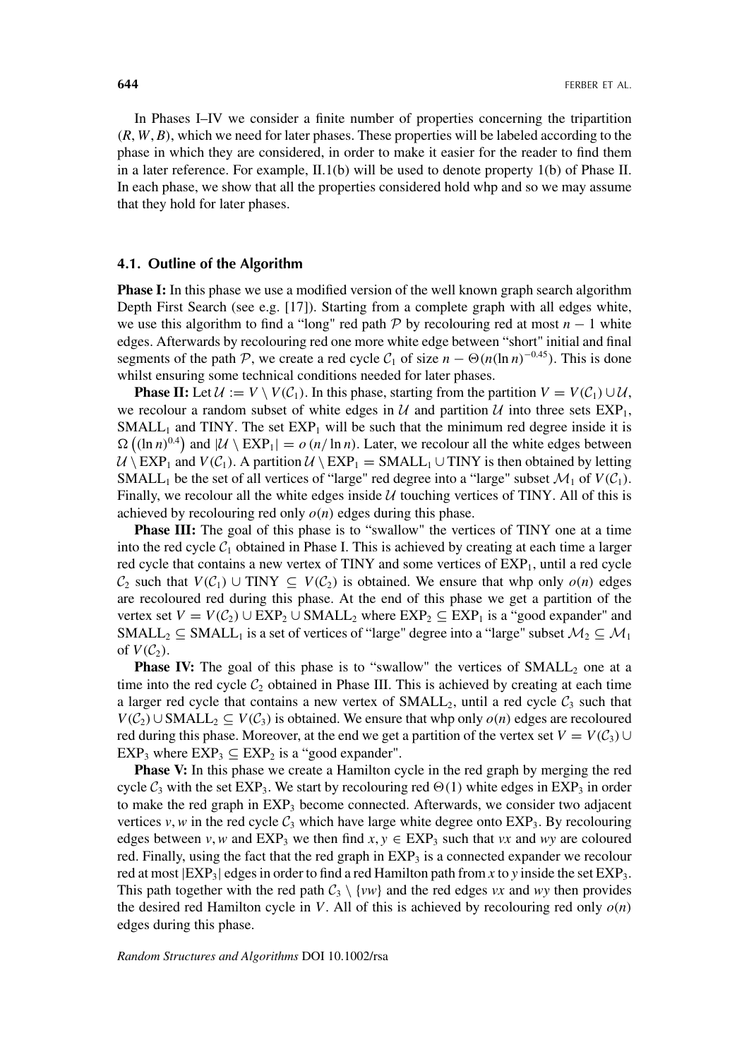In Phases I–IV we consider a finite number of properties concerning the tripartition $(R, W, B)$, which we need for later phases. These properties will be labeled according to the phase in which they are considered, in order to make it easier for the reader to find them in a later reference. For example, II.1(b) will be used to denote property 1(b) of Phase II. In each phase, we show that all the properties considered hold whp and so we may assume that they hold for later phases.

### 4.1. Outline of the Algorithm

**Phase I:** In this phase we use a modified version of the well known graph search algorithm Depth First Search (see e.g. [17]). Starting from a complete graph with all edges white, we use this algorithm to find a "long" red path $\mathcal{P}$ by recolouring red at most $n-1$ white edges. Afterwards by recolouring red one more white edge between "short" initial and final segments of the path $\mathcal{P}$, we create a red cycle $\mathcal{C}_1$ of size $n - \Theta(n(\ln n)^{-0.45})$. This is done whilst ensuring some technical conditions needed for later phases.

**Phase II:** Let $\mathcal{U} := V \setminus V(\mathcal{C}_1)$. In this phase, starting from the partition $V = V(\mathcal{C}_1) \cup \mathcal{U}$, we recolour a random subset of white edges in $\mathcal{U}$ and partition $\mathcal{U}$ into three sets $\text{EXP}_1$, $\text{SMALL}_1$ and TINY. The set $\text{EXP}_1$ will be such that the minimum red degree inside it is $\Omega\left((\ln n)^{0.4}\right)$ and $|\mathcal{U} \setminus \text{EXP}_1| = o\left(n/\ln n\right)$. Later, we recolour all the white edges between $\mathcal{U} \setminus \text{EXP}_1$ and $V(\mathcal{C}_1)$. A partition $\mathcal{U} \setminus \text{EXP}_1 = \text{SMALL}_1 \cup \text{TINY}$ is then obtained by letting $\text{SMALL}_1$ be the set of all vertices of "large" red degree into a "large" subset $\mathcal{M}_1$ of $V(\mathcal{C}_1)$. Finally, we recolour all the white edges inside $\mathcal{U}$ touching vertices of TINY. All of this is achieved by recolouring red only $o(n)$ edges during this phase.

**Phase III:** The goal of this phase is to "swallow" the vertices of TINY one at a time into the red cycle $\mathcal{C}_1$ obtained in Phase I. This is achieved by creating at each time a larger red cycle that contains a new vertex of TINY and some vertices of $\text{EXP}_1$, until a red cycle $\mathcal{C}_2$ such that $V(\mathcal{C}_1) \cup \text{TINY} \subseteq V(\mathcal{C}_2)$ is obtained. We ensure that whp only $o(n)$ edges are recoloured red during this phase. At the end of this phase we get a partition of the vertex set $V = V(\mathcal{C}_2) \cup \text{EXP}_2 \cup \text{SMALL}_2$ where $\text{EXP}_2 \subseteq \text{EXP}_1$ is a "good expander" and $\text{SMALL}_2 \subseteq \text{SMALL}_1$ is a set of vertices of "large" degree into a "large" subset $\mathcal{M}_2 \subseteq \mathcal{M}_1$ of $V(\mathcal{C}_2)$.

**Phase IV:** The goal of this phase is to "swallow" the vertices of $\text{SMALL}_2$ one at a time into the red cycle $\mathcal{C}_2$ obtained in Phase III. This is achieved by creating at each time a larger red cycle that contains a new vertex of $\text{SMALL}_2$, until a red cycle $\mathcal{C}_3$ such that $V(\mathcal{C}_2) \cup \text{SMALL}_2 \subseteq V(\mathcal{C}_3)$ is obtained. We ensure that whp only $o(n)$ edges are recoloured red during this phase. Moreover, at the end we get a partition of the vertex set $V = V(\mathcal{C}_3) \cup \text{EXP}_3$ where $\text{EXP}_3 \subseteq \text{EXP}_2$ is a "good expander".

**Phase V:** In this phase we create a Hamilton cycle in the red graph by merging the red cycle $\mathcal{C}_3$ with the set $\text{EXP}_3$. We start by recolouring red $\Theta(1)$ white edges in $\text{EXP}_3$ in order to make the red graph in $\text{EXP}_3$ become connected. Afterwards, we consider two adjacent vertices $v, w$ in the red cycle $\mathcal{C}_3$ which have large white degree onto $\text{EXP}_3$. By recolouring edges between $v, w$ and $\text{EXP}_3$ we then find $x, y \in \text{EXP}_3$ such that $vx$ and $wy$ are coloured red. Finally, using the fact that the red graph in $\text{EXP}_3$ is a connected expander we recolour red at most $|\text{EXP}_3|$ edges in order to find a red Hamilton path from $x$ to $y$ inside the set $\text{EXP}_3$. This path together with the red path $\mathcal{C}_3 \setminus \{vw\}$ and the red edges $vx$ and $wy$ then provides the desired red Hamilton cycle in $V$. All of this is achieved by recolouring red only $o(n)$ edges during this phase.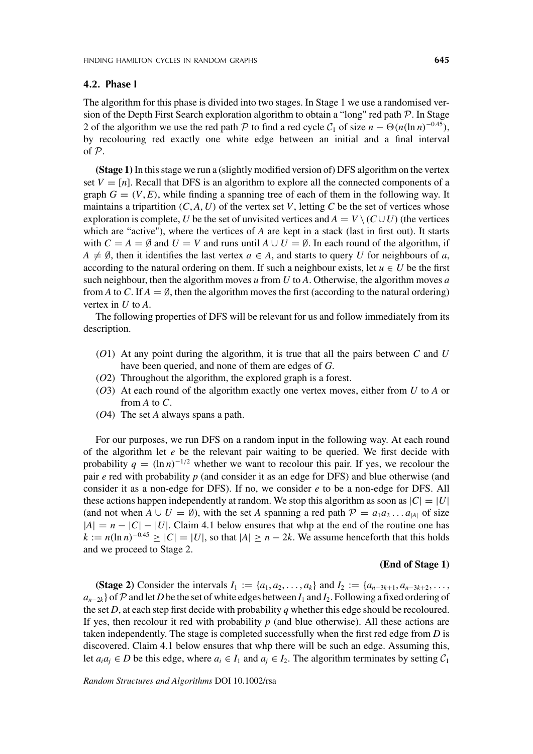### 4.2. Phase I

The algorithm for this phase is divided into two stages. In Stage 1 we use a randomised version of the Depth First Search exploration algorithm to obtain a "long" red path $\mathcal{P}$. In Stage 2 of the algorithm we use the red path $\mathcal{P}$ to find a red cycle $\mathcal{C}_1$ of size $n - \Theta(n(\ln n)^{-0.45})$, by recolouring red exactly one white edge between an initial and a final interval of $\mathcal{P}$.

**(Stage 1)** In this stage we run a (slightly modified version of) DFS algorithm on the vertex set $V = [n]$. Recall that DFS is an algorithm to explore all the connected components of a graph $G = (V, E)$, while finding a spanning tree of each of them in the following way. It maintains a tripartition $(C, A, U)$ of the vertex set $V$, letting $C$ be the set of vertices whose exploration is complete, $U$ be the set of unvisited vertices and $A = V \setminus (C \cup U)$ (the vertices which are "active"), where the vertices of $A$ are kept in a stack (last in first out). It starts with $C = A = \emptyset$ and $U = V$ and runs until $A \cup U = \emptyset$. In each round of the algorithm, if $A \neq \emptyset$, then it identifies the last vertex $a \in A$, and starts to query $U$ for neighbours of $a$, according to the natural ordering on them. If such a neighbour exists, let $u \in U$ be the first such neighbour, then the algorithm moves $u$ from $U$ to $A$. Otherwise, the algorithm moves $a$ from $A$ to $C$. If $A = \emptyset$, then the algorithm moves the first (according to the natural ordering) vertex in $U$ to $A$.

The following properties of DFS will be relevant for us and follow immediately from its description.

- $(O1)$ At any point during the algorithm, it is true that all the pairs between $C$ and $U$ have been queried, and none of them are edges of $G$.
- $(O2)$ Throughout the algorithm, the explored graph is a forest.
- $(O3)$ At each round of the algorithm exactly one vertex moves, either from $U$ to $A$ or from $A$ to $C$.
- $(O4)$ The set $A$ always spans a path.

For our purposes, we run DFS on a random input in the following way. At each round of the algorithm let $e$ be the relevant pair waiting to be queried. We first decide with probability $q = (\ln n)^{-1/2}$ whether we want to recolour this pair. If yes, we recolour the pair $e$ red with probability $p$ (and consider it as an edge for DFS) and blue otherwise (and consider it as a non-edge for DFS). If no, we consider $e$ to be a non-edge for DFS. All these actions happen independently at random. We stop this algorithm as soon as $|C| = |U|$ (and not when $A \cup U = \emptyset$), with the set $A$ spanning a red path $\mathcal{P} = a_1 a_2 \ldots a_{|A|}$ of size $|A| = n - |C| - |U|$. Claim 4.1 below ensures that whp at the end of the routine one has $k := n(\ln n)^{-0.45} \geq |C| = |U|$, so that $|A| \geq n - 2k$. We assume henceforth that this holds and we proceed to Stage 2.

**(End of Stage 1)**

**(Stage 2)** Consider the intervals $I_1 := \{a_1, a_2, \ldots, a_k\}$ and $I_2 := \{a_{n-3k+1}, a_{n-3k+2}, \ldots, a_{n-2k}\}$ of $\mathcal{P}$ and let $D$ be the set of white edges between $I_1$ and $I_2$. Following a fixed ordering of the set $D$, at each step first decide with probability $q$ whether this edge should be recoloured. If yes, then recolour it red with probability $p$ (and blue otherwise). All these actions are taken independently. The stage is completed successfully when the first red edge from $D$ is discovered. Claim 4.1 below ensures that whp there will be such an edge. Assuming this, let $a_i a_j \in D$ be this edge, where $a_i \in I_1$ and $a_j \in I_2$. The algorithm terminates by setting $\mathcal{C}_1$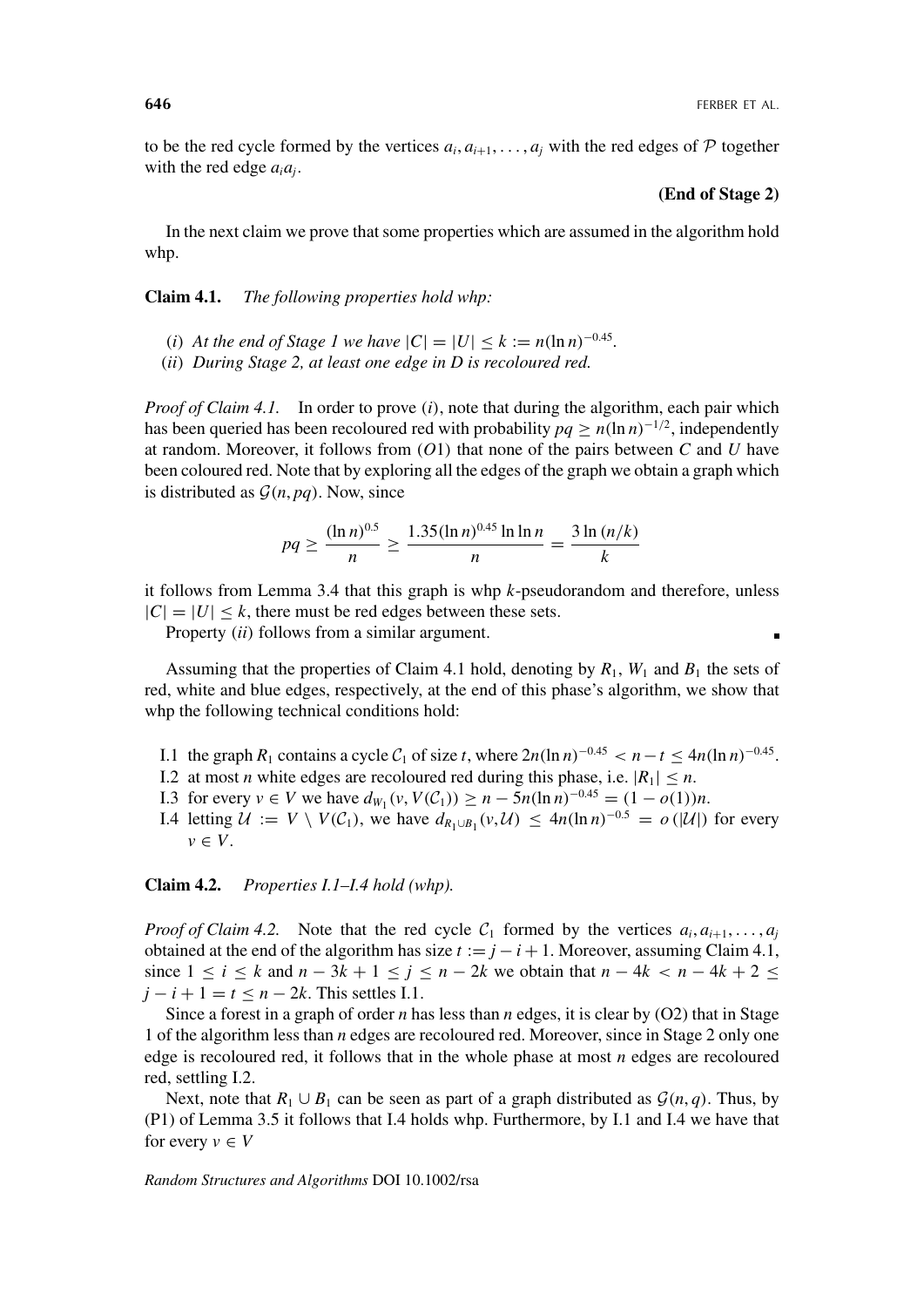to be the red cycle formed by the vertices $a_i, a_{i+1}, \dots, a_j$ with the red edges of $\mathcal{P}$ together with the red edge $a_i a_j$.

**(End of Stage 2)**

In the next claim we prove that some properties which are assumed in the algorithm hold whp.

**Claim 4.1.** *The following properties hold whp:*

(*i*) *At the end of Stage 1 we have* $|C| = |U| \leq k := n(\ln n)^{-0.45}$.

(*ii*) *During Stage 2, at least one edge in D is recoloured red.*

*Proof of Claim 4.1.* In order to prove (*i*), note that during the algorithm, each pair which has been queried has been recoloured red with probability $pq \geq n(\ln n)^{-1/2}$, independently at random. Moreover, it follows from (*O*1) that none of the pairs between $C$ and $U$ have been coloured red. Note that by exploring all the edges of the graph we obtain a graph which is distributed as $\mathcal{G}(n, pq)$. Now, since

$$pq \geq \frac{(\ln n)^{0.5}}{n} \geq \frac{1.35(\ln n)^{0.45} \ln \ln n}{n} = \frac{3 \ln (n/k)}{k}$$

it follows from Lemma 3.4 that this graph is whp $k$-pseudorandom and therefore, unless $|C| = |U| \leq k$, there must be red edges between these sets.

Property (*ii*) follows from a similar argument. ∎

Assuming that the properties of Claim 4.1 hold, denoting by $R_1$, $W_1$ and $B_1$ the sets of red, white and blue edges, respectively, at the end of this phase's algorithm, we show that whp the following technical conditions hold:

I.1 the graph $R_1$ contains a cycle $\mathcal{C}_1$ of size $t$, where $2n(\ln n)^{-0.45} < n - t \leq 4n(\ln n)^{-0.45}$.

I.2 at most $n$ white edges are recoloured red during this phase, i.e. $|R_1| \leq n$.

I.3 for every $v \in V$ we have $d_{W_1}(v, V(\mathcal{C}_1)) \geq n - 5n(\ln n)^{-0.45} = (1 - o(1))n$.

I.4 letting $\mathcal{U} := V \setminus V(\mathcal{C}_1)$, we have $d_{R_1 \cup B_1}(v, \mathcal{U}) \leq 4n(\ln n)^{-0.5} = o(|\mathcal{U}|)$ for every $v \in V$.

**Claim 4.2.** *Properties I.1–I.4 hold (whp).*

*Proof of Claim 4.2.* Note that the red cycle $\mathcal{C}_1$ formed by the vertices $a_i, a_{i+1}, \dots, a_j$ obtained at the end of the algorithm has size $t := j - i + 1$. Moreover, assuming Claim 4.1, since $1 \leq i \leq k$ and $n - 3k + 1 \leq j \leq n - 2k$ we obtain that $n - 4k < n - 4k + 2 \leq j - i + 1 = t \leq n - 2k$. This settles I.1.

Since a forest in a graph of order $n$ has less than $n$ edges, it is clear by (O2) that in Stage 1 of the algorithm less than $n$ edges are recoloured red. Moreover, since in Stage 2 only one edge is recoloured red, it follows that in the whole phase at most $n$ edges are recoloured red, settling I.2.

Next, note that $R_1 \cup B_1$ can be seen as part of a graph distributed as $\mathcal{G}(n, q)$. Thus, by (P1) of Lemma 3.5 it follows that I.4 holds whp. Furthermore, by I.1 and I.4 we have that for every $v \in V$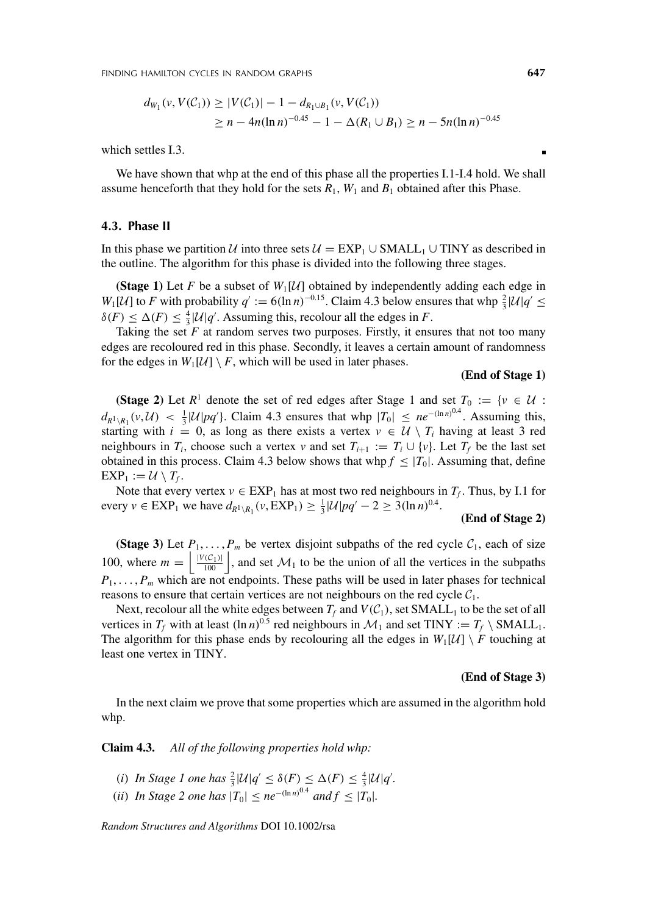$$d_{W_1}(v, V(\mathcal{C}_1)) \geq |V(\mathcal{C}_1)| - 1 - d_{R_1 \cup B_1}(v, V(\mathcal{C}_1))$$
$$\geq n - 4n(\ln n)^{-0.45} - 1 - \Delta(R_1 \cup B_1) \geq n - 5n(\ln n)^{-0.45}$$

which settles I.3. ∎

We have shown that whp at the end of this phase all the properties I.1-I.4 hold. We shall assume henceforth that they hold for the sets $R_1$, $W_1$ and $B_1$ obtained after this Phase.

### 4.3. Phase II

In this phase we partition $\mathcal{U}$ into three sets $\mathcal{U} = \text{EXP}_1 \cup \text{SMALL}_1 \cup \text{TINY}$ as described in the outline. The algorithm for this phase is divided into the following three stages.

**(Stage 1)** Let $F$ be a subset of $W_1[\mathcal{U}]$ obtained by independently adding each edge in $W_1[\mathcal{U}]$ to $F$ with probability $q' := 6(\ln n)^{-0.15}$. Claim 4.3 below ensures that whp $\frac{2}{3}|\mathcal{U}|q' \leq \delta(F) \leq \Delta(F) \leq \frac{4}{3}|\mathcal{U}|q'$. Assuming this, recolour all the edges in $F$.

Taking the set $F$ at random serves two purposes. Firstly, it ensures that not too many edges are recoloured red in this phase. Secondly, it leaves a certain amount of randomness for the edges in $W_1[\mathcal{U}] \setminus F$, which will be used in later phases.

**(End of Stage 1)**

**(Stage 2)** Let $R^1$ denote the set of red edges after Stage 1 and set $T_0 := \{v \in \mathcal{U} : d_{R^1 \setminus R_1}(v, \mathcal{U}) < \frac{1}{3}|\mathcal{U}|pq'\}$. Claim 4.3 ensures that whp $|T_0| \leq ne^{-(\ln n)^{0.4}}$. Assuming this, starting with $i = 0$, as long as there exists a vertex $v \in \mathcal{U} \setminus T_i$ having at least 3 red neighbours in $T_i$, choose such a vertex $v$ and set $T_{i+1} := T_i \cup \{v\}$. Let $T_f$ be the last set obtained in this process. Claim 4.3 below shows that whp $f \leq |T_0|$. Assuming that, define $\text{EXP}_1 := \mathcal{U} \setminus T_f$.

Note that every vertex $v \in \text{EXP}_1$ has at most two red neighbours in $T_f$. Thus, by I.1 for every $v \in \text{EXP}_1$ we have $d_{R^1 \setminus R_1}(v, \text{EXP}_1) \geq \frac{1}{3}|\mathcal{U}|pq' - 2 \geq 3(\ln n)^{0.4}$.

**(End of Stage 2)**

**(Stage 3)** Let $P_1, \ldots, P_m$ be vertex disjoint subpaths of the red cycle $\mathcal{C}_1$, each of size 100, where $m = \left\lfloor \frac{|V(\mathcal{C}_1)|}{100} \right\rfloor$, and set $\mathcal{M}_1$ to be the union of all the vertices in the subpaths $P_1, \ldots, P_m$ which are not endpoints. These paths will be used in later phases for technical reasons to ensure that certain vertices are not neighbours on the red cycle $\mathcal{C}_1$.

Next, recolour all the white edges between $T_f$ and $V(\mathcal{C}_1)$, set $\text{SMALL}_1$ to be the set of all vertices in $T_f$ with at least $(\ln n)^{0.5}$ red neighbours in $\mathcal{M}_1$ and set $\text{TINY} := T_f \setminus \text{SMALL}_1$. The algorithm for this phase ends by recolouring all the edges in $W_1[\mathcal{U}] \setminus F$ touching at least one vertex in TINY.

**(End of Stage 3)**

In the next claim we prove that some properties which are assumed in the algorithm hold whp.

**Claim 4.3.** *All of the following properties hold whp:*

(*i*) *In Stage 1 one has* $\frac{2}{3}|\mathcal{U}|q' \leq \delta(F) \leq \Delta(F) \leq \frac{4}{3}|\mathcal{U}|q'$.

(*ii*) *In Stage 2 one has* $|T_0| \leq ne^{-(\ln n)^{0.4}}$ *and* $f \leq |T_0|$.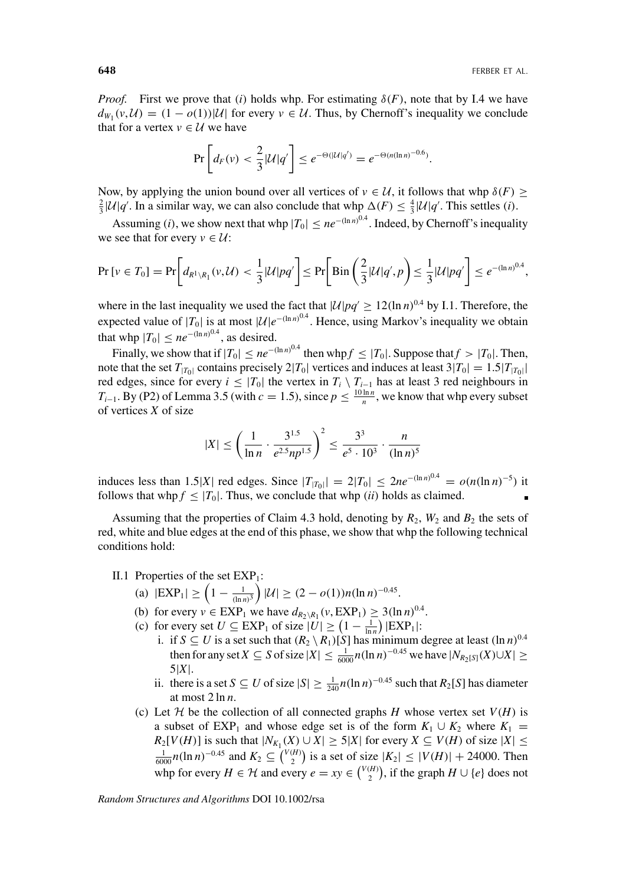*Proof.* First we prove that (*i*) holds whp. For estimating $\delta(F)$, note that by I.4 we have $d_{W_1}(v,\mathcal{U}) = (1-o(1))|\mathcal{U}|$ for every $v \in \mathcal{U}$. Thus, by Chernoff's inequality we conclude that for a vertex $v \in \mathcal{U}$ we have

$$\Pr\left[d_F(v) < \frac{2}{3}|\mathcal{U}|q'\right] \le e^{-\Theta(|\mathcal{U}|q')} = e^{-\Theta(n(\ln n)^{-0.6})}.$$

Now, by applying the union bound over all vertices of $v \in \mathcal{U}$, it follows that whp $\delta(F) \ge \frac{2}{3}|\mathcal{U}|q'$. In a similar way, we can also conclude that whp $\Delta(F) \le \frac{4}{3}|\mathcal{U}|q'$. This settles (*i*).

Assuming (*i*), we show next that whp $|T_0| \le ne^{-(\ln n)^{0.4}}$. Indeed, by Chernoff's inequality we see that for every $v \in \mathcal{U}$:

$$\Pr[v \in T_0] = \Pr\left[d_{R^1\setminus R_1}(v,\mathcal{U}) < \frac{1}{3}|\mathcal{U}|pq'\right] \le \Pr\left[\text{Bin}\left(\frac{2}{3}|\mathcal{U}|q',p\right) \le \frac{1}{3}|\mathcal{U}|pq'\right] \le e^{-(\ln n)^{0.4}},$$

where in the last inequality we used the fact that $|\mathcal{U}|pq' \ge 12(\ln n)^{0.4}$ by I.1. Therefore, the expected value of $|T_0|$ is at most $|\mathcal{U}|e^{-(\ln n)^{0.4}}$. Hence, using Markov's inequality we obtain that whp $|T_0| \le ne^{-(\ln n)^{0.4}}$, as desired.

Finally, we show that if $|T_0| \le ne^{-(\ln n)^{0.4}}$ then whp $f \le |T_0|$. Suppose that $f > |T_0|$. Then, note that the set $T_{|T_0|}$ contains precisely $2|T_0|$ vertices and induces at least $3|T_0| = 1.5|T_{|T_0|}|$ red edges, since for every $i \le |T_0|$ the vertex in $T_i \setminus T_{i-1}$ has at least 3 red neighbours in $T_{i-1}$. By (P2) of Lemma 3.5 (with $c = 1.5$), since $p \le \frac{10\ln n}{n}$, we know that whp every subset of vertices $X$ of size

$$|X| \le \left(\frac{1}{\ln n}\cdot\frac{3^{1.5}}{e^{2.5}np^{1.5}}\right)^2 \le \frac{3^3}{e^5\cdot 10^3}\cdot\frac{n}{(\ln n)^5}$$

induces less than $1.5|X|$ red edges. Since $|T_{|T_0|}| = 2|T_0| \le 2ne^{-(\ln n)^{0.4}} = o(n(\ln n)^{-5})$ it follows that whp $f \le |T_0|$. Thus, we conclude that whp (*ii*) holds as claimed. ∎

Assuming that the properties of Claim 4.3 hold, denoting by $R_2$, $W_2$ and $B_2$ the sets of red, white and blue edges at the end of this phase, we show that whp the following technical conditions hold:

- II.1 Properties of the set $\text{EXP}_1$:
  - (a) $|\text{EXP}_1| \ge \left(1 - \frac{1}{(\ln n)^3}\right)|\mathcal{U}| \ge (2-o(1))n(\ln n)^{-0.45}$.
  - (b) for every $v \in \text{EXP}_1$ we have $d_{R_2\setminus R_1}(v,\text{EXP}_1) \ge 3(\ln n)^{0.4}$.
  - (c) for every set $U \subseteq \text{EXP}_1$ of size $|U| \ge \left(1-\frac{1}{\ln n}\right)|\text{EXP}_1|$:
    - i. if $S \subseteq U$ is a set such that $(R_2 \setminus R_1)[S]$ has minimum degree at least $(\ln n)^{0.4}$ then for any set $X \subseteq S$ of size $|X| \le \frac{1}{6000}n(\ln n)^{-0.45}$ we have $|N_{R_2[S]}(X) \cup X| \ge 5|X|$.
    - ii. there is a set $S \subseteq U$ of size $|S| \ge \frac{1}{240}n(\ln n)^{-0.45}$ such that $R_2[S]$ has diameter at most $2\ln n$.
  - (c) Let $\mathcal{H}$ be the collection of all connected graphs $H$ whose vertex set $V(H)$ is a subset of $\text{EXP}_1$ and whose edge set is of the form $K_1 \cup K_2$ where $K_1 = R_2[V(H)]$ is such that $|N_{K_1}(X) \cup X| \ge 5|X|$ for every $X \subseteq V(H)$ of size $|X| \le \frac{1}{6000}n(\ln n)^{-0.45}$ and $K_2 \subseteq \binom{V(H)}{2}$ is a set of size $|K_2| \le |V(H)| + 24000$. Then whp for every $H \in \mathcal{H}$ and every $e = xy \in \binom{V(H)}{2}$, if the graph $H \cup \{e\}$ does not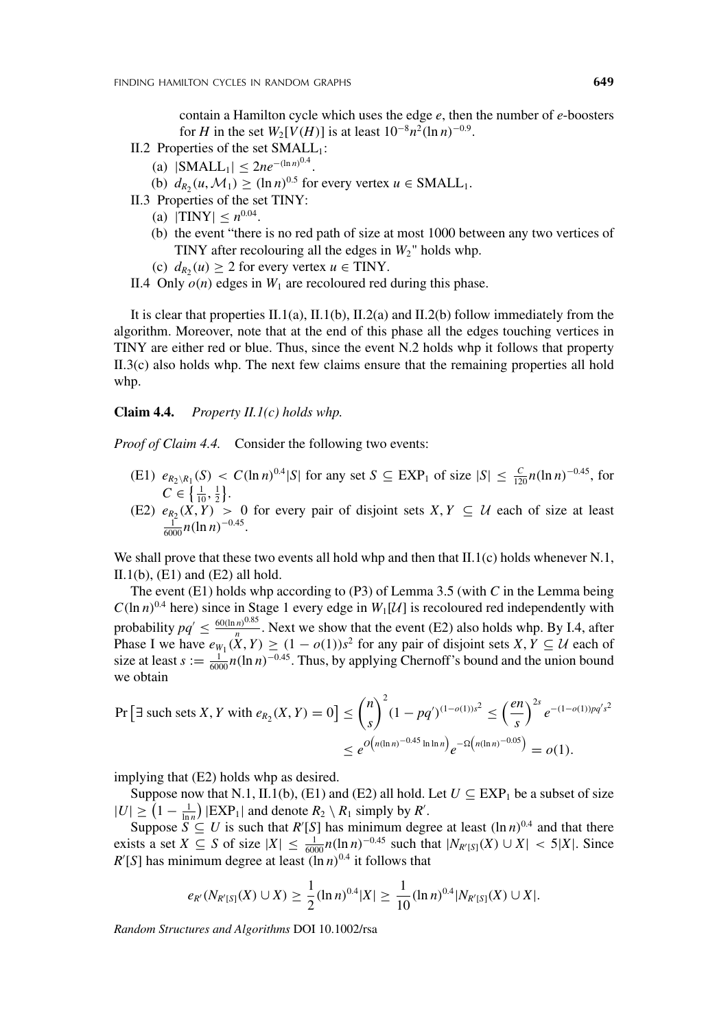contain a Hamilton cycle which uses the edge $e$, then the number of $e$-boosters for $H$ in the set $W_2[V(H)]$ is at least $10^{-8}n^2(\ln n)^{-0.9}$.

II.2 Properties of the set $\text{SMALL}_1$:

(a) $|\text{SMALL}_1| \leq 2ne^{-(\ln n)^{0.4}}$.

(b) $d_{R_2}(u, \mathcal{M}_1) \geq (\ln n)^{0.5}$ for every vertex $u \in \text{SMALL}_1$.

II.3 Properties of the set TINY:

(a) $|\text{TINY}| \leq n^{0.04}$.

(b) the event "there is no red path of size at most 1000 between any two vertices of TINY after recolouring all the edges in $W_2$" holds whp.

(c) $d_{R_2}(u) \geq 2$ for every vertex $u \in \text{TINY}$.

II.4 Only $o(n)$ edges in $W_1$ are recoloured red during this phase.

It is clear that properties II.1(a), II.1(b), II.2(a) and II.2(b) follow immediately from the algorithm. Moreover, note that at the end of this phase all the edges touching vertices in TINY are either red or blue. Thus, since the event N.2 holds whp it follows that property II.3(c) also holds whp. The next few claims ensure that the remaining properties all hold whp.

**Claim 4.4.** *Property II.1(c) holds whp.*

*Proof of Claim 4.4.* Consider the following two events:

(E1) $e_{R_2 \setminus R_1}(S) < C(\ln n)^{0.4}|S|$ for any set $S \subseteq \text{EXP}_1$ of size $|S| \leq \frac{C}{120}n(\ln n)^{-0.45}$, for $C \in \left\{\frac{1}{10}, \frac{1}{2}\right\}$.

(E2) $e_{R_2}(X, Y) > 0$ for every pair of disjoint sets $X, Y \subseteq \mathcal{U}$ each of size at least $\frac{1}{6000}n(\ln n)^{-0.45}$.

We shall prove that these two events all hold whp and then that II.1(c) holds whenever N.1, II.1(b), (E1) and (E2) all hold.

The event (E1) holds whp according to (P3) of Lemma 3.5 (with $C$ in the Lemma being $C(\ln n)^{0.4}$ here) since in Stage 1 every edge in $W_1[\mathcal{U}]$ is recoloured red independently with probability $pq' \leq \frac{60(\ln n)^{0.85}}{n}$. Next we show that the event (E2) also holds whp. By I.4, after Phase I we have $e_{W_1}(X, Y) \geq (1 - o(1))s^2$ for any pair of disjoint sets $X, Y \subseteq \mathcal{U}$ each of size at least $s := \frac{1}{6000}n(\ln n)^{-0.45}$. Thus, by applying Chernoff's bound and the union bound we obtain

$$\Pr\left[\exists \text{ such sets } X, Y \text{ with } e_{R_2}(X, Y) = 0\right] \leq \binom{n}{s}^2 (1 - pq')^{(1-o(1))s^2} \leq \left(\frac{en}{s}\right)^{2s} e^{-(1-o(1))pq's^2}$$
$$\leq e^{O\left(n(\ln n)^{-0.45}\ln\ln n\right)} e^{-\Omega\left(n(\ln n)^{-0.05}\right)} = o(1).$$

implying that (E2) holds whp as desired.

Suppose now that N.1, II.1(b), (E1) and (E2) all hold. Let $U \subseteq \text{EXP}_1$ be a subset of size $|U| \geq \left(1 - \frac{1}{\ln n}\right)|\text{EXP}_1|$ and denote $R_2 \setminus R_1$ simply by $R'$.

Suppose $S \subseteq U$ is such that $R'[S]$ has minimum degree at least $(\ln n)^{0.4}$ and that there exists a set $X \subseteq S$ of size $|X| \leq \frac{1}{6000}n(\ln n)^{-0.45}$ such that $|N_{R'[S]}(X) \cup X| < 5|X|$. Since $R'[S]$ has minimum degree at least $(\ln n)^{0.4}$ it follows that

$$e_{R'}(N_{R'[S]}(X) \cup X) \geq \frac{1}{2}(\ln n)^{0.4}|X| \geq \frac{1}{10}(\ln n)^{0.4}|N_{R'[S]}(X) \cup X|.$$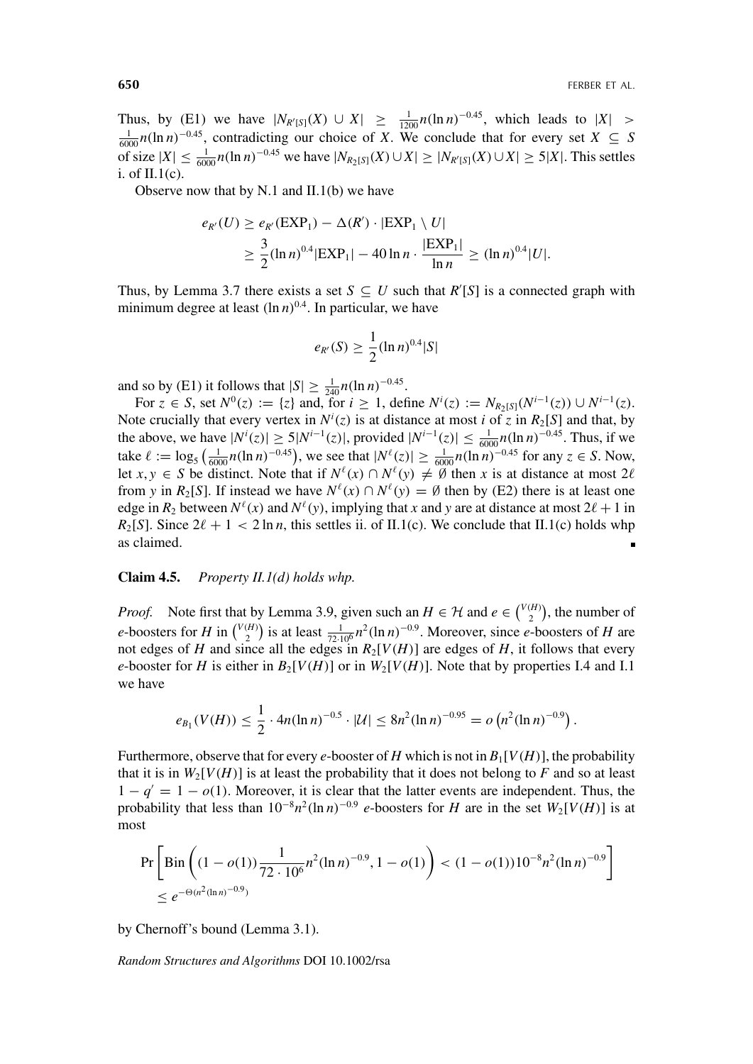Thus, by (E1) we have $|N_{R'[S]}(X) \cup X| \geq \frac{1}{1200}n(\ln n)^{-0.45}$, which leads to $|X| > \frac{1}{6000}n(\ln n)^{-0.45}$, contradicting our choice of $X$. We conclude that for every set $X \subseteq S$ of size $|X| \leq \frac{1}{6000}n(\ln n)^{-0.45}$ we have $|N_{R_2[S]}(X) \cup X| \geq |N_{R'[S]}(X) \cup X| \geq 5|X|$. This settles i. of II.1(c).

Observe now that by N.1 and II.1(b) we have

$$e_{R'}(U) \geq e_{R'}(\text{EXP}_1) - \Delta(R') \cdot |\text{EXP}_1 \setminus U|$$
$$\geq \frac{3}{2}(\ln n)^{0.4}|\text{EXP}_1| - 40 \ln n \cdot \frac{|\text{EXP}_1|}{\ln n} \geq (\ln n)^{0.4}|U|.$$

Thus, by Lemma 3.7 there exists a set $S \subseteq U$ such that $R'[S]$ is a connected graph with minimum degree at least $(\ln n)^{0.4}$. In particular, we have

$$e_{R'}(S) \geq \frac{1}{2}(\ln n)^{0.4}|S|$$

and so by (E1) it follows that $|S| \geq \frac{1}{240}n(\ln n)^{-0.45}$.

For $z \in S$, set $N^0(z) := \{z\}$ and, for $i \geq 1$, define $N^i(z) := N_{R_2[S]}(N^{i-1}(z)) \cup N^{i-1}(z)$. Note crucially that every vertex in $N^i(z)$ is at distance at most $i$ of $z$ in $R_2[S]$ and that, by the above, we have $|N^i(z)| \geq 5|N^{i-1}(z)|$, provided $|N^{i-1}(z)| \leq \frac{1}{6000}n(\ln n)^{-0.45}$. Thus, if we take $\ell := \log_5\left(\frac{1}{6000}n(\ln n)^{-0.45}\right)$, we see that $|N^\ell(z)| \geq \frac{1}{6000}n(\ln n)^{-0.45}$ for any $z \in S$. Now, let $x, y \in S$ be distinct. Note that if $N^\ell(x) \cap N^\ell(y) \neq \emptyset$ then $x$ is at distance at most $2\ell$ from $y$ in $R_2[S]$. If instead we have $N^\ell(x) \cap N^\ell(y) = \emptyset$ then by (E2) there is at least one edge in $R_2$ between $N^\ell(x)$ and $N^\ell(y)$, implying that $x$ and $y$ are at distance at most $2\ell + 1$ in $R_2[S]$. Since $2\ell + 1 < 2 \ln n$, this settles ii. of II.1(c). We conclude that II.1(c) holds whp as claimed. ∎

**Claim 4.5.** *Property II.1(d) holds whp.*

*Proof.* Note first that by Lemma 3.9, given such an $H \in \mathcal{H}$ and $e \in \binom{V(H)}{2}$, the number of $e$-boosters for $H$ in $\binom{V(H)}{2}$ is at least $\frac{1}{72 \cdot 10^6}n^2(\ln n)^{-0.9}$. Moreover, since $e$-boosters of $H$ are not edges of $H$ and since all the edges in $R_2[V(H)]$ are edges of $H$, it follows that every $e$-booster for $H$ is either in $B_2[V(H)]$ or in $W_2[V(H)]$. Note that by properties I.4 and I.1 we have

$$e_{B_1}(V(H)) \leq \frac{1}{2} \cdot 4n(\ln n)^{-0.5} \cdot |\mathcal{U}| \leq 8n^2(\ln n)^{-0.95} = o\left(n^2(\ln n)^{-0.9}\right).$$

Furthermore, observe that for every $e$-booster of $H$ which is not in $B_1[V(H)]$, the probability that it is in $W_2[V(H)]$ is at least the probability that it does not belong to $F$ and so at least $1 - q' = 1 - o(1)$. Moreover, it is clear that the latter events are independent. Thus, the probability that less than $10^{-8}n^2(\ln n)^{-0.9}$ $e$-boosters for $H$ are in the set $W_2[V(H)]$ is at most

$$\Pr\left[\text{Bin}\left((1 - o(1))\frac{1}{72 \cdot 10^6}n^2(\ln n)^{-0.9}, 1 - o(1)\right) < (1 - o(1))10^{-8}n^2(\ln n)^{-0.9}\right]$$
$$\leq e^{-\Theta(n^2(\ln n)^{-0.9})}$$

by Chernoff's bound (Lemma 3.1).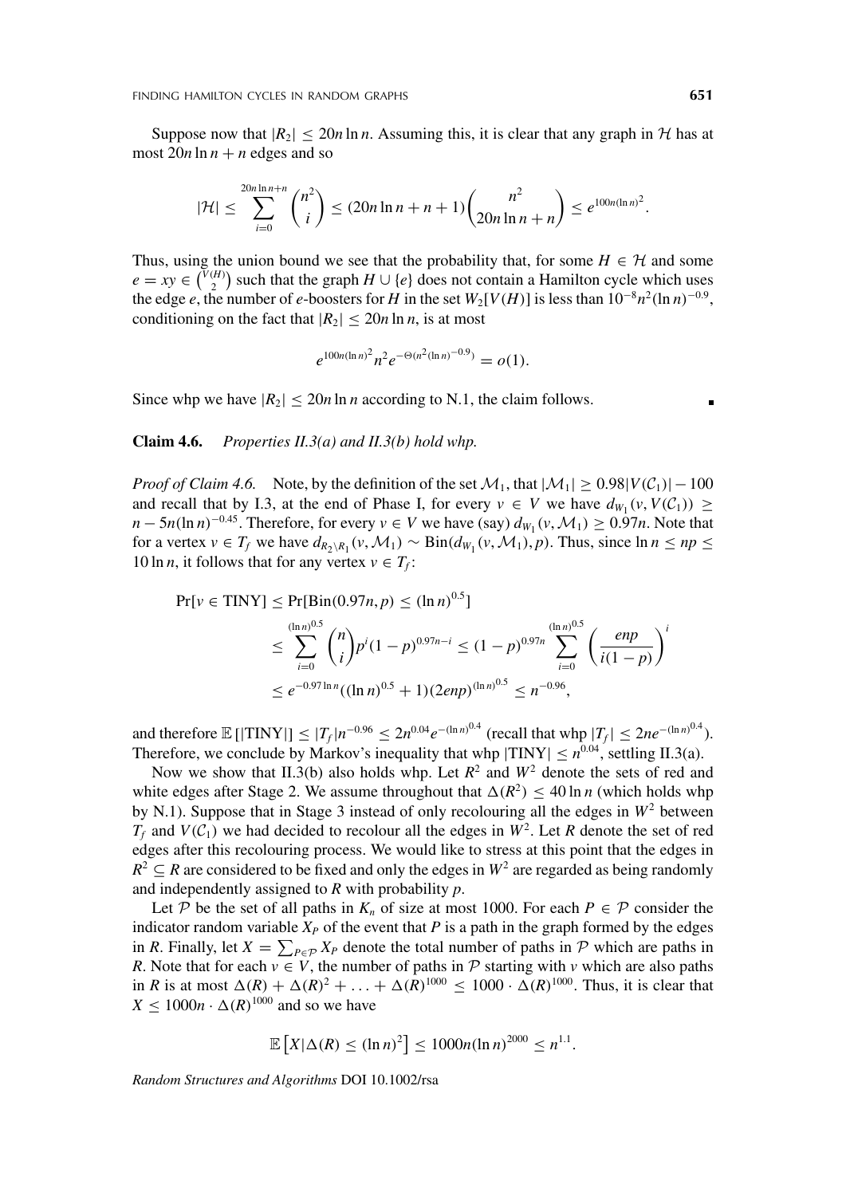Suppose now that $|R_2| \leq 20n \ln n$. Assuming this, it is clear that any graph in $\mathcal{H}$ has at most $20n \ln n + n$ edges and so

$$|\mathcal{H}| \leq \sum_{i=0}^{20n \ln n + n} \binom{n^2}{i} \leq (20n \ln n + n + 1) \binom{n^2}{20n \ln n + n} \leq e^{100n(\ln n)^2}.$$

Thus, using the union bound we see that the probability that, for some $H \in \mathcal{H}$ and some $e = xy \in \binom{V(H)}{2}$ such that the graph $H \cup \{e\}$ does not contain a Hamilton cycle which uses the edge $e$, the number of $e$-boosters for $H$ in the set $W_2[V(H)]$ is less than $10^{-8}n^2(\ln n)^{-0.9}$, conditioning on the fact that $|R_2| \leq 20n \ln n$, is at most

$$e^{100n(\ln n)^2} n^2 e^{-\Theta(n^2 (\ln n)^{-0.9})} = o(1).$$

Since whp we have $|R_2| \leq 20n \ln n$ according to N.1, the claim follows. ∎

**Claim 4.6.** *Properties II.3(a) and II.3(b) hold whp.*

*Proof of Claim 4.6.* Note, by the definition of the set $\mathcal{M}_1$, that $|\mathcal{M}_1| \geq 0.98|V(\mathcal{C}_1)| - 100$ and recall that by I.3, at the end of Phase I, for every $v \in V$ we have $d_{W_1}(v, V(\mathcal{C}_1)) \geq n - 5n(\ln n)^{-0.45}$. Therefore, for every $v \in V$ we have (say) $d_{W_1}(v, \mathcal{M}_1) \geq 0.97n$. Note that for a vertex $v \in T_f$ we have $d_{R_2 \setminus R_1}(v, \mathcal{M}_1) \sim \text{Bin}(d_{W_1}(v, \mathcal{M}_1), p)$. Thus, since $\ln n \leq np \leq 10 \ln n$, it follows that for any vertex $v \in T_f$:

$$\begin{aligned}
\Pr[v \in \text{TINY}] &\leq \Pr[\text{Bin}(0.97n, p) \leq (\ln n)^{0.5}] \\
&\leq \sum_{i=0}^{(\ln n)^{0.5}} \binom{n}{i} p^i (1-p)^{0.97n - i} \leq (1-p)^{0.97n} \sum_{i=0}^{(\ln n)^{0.5}} \left(\frac{enp}{i(1-p)}\right)^i \\
&\leq e^{-0.97 \ln n}((\ln n)^{0.5} + 1)(2enp)^{(\ln n)^{0.5}} \leq n^{-0.96},
\end{aligned}$$

and therefore $\mathbb{E}[|\text{TINY}|] \leq |T_f| n^{-0.96} \leq 2n^{0.04} e^{-(\ln n)^{0.4}}$ (recall that whp $|T_f| \leq 2ne^{-(\ln n)^{0.4}}$). Therefore, we conclude by Markov's inequality that whp $|\text{TINY}| \leq n^{0.04}$, settling II.3(a).

Now we show that II.3(b) also holds whp. Let $R^2$ and $W^2$ denote the sets of red and white edges after Stage 2. We assume throughout that $\Delta(R^2) \leq 40 \ln n$ (which holds whp by N.1). Suppose that in Stage 3 instead of only recolouring all the edges in $W^2$ between $T_f$ and $V(\mathcal{C}_1)$ we had decided to recolour all the edges in $W^2$. Let $R$ denote the set of red edges after this recolouring process. We would like to stress at this point that the edges in $R^2 \subseteq R$ are considered to be fixed and only the edges in $W^2$ are regarded as being randomly and independently assigned to $R$ with probability $p$.

Let $\mathcal{P}$ be the set of all paths in $K_n$ of size at most 1000. For each $P \in \mathcal{P}$ consider the indicator random variable $X_P$ of the event that $P$ is a path in the graph formed by the edges in $R$. Finally, let $X = \sum_{P \in \mathcal{P}} X_P$ denote the total number of paths in $\mathcal{P}$ which are paths in $R$. Note that for each $v \in V$, the number of paths in $\mathcal{P}$ starting with $v$ which are also paths in $R$ is at most $\Delta(R) + \Delta(R)^2 + \ldots + \Delta(R)^{1000} \leq 1000 \cdot \Delta(R)^{1000}$. Thus, it is clear that $X \leq 1000n \cdot \Delta(R)^{1000}$ and so we have

$$\mathbb{E}\left[X | \Delta(R) \leq (\ln n)^2\right] \leq 1000n(\ln n)^{2000} \leq n^{1.1}.$$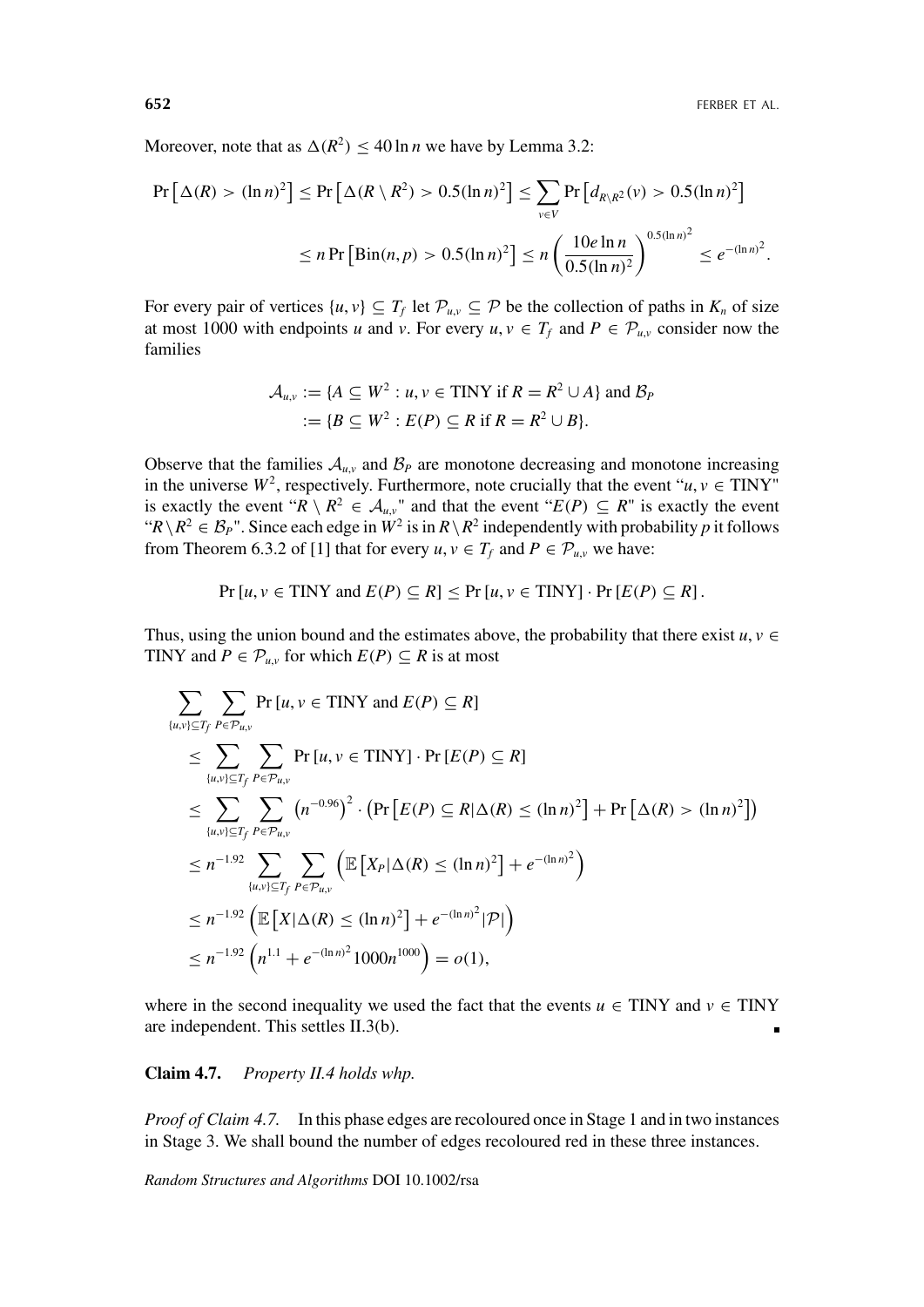Moreover, note that as $\Delta(R^2) \le 40 \ln n$ we have by Lemma 3.2:

$$\Pr\left[\Delta(R) > (\ln n)^2\right] \le \Pr\left[\Delta(R \setminus R^2) > 0.5(\ln n)^2\right] \le \sum_{v \in V} \Pr\left[d_{R \setminus R^2}(v) > 0.5(\ln n)^2\right]$$

$$\le n \Pr\left[\text{Bin}(n,p) > 0.5(\ln n)^2\right] \le n \left(\frac{10e \ln n}{0.5(\ln n)^2}\right)^{0.5(\ln n)^2} \le e^{-(\ln n)^2}.$$

For every pair of vertices $\{u, v\} \subseteq T_f$ let $\mathcal{P}_{u,v} \subseteq \mathcal{P}$ be the collection of paths in $K_n$ of size at most 1000 with endpoints $u$ and $v$. For every $u, v \in T_f$ and $P \in \mathcal{P}_{u,v}$ consider now the families

$$\mathcal{A}_{u,v} := \{A \subseteq W^2 : u, v \in \text{TINY if } R = R^2 \cup A\} \text{ and } \mathcal{B}_P := \{B \subseteq W^2 : E(P) \subseteq R \text{ if } R = R^2 \cup B\}.$$

Observe that the families $\mathcal{A}_{u,v}$ and $\mathcal{B}_P$ are monotone decreasing and monotone increasing in the universe $W^2$, respectively. Furthermore, note crucially that the event "$u, v \in \text{TINY}$" is exactly the event "$R \setminus R^2 \in \mathcal{A}_{u,v}$" and that the event "$E(P) \subseteq R$" is exactly the event "$R \setminus R^2 \in \mathcal{B}_P$". Since each edge in $W^2$ is in $R \setminus R^2$ independently with probability $p$ it follows from Theorem 6.3.2 of [1] that for every $u, v \in T_f$ and $P \in \mathcal{P}_{u,v}$ we have:

$$\Pr\left[u, v \in \text{TINY and } E(P) \subseteq R\right] \le \Pr\left[u, v \in \text{TINY}\right] \cdot \Pr\left[E(P) \subseteq R\right].$$

Thus, using the union bound and the estimates above, the probability that there exist $u, v \in$ TINY and $P \in \mathcal{P}_{u,v}$ for which $E(P) \subseteq R$ is at most

$$\begin{aligned}
&\sum_{\{u,v\} \subseteq T_f} \sum_{P \in \mathcal{P}_{u,v}} \Pr\left[u, v \in \text{TINY and } E(P) \subseteq R\right] \\
&\le \sum_{\{u,v\} \subseteq T_f} \sum_{P \in \mathcal{P}_{u,v}} \Pr\left[u, v \in \text{TINY}\right] \cdot \Pr\left[E(P) \subseteq R\right] \\
&\le \sum_{\{u,v\} \subseteq T_f} \sum_{P \in \mathcal{P}_{u,v}} \left(n^{-0.96}\right)^2 \cdot \left(\Pr\left[E(P) \subseteq R | \Delta(R) \le (\ln n)^2\right] + \Pr\left[\Delta(R) > (\ln n)^2\right]\right) \\
&\le n^{-1.92} \sum_{\{u,v\} \subseteq T_f} \sum_{P \in \mathcal{P}_{u,v}} \left(\mathbb{E}\left[X_P | \Delta(R) \le (\ln n)^2\right] + e^{-(\ln n)^2}\right) \\
&\le n^{-1.92} \left(\mathbb{E}\left[X | \Delta(R) \le (\ln n)^2\right] + e^{-(\ln n)^2} |\mathcal{P}|\right) \\
&\le n^{-1.92} \left(n^{1.1} + e^{-(\ln n)^2} 1000 n^{1000}\right) = o(1),
\end{aligned}$$

where in the second inequality we used the fact that the events $u \in$ TINY and $v \in$ TINY are independent. This settles II.3(b). ∎

**Claim 4.7.** *Property II.4 holds whp.*

*Proof of Claim 4.7.* In this phase edges are recoloured once in Stage 1 and in two instances in Stage 3. We shall bound the number of edges recoloured red in these three instances.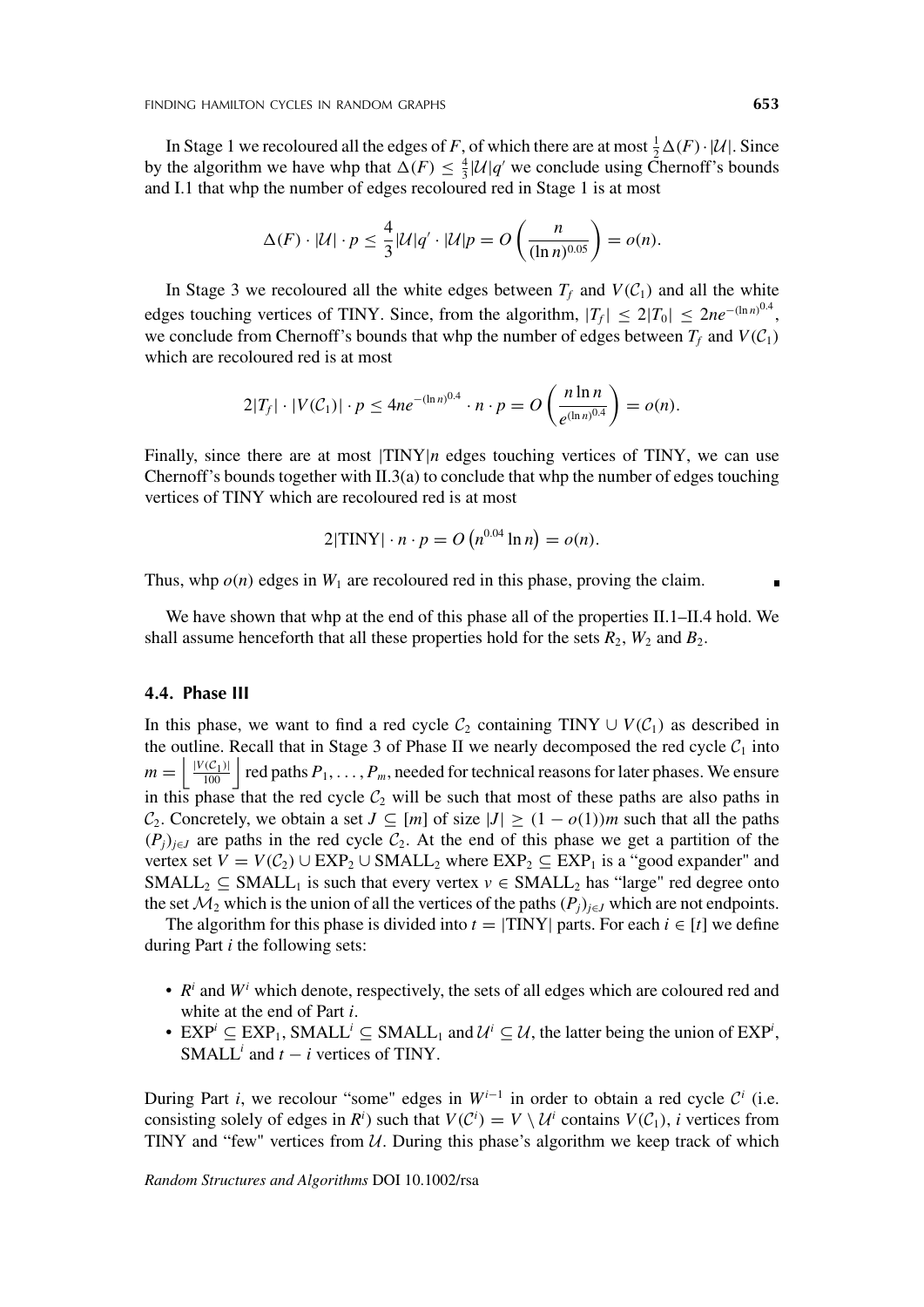In Stage 1 we recoloured all the edges of $F$, of which there are at most $\frac{1}{2}\Delta(F)\cdot|\mathcal{U}|$. Since by the algorithm we have whp that $\Delta(F) \le \frac{4}{3}|\mathcal{U}|q'$ we conclude using Chernoff's bounds and I.1 that whp the number of edges recoloured red in Stage 1 is at most

$$\Delta(F)\cdot|\mathcal{U}|\cdot p \le \frac{4}{3}|\mathcal{U}|q'\cdot|\mathcal{U}|p = O\left(\frac{n}{(\ln n)^{0.05}}\right) = o(n).$$

In Stage 3 we recoloured all the white edges between $T_f$ and $V(\mathcal{C}_1)$ and all the white edges touching vertices of TINY. Since, from the algorithm, $|T_f| \le 2|T_0| \le 2ne^{-(\ln n)^{0.4}}$, we conclude from Chernoff's bounds that whp the number of edges between $T_f$ and $V(\mathcal{C}_1)$ which are recoloured red is at most

$$2|T_f|\cdot|V(\mathcal{C}_1)|\cdot p \le 4ne^{-(\ln n)^{0.4}}\cdot n\cdot p = O\left(\frac{n\ln n}{e^{(\ln n)^{0.4}}}\right) = o(n).$$

Finally, since there are at most $|\text{TINY}|n$ edges touching vertices of TINY, we can use Chernoff's bounds together with II.3(a) to conclude that whp the number of edges touching vertices of TINY which are recoloured red is at most

$$2|\text{TINY}|\cdot n\cdot p = O\left(n^{0.04}\ln n\right) = o(n).$$

Thus, whp $o(n)$ edges in $W_1$ are recoloured red in this phase, proving the claim. ∎

We have shown that whp at the end of this phase all of the properties II.1–II.4 hold. We shall assume henceforth that all these properties hold for the sets $R_2$, $W_2$ and $B_2$.

### 4.4. Phase III

In this phase, we want to find a red cycle $\mathcal{C}_2$ containing TINY $\cup\, V(\mathcal{C}_1)$ as described in the outline. Recall that in Stage 3 of Phase II we nearly decomposed the red cycle $\mathcal{C}_1$ into $m = \left\lfloor \frac{|V(\mathcal{C}_1)|}{100} \right\rfloor$ red paths $P_1, \ldots, P_m$, needed for technical reasons for later phases. We ensure in this phase that the red cycle $\mathcal{C}_2$ will be such that most of these paths are also paths in $\mathcal{C}_2$. Concretely, we obtain a set $J \subseteq [m]$ of size $|J| \ge (1-o(1))m$ such that all the paths $(P_j)_{j\in J}$ are paths in the red cycle $\mathcal{C}_2$. At the end of this phase we get a partition of the vertex set $V = V(\mathcal{C}_2) \cup \text{EXP}_2 \cup \text{SMALL}_2$ where $\text{EXP}_2 \subseteq \text{EXP}_1$ is a "good expander" and $\text{SMALL}_2 \subseteq \text{SMALL}_1$ is such that every vertex $v \in \text{SMALL}_2$ has "large" red degree onto the set $\mathcal{M}_2$ which is the union of all the vertices of the paths $(P_j)_{j\in J}$ which are not endpoints.

The algorithm for this phase is divided into $t = |\text{TINY}|$ parts. For each $i \in [t]$ we define during Part $i$ the following sets:

- $R^i$ and $W^i$ which denote, respectively, the sets of all edges which are coloured red and white at the end of Part $i$.
- $\text{EXP}^i \subseteq \text{EXP}_1$, $\text{SMALL}^i \subseteq \text{SMALL}_1$ and $\mathcal{U}^i \subseteq \mathcal{U}$, the latter being the union of $\text{EXP}^i$, $\text{SMALL}^i$ and $t-i$ vertices of TINY.

During Part $i$, we recolour "some" edges in $W^{i-1}$ in order to obtain a red cycle $\mathcal{C}^i$ (i.e. consisting solely of edges in $R^i$) such that $V(\mathcal{C}^i) = V \setminus \mathcal{U}^i$ contains $V(\mathcal{C}_1)$, $i$ vertices from TINY and "few" vertices from $\mathcal{U}$. During this phase's algorithm we keep track of which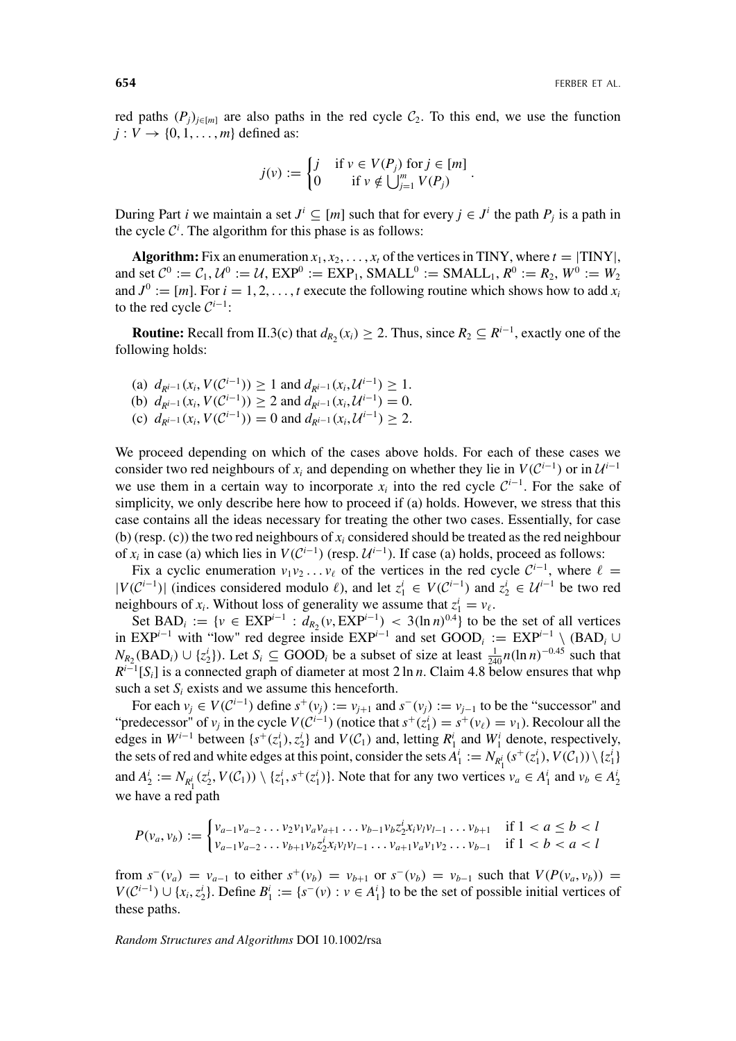red paths $(P_j)_{j\in[m]}$ are also paths in the red cycle $\mathcal{C}_2$. To this end, we use the function $j : V \to \{0, 1, \ldots, m\}$ defined as:

$$j(v) := \begin{cases} j & \text{if } v \in V(P_j) \text{ for } j \in [m] \\ 0 & \text{if } v \notin \bigcup_{j=1}^m V(P_j) \end{cases}.$$

During Part $i$ we maintain a set $J^i \subseteq [m]$ such that for every $j \in J^i$ the path $P_j$ is a path in the cycle $\mathcal{C}^i$. The algorithm for this phase is as follows:

**Algorithm:** Fix an enumeration $x_1, x_2, \ldots, x_t$ of the vertices in TINY, where $t = |\text{TINY}|$, and set $\mathcal{C}^0 := \mathcal{C}_1$, $\mathcal{U}^0 := \mathcal{U}$, $\text{EXP}^0 := \text{EXP}_1$, $\text{SMALL}^0 := \text{SMALL}_1$, $R^0 := R_2$, $W^0 := W_2$ and $J^0 := [m]$. For $i = 1, 2, \ldots, t$ execute the following routine which shows how to add $x_i$ to the red cycle $\mathcal{C}^{i-1}$:

**Routine:** Recall from II.3(c) that $d_{R_2}(x_i) \geq 2$. Thus, since $R_2 \subseteq R^{i-1}$, exactly one of the following holds:

(a) $d_{R^{i-1}}(x_i, V(\mathcal{C}^{i-1})) \geq 1$ and $d_{R^{i-1}}(x_i, \mathcal{U}^{i-1}) \geq 1$.
(b) $d_{R^{i-1}}(x_i, V(\mathcal{C}^{i-1})) \geq 2$ and $d_{R^{i-1}}(x_i, \mathcal{U}^{i-1}) = 0$.
(c) $d_{R^{i-1}}(x_i, V(\mathcal{C}^{i-1})) = 0$ and $d_{R^{i-1}}(x_i, \mathcal{U}^{i-1}) \geq 2$.

We proceed depending on which of the cases above holds. For each of these cases we consider two red neighbours of $x_i$ and depending on whether they lie in $V(\mathcal{C}^{i-1})$ or in $\mathcal{U}^{i-1}$ we use them in a certain way to incorporate $x_i$ into the red cycle $\mathcal{C}^{i-1}$. For the sake of simplicity, we only describe here how to proceed if (a) holds. However, we stress that this case contains all the ideas necessary for treating the other two cases. Essentially, for case (b) (resp. (c)) the two red neighbours of $x_i$ considered should be treated as the red neighbour of $x_i$ in case (a) which lies in $V(\mathcal{C}^{i-1})$ (resp. $\mathcal{U}^{i-1}$). If case (a) holds, proceed as follows:

Fix a cyclic enumeration $v_1 v_2 \ldots v_\ell$ of the vertices in the red cycle $\mathcal{C}^{i-1}$, where $\ell = |V(\mathcal{C}^{i-1})|$ (indices considered modulo $\ell$), and let $z_1^i \in V(\mathcal{C}^{i-1})$ and $z_2^i \in \mathcal{U}^{i-1}$ be two red neighbours of $x_i$. Without loss of generality we assume that $z_1^i = v_\ell$.

Set $\text{BAD}_i := \{v \in \text{EXP}^{i-1} : d_{R_2}(v, \text{EXP}^{i-1}) < 3(\ln n)^{0.4}\}$ to be the set of all vertices in $\text{EXP}^{i-1}$ with "low" red degree inside $\text{EXP}^{i-1}$ and set $\text{GOOD}_i := \text{EXP}^{i-1} \setminus (\text{BAD}_i \cup N_{R_2}(\text{BAD}_i) \cup \{z_2^i\})$. Let $S_i \subseteq \text{GOOD}_i$ be a subset of size at least $\frac{1}{240} n (\ln n)^{-0.45}$ such that $R^{i-1}[S_i]$ is a connected graph of diameter at most $2 \ln n$. Claim 4.8 below ensures that whp such a set $S_i$ exists and we assume this henceforth.

For each $v_j \in V(\mathcal{C}^{i-1})$ define $s^+(v_j) := v_{j+1}$ and $s^-(v_j) := v_{j-1}$ to be the "successor" and "predecessor" of $v_j$ in the cycle $V(\mathcal{C}^{i-1})$ (notice that $s^+(z_1^i) = s^+(v_\ell) = v_1$). Recolour all the edges in $W^{i-1}$ between $\{s^+(z_1^i), z_2^i\}$ and $V(\mathcal{C}_1)$ and, letting $R_1^i$ and $W_1^i$ denote, respectively, the sets of red and white edges at this point, consider the sets $A_1^i := N_{R_1^i}(s^+(z_1^i), V(\mathcal{C}_1)) \setminus \{z_1^i\}$ and $A_2^i := N_{R_1^i}(z_2^i, V(\mathcal{C}_1)) \setminus \{z_1^i, s^+(z_1^i)\}$. Note that for any two vertices $v_a \in A_1^i$ and $v_b \in A_2^i$ we have a red path

$$P(v_a, v_b) := \begin{cases} v_{a-1} v_{a-2} \ldots v_2 v_1 v_a v_{a+1} \ldots v_{b-1} v_b z_2^i x_i v_l v_{l-1} \ldots v_{b+1} & \text{if } 1 < a \leq b < l \\ v_{a-1} v_{a-2} \ldots v_{b+1} v_b z_2^i x_i v_l v_{l-1} \ldots v_{a+1} v_a v_1 v_2 \ldots v_{b-1} & \text{if } 1 < b < a < l \end{cases}$$

from $s^-(v_a) = v_{a-1}$ to either $s^+(v_b) = v_{b+1}$ or $s^-(v_b) = v_{b-1}$ such that $V(P(v_a, v_b)) = V(\mathcal{C}^{i-1}) \cup \{x_i, z_2^i\}$. Define $B_1^i := \{s^-(v) : v \in A_1^i\}$ to be the set of possible initial vertices of these paths.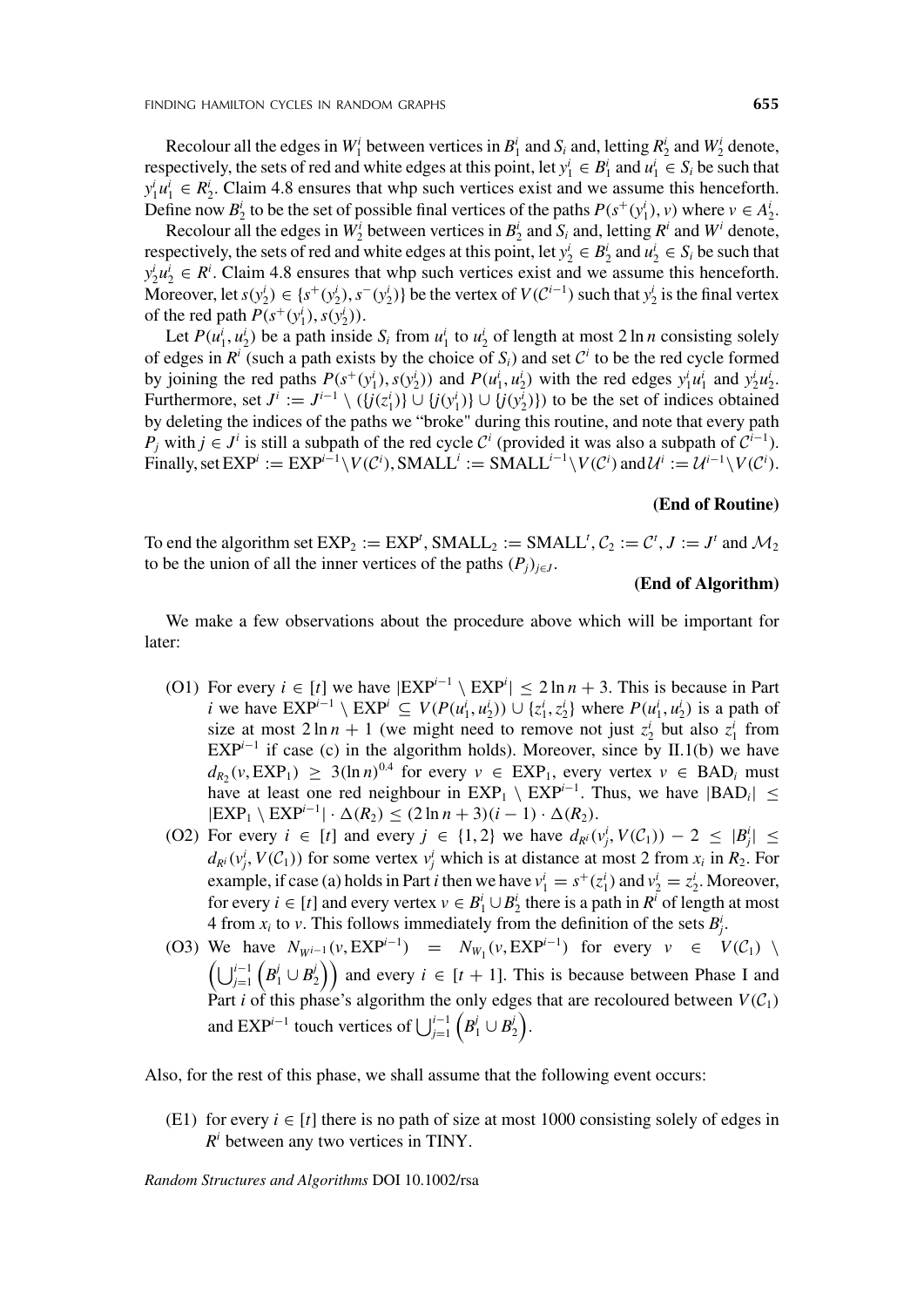Recolour all the edges in $W_1^i$ between vertices in $B_1^i$ and $S_i$ and, letting $R_2^i$ and $W_2^i$ denote, respectively, the sets of red and white edges at this point, let $y_1^i \in B_1^i$ and $u_1^i \in S_i$ be such that $y_1^i u_1^i \in R_2^i$. Claim 4.8 ensures that whp such vertices exist and we assume this henceforth. Define now $B_2^i$ to be the set of possible final vertices of the paths $P(s^+(y_1^i), v)$ where $v \in A_2^i$.

Recolour all the edges in $W_2^i$ between vertices in $B_2^i$ and $S_i$ and, letting $R^i$ and $W^i$ denote, respectively, the sets of red and white edges at this point, let $y_2^i \in B_2^i$ and $u_2^i \in S_i$ be such that $y_2^i u_2^i \in R^i$. Claim 4.8 ensures that whp such vertices exist and we assume this henceforth. Moreover, let $s(y_2^i) \in \{s^+(y_2^i), s^-(y_2^i)\}$ be the vertex of $V(\mathcal{C}^{i-1})$ such that $y_2^i$ is the final vertex of the red path $P(s^+(y_1^i), s(y_2^i))$.

Let $P(u_1^i, u_2^i)$ be a path inside $S_i$ from $u_1^i$ to $u_2^i$ of length at most $2 \ln n$ consisting solely of edges in $R^i$ (such a path exists by the choice of $S_i$) and set $\mathcal{C}^i$ to be the red cycle formed by joining the red paths $P(s^+(y_1^i), s(y_2^i))$ and $P(u_1^i, u_2^i)$ with the red edges $y_1^i u_1^i$ and $y_2^i u_2^i$. Furthermore, set $J^i := J^{i-1} \setminus (\{j(z_1^i)\} \cup \{j(y_1^i)\} \cup \{j(y_2^i)\})$ to be the set of indices obtained by deleting the indices of the paths we "broke" during this routine, and note that every path $P_j$ with $j \in J^i$ is still a subpath of the red cycle $\mathcal{C}^i$ (provided it was also a subpath of $\mathcal{C}^{i-1}$). Finally, set $\mathrm{EXP}^i := \mathrm{EXP}^{i-1} \setminus V(\mathcal{C}^i)$, $\mathrm{SMALL}^i := \mathrm{SMALL}^{i-1} \setminus V(\mathcal{C}^i)$ and $\mathcal{U}^i := \mathcal{U}^{i-1} \setminus V(\mathcal{C}^i)$.

**(End of Routine)**

To end the algorithm set $\mathrm{EXP}_2 := \mathrm{EXP}^t$, $\mathrm{SMALL}_2 := \mathrm{SMALL}^t$, $\mathcal{C}_2 := \mathcal{C}^t$, $J := J^t$ and $\mathcal{M}_2$ to be the union of all the inner vertices of the paths $(P_j)_{j \in J}$.

**(End of Algorithm)**

We make a few observations about the procedure above which will be important for later:

- (O1) For every $i \in [t]$ we have $|\mathrm{EXP}^{i-1} \setminus \mathrm{EXP}^i| \leq 2 \ln n + 3$. This is because in Part $i$ we have $\mathrm{EXP}^{i-1} \setminus \mathrm{EXP}^i \subseteq V(P(u_1^i, u_2^i)) \cup \{z_1^i, z_2^i\}$ where $P(u_1^i, u_2^i)$ is a path of size at most $2 \ln n + 1$ (we might need to remove not just $z_2^i$ but also $z_1^i$ from $\mathrm{EXP}^{i-1}$ if case (c) in the algorithm holds). Moreover, since by II.1(b) we have $d_{R_2}(v, \mathrm{EXP}_1) \geq 3(\ln n)^{0.4}$ for every $v \in \mathrm{EXP}_1$, every vertex $v \in \mathrm{BAD}_i$ must have at least one red neighbour in $\mathrm{EXP}_1 \setminus \mathrm{EXP}^{i-1}$. Thus, we have $|\mathrm{BAD}_i| \leq |\mathrm{EXP}_1 \setminus \mathrm{EXP}^{i-1}| \cdot \Delta(R_2) \leq (2 \ln n + 3)(i-1) \cdot \Delta(R_2)$.
- (O2) For every $i \in [t]$ and every $j \in \{1, 2\}$ we have $d_{R^i}(v_j^i, V(\mathcal{C}_1)) - 2 \leq |B_j^i| \leq d_{R^i}(v_j^i, V(\mathcal{C}_1))$ for some vertex $v_j^i$ which is at distance at most 2 from $x_i$ in $R_2$. For example, if case (a) holds in Part $i$ then we have $v_1^i = s^+(z_1^i)$ and $v_2^i = z_2^i$. Moreover, for every $i \in [t]$ and every vertex $v \in B_1^i \cup B_2^i$ there is a path in $R^i$ of length at most 4 from $x_i$ to $v$. This follows immediately from the definition of the sets $B_j^i$.
- (O3) We have $N_{W^{i-1}}(v, \mathrm{EXP}^{i-1}) = N_{W_1}(v, \mathrm{EXP}^{i-1})$ for every $v \in V(\mathcal{C}_1) \setminus \left(\bigcup_{j=1}^{i-1} \left(B_1^j \cup B_2^j\right)\right)$ and every $i \in [t+1]$. This is because between Phase I and Part $i$ of this phase's algorithm the only edges that are recoloured between $V(\mathcal{C}_1)$ and $\mathrm{EXP}^{i-1}$ touch vertices of $\bigcup_{j=1}^{i-1} \left(B_1^j \cup B_2^j\right)$.

Also, for the rest of this phase, we shall assume that the following event occurs:

- (E1) for every $i \in [t]$ there is no path of size at most 1000 consisting solely of edges in $R^i$ between any two vertices in TINY.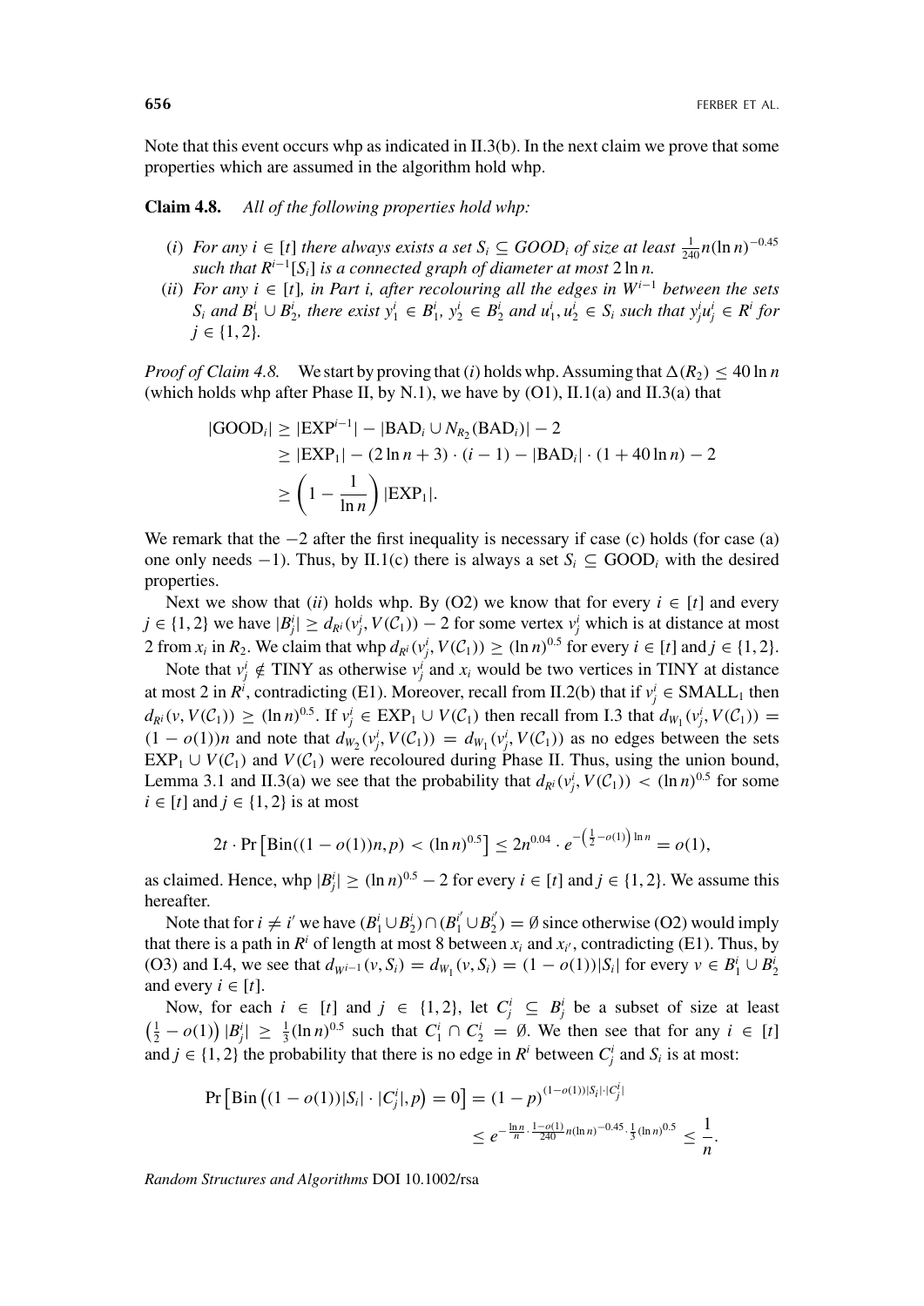Note that this event occurs whp as indicated in II.3(b). In the next claim we prove that some properties which are assumed in the algorithm hold whp.

**Claim 4.8.** *All of the following properties hold whp:*

- (*i*) *For any $i \in [t]$ there always exists a set $S_i \subseteq GOOD_i$ of size at least $\frac{1}{240}n(\ln n)^{-0.45}$ such that $R^{i-1}[S_i]$ is a connected graph of diameter at most $2\ln n$.*
- (*ii*) *For any $i \in [t]$, in Part i, after recolouring all the edges in $W^{i-1}$ between the sets $S_i$ and $B_1^i \cup B_2^i$, there exist $y_1^i \in B_1^i$, $y_2^i \in B_2^i$ and $u_1^i, u_2^i \in S_i$ such that $y_j^i u_j^i \in R^i$ for $j \in \{1, 2\}$.*

*Proof of Claim 4.8.* We start by proving that (*i*) holds whp. Assuming that $\Delta(R_2) \le 40 \ln n$ (which holds whp after Phase II, by N.1), we have by (O1), II.1(a) and II.3(a) that

$$
\begin{aligned}
|\text{GOOD}_i| &\ge |\text{EXP}^{i-1}| - |\text{BAD}_i \cup N_{R_2}(\text{BAD}_i)| - 2 \\
&\ge |\text{EXP}_1| - (2\ln n + 3)\cdot(i-1) - |\text{BAD}_i|\cdot(1 + 40\ln n) - 2 \\
&\ge \left(1 - \frac{1}{\ln n}\right)|\text{EXP}_1|.
\end{aligned}
$$

We remark that the $-2$ after the first inequality is necessary if case (c) holds (for case (a) one only needs $-1$). Thus, by II.1(c) there is always a set $S_i \subseteq \text{GOOD}_i$ with the desired properties.

Next we show that (*ii*) holds whp. By (O2) we know that for every $i \in [t]$ and every $j \in \{1, 2\}$ we have $|B_j^i| \ge d_{R^i}(v_j^i, V(\mathcal{C}_1)) - 2$ for some vertex $v_j^i$ which is at distance at most 2 from $x_i$ in $R_2$. We claim that whp $d_{R^i}(v_j^i, V(\mathcal{C}_1)) \ge (\ln n)^{0.5}$ for every $i \in [t]$ and $j \in \{1, 2\}$.

Note that $v_j^i \notin \text{TINY}$ as otherwise $v_j^i$ and $x_i$ would be two vertices in TINY at distance at most 2 in $R^i$, contradicting (E1). Moreover, recall from II.2(b) that if $v_j^i \in \text{SMALL}_1$ then $d_{R^i}(v, V(\mathcal{C}_1)) \ge (\ln n)^{0.5}$. If $v_j^i \in \text{EXP}_1 \cup V(\mathcal{C}_1)$ then recall from I.3 that $d_{W_1}(v_j^i, V(\mathcal{C}_1)) = (1 - o(1))n$ and note that $d_{W_2}(v_j^i, V(\mathcal{C}_1)) = d_{W_1}(v_j^i, V(\mathcal{C}_1))$ as no edges between the sets $\text{EXP}_1 \cup V(\mathcal{C}_1)$ and $V(\mathcal{C}_1)$ were recoloured during Phase II. Thus, using the union bound, Lemma 3.1 and II.3(a) we see that the probability that $d_{R^i}(v_j^i, V(\mathcal{C}_1)) < (\ln n)^{0.5}$ for some $i \in [t]$ and $j \in \{1, 2\}$ is at most

$$
2t \cdot \Pr\left[\text{Bin}((1 - o(1))n, p) < (\ln n)^{0.5}\right] \le 2n^{0.04} \cdot e^{-\left(\frac{1}{2} - o(1)\right)\ln n} = o(1),
$$

as claimed. Hence, whp $|B_j^i| \ge (\ln n)^{0.5} - 2$ for every $i \in [t]$ and $j \in \{1, 2\}$. We assume this hereafter.

Note that for $i \neq i'$ we have $(B_1^i \cup B_2^i) \cap (B_1^{i'} \cup B_2^{i'}) = \emptyset$ since otherwise (O2) would imply that there is a path in $R^i$ of length at most 8 between $x_i$ and $x_{i'}$, contradicting (E1). Thus, by (O3) and I.4, we see that $d_{W^{i-1}}(v, S_i) = d_{W_1}(v, S_i) = (1 - o(1))|S_i|$ for every $v \in B_1^i \cup B_2^i$ and every $i \in [t]$.

Now, for each $i \in [t]$ and $j \in \{1, 2\}$, let $C_j^i \subseteq B_j^i$ be a subset of size at least $\left(\frac{1}{2} - o(1)\right)|B_j^i| \ge \frac{1}{3}(\ln n)^{0.5}$ such that $C_1^i \cap C_2^i = \emptyset$. We then see that for any $i \in [t]$ and $j \in \{1, 2\}$ the probability that there is no edge in $R^i$ between $C_j^i$ and $S_i$ is at most:

$$
\begin{aligned}
\Pr\left[\text{Bin}\left((1 - o(1))|S_i| \cdot |C_j^i|, p\right) = 0\right] &= (1 - p)^{(1 - o(1))|S_i|\cdot|C_j^i|} \\
&\le e^{-\frac{\ln n}{n}\cdot\frac{1 - o(1)}{240}n(\ln n)^{-0.45}\cdot\frac{1}{3}(\ln n)^{0.5}} \le \frac{1}{n}.
\end{aligned}
$$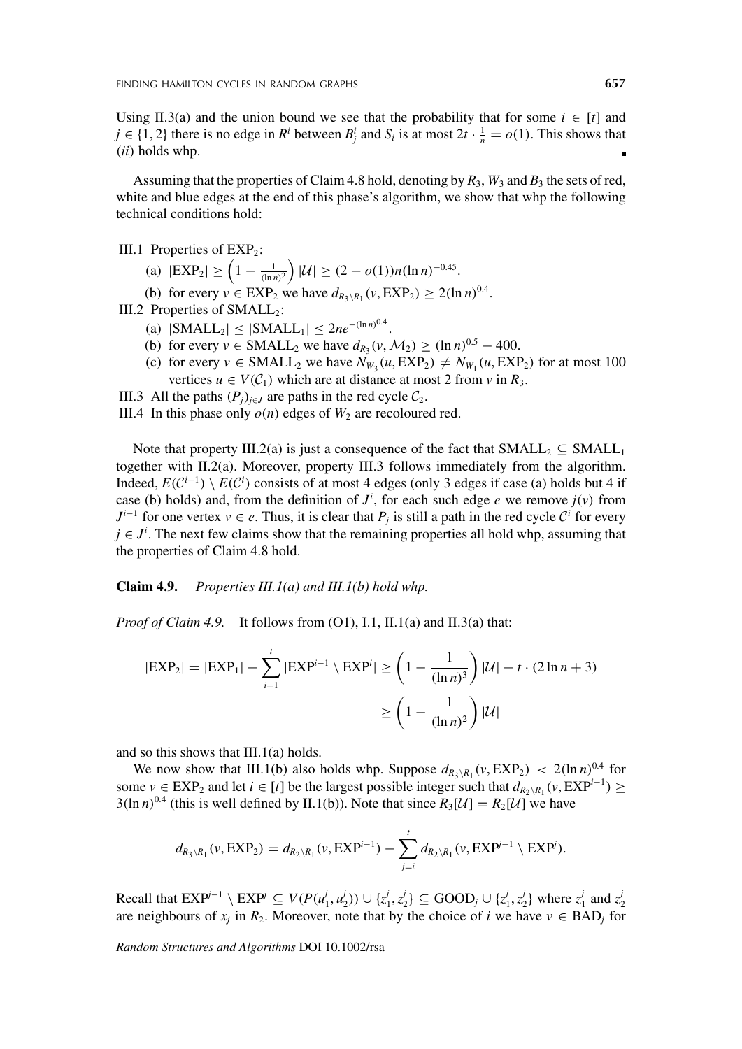Using II.3(a) and the union bound we see that the probability that for some $i \in [t]$ and $j \in \{1,2\}$ there is no edge in $R^i$ between $B^i_j$ and $S_i$ is at most $2t \cdot \frac{1}{n} = o(1)$. This shows that $(ii)$ holds whp. ∎

Assuming that the properties of Claim 4.8 hold, denoting by $R_3$, $W_3$ and $B_3$ the sets of red, white and blue edges at the end of this phase's algorithm, we show that whp the following technical conditions hold:

- III.1 Properties of $\mathrm{EXP}_2$:
  - (a) $|\mathrm{EXP}_2| \geq \left(1 - \frac{1}{(\ln n)^2}\right)|\mathcal{U}| \geq (2 - o(1))n(\ln n)^{-0.45}$.
  - (b) for every $v \in \mathrm{EXP}_2$ we have $d_{R_3 \setminus R_1}(v, \mathrm{EXP}_2) \geq 2(\ln n)^{0.4}$.
- III.2 Properties of $\mathrm{SMALL}_2$:
  - (a) $|\mathrm{SMALL}_2| \leq |\mathrm{SMALL}_1| \leq 2ne^{-(\ln n)^{0.4}}$.
  - (b) for every $v \in \mathrm{SMALL}_2$ we have $d_{R_3}(v, \mathcal{M}_2) \geq (\ln n)^{0.5} - 400$.
  - (c) for every $v \in \mathrm{SMALL}_2$ we have $N_{W_3}(u, \mathrm{EXP}_2) \neq N_{W_1}(u, \mathrm{EXP}_2)$ for at most 100 vertices $u \in V(\mathcal{C}_1)$ which are at distance at most 2 from $v$ in $R_3$.
- III.3 All the paths $(P_j)_{j \in J}$ are paths in the red cycle $\mathcal{C}_2$.
- III.4 In this phase only $o(n)$ edges of $W_2$ are recoloured red.

Note that property III.2(a) is just a consequence of the fact that $\mathrm{SMALL}_2 \subseteq \mathrm{SMALL}_1$ together with II.2(a). Moreover, property III.3 follows immediately from the algorithm. Indeed, $E(\mathcal{C}^{i-1}) \setminus E(\mathcal{C}^i)$ consists of at most 4 edges (only 3 edges if case (a) holds but 4 if case (b) holds) and, from the definition of $J^i$, for each such edge $e$ we remove $j(v)$ from $J^{i-1}$ for one vertex $v \in e$. Thus, it is clear that $P_j$ is still a path in the red cycle $\mathcal{C}^i$ for every $j \in J^i$. The next few claims show that the remaining properties all hold whp, assuming that the properties of Claim 4.8 hold.

**Claim 4.9.** *Properties III.1(a) and III.1(b) hold whp.*

*Proof of Claim 4.9.* It follows from (O1), I.1, II.1(a) and II.3(a) that:

$$|\mathrm{EXP}_2| = |\mathrm{EXP}_1| - \sum_{i=1}^{t} |\mathrm{EXP}^{i-1} \setminus \mathrm{EXP}^i| \geq \left(1 - \frac{1}{(\ln n)^3}\right)|\mathcal{U}| - t \cdot (2\ln n + 3)$$
$$\geq \left(1 - \frac{1}{(\ln n)^2}\right)|\mathcal{U}|$$

and so this shows that III.1(a) holds.

We now show that III.1(b) also holds whp. Suppose $d_{R_3 \setminus R_1}(v, \mathrm{EXP}_2) < 2(\ln n)^{0.4}$ for some $v \in \mathrm{EXP}_2$ and let $i \in [t]$ be the largest possible integer such that $d_{R_2 \setminus R_1}(v, \mathrm{EXP}^{i-1}) \geq 3(\ln n)^{0.4}$ (this is well defined by II.1(b)). Note that since $R_3[\mathcal{U}] = R_2[\mathcal{U}]$ we have

$$d_{R_3 \setminus R_1}(v, \mathrm{EXP}_2) = d_{R_2 \setminus R_1}(v, \mathrm{EXP}^{i-1}) - \sum_{j=i}^{t} d_{R_2 \setminus R_1}(v, \mathrm{EXP}^{j-1} \setminus \mathrm{EXP}^j).$$

Recall that $\mathrm{EXP}^{j-1} \setminus \mathrm{EXP}^j \subseteq V(P(u^j_1, u^j_2)) \cup \{z^j_1, z^j_2\} \subseteq \mathrm{GOOD}_j \cup \{z^j_1, z^j_2\}$ where $z^j_1$ and $z^j_2$ are neighbours of $x_j$ in $R_2$. Moreover, note that by the choice of $i$ we have $v \in \mathrm{BAD}_j$ for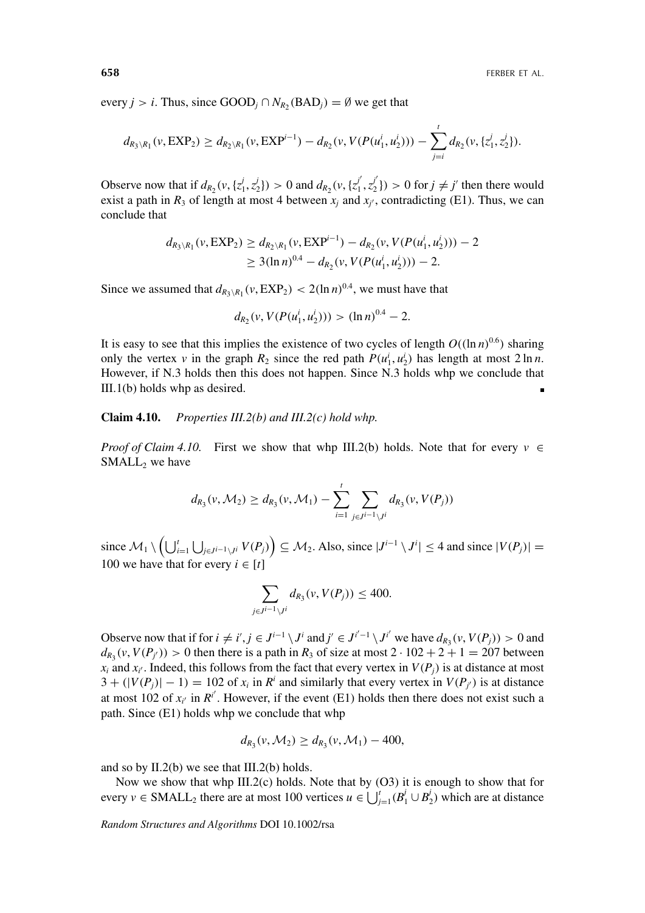every $j > i$. Thus, since $\text{GOOD}_j \cap N_{R_2}(\text{BAD}_j) = \emptyset$ we get that

$$d_{R_3 \setminus R_1}(v, \text{EXP}_2) \geq d_{R_2 \setminus R_1}(v, \text{EXP}^{i-1}) - d_{R_2}(v, V(P(u_1^i, u_2^i))) - \sum_{j=i}^{t} d_{R_2}(v, \{z_1^j, z_2^j\}).$$

Observe now that if $d_{R_2}(v, \{z_1^j, z_2^j\}) > 0$ and $d_{R_2}(v, \{z_1^{j'}, z_2^{j'}\}) > 0$ for $j \neq j'$ then there would exist a path in $R_3$ of length at most 4 between $x_j$ and $x_{j'}$, contradicting (E1). Thus, we can conclude that

$$\begin{aligned} d_{R_3 \setminus R_1}(v, \text{EXP}_2) &\geq d_{R_2 \setminus R_1}(v, \text{EXP}^{i-1}) - d_{R_2}(v, V(P(u_1^i, u_2^i))) - 2 \\ &\geq 3(\ln n)^{0.4} - d_{R_2}(v, V(P(u_1^i, u_2^i))) - 2. \end{aligned}$$

Since we assumed that $d_{R_3 \setminus R_1}(v, \text{EXP}_2) < 2(\ln n)^{0.4}$, we must have that

$$d_{R_2}(v, V(P(u_1^i, u_2^i))) > (\ln n)^{0.4} - 2.$$

It is easy to see that this implies the existence of two cycles of length $O((\ln n)^{0.6})$ sharing only the vertex $v$ in the graph $R_2$ since the red path $P(u_1^i, u_2^i)$ has length at most $2 \ln n$. However, if N.3 holds then this does not happen. Since N.3 holds whp we conclude that III.1(b) holds whp as desired. ∎

**Claim 4.10.** *Properties III.2(b) and III.2(c) hold whp.*

*Proof of Claim 4.10.* First we show that whp III.2(b) holds. Note that for every $v \in \text{SMALL}_2$ we have

$$d_{R_3}(v, \mathcal{M}_2) \geq d_{R_3}(v, \mathcal{M}_1) - \sum_{i=1}^{t} \sum_{j \in J^{i-1} \setminus J^i} d_{R_3}(v, V(P_j))$$

since $\mathcal{M}_1 \setminus \left( \bigcup_{i=1}^{t} \bigcup_{j \in J^{i-1} \setminus J^i} V(P_j) \right) \subseteq \mathcal{M}_2$. Also, since $|J^{i-1} \setminus J^i| \leq 4$ and since $|V(P_j)| = 100$ we have that for every $i \in [t]$

$$\sum_{j \in J^{i-1} \setminus J^i} d_{R_3}(v, V(P_j)) \leq 400.$$

Observe now that if for $i \neq i'$, $j \in J^{i-1} \setminus J^i$ and $j' \in J^{i'-1} \setminus J^{i'}$ we have $d_{R_3}(v, V(P_j)) > 0$ and $d_{R_3}(v, V(P_{j'})) > 0$ then there is a path in $R_3$ of size at most $2 \cdot 102 + 2 + 1 = 207$ between $x_i$ and $x_{i'}$. Indeed, this follows from the fact that every vertex in $V(P_j)$ is at distance at most $3 + (|V(P_j)| - 1) = 102$ of $x_i$ in $R^i$ and similarly that every vertex in $V(P_{j'})$ is at distance at most 102 of $x_{i'}$ in $R^{i'}$. However, if the event (E1) holds then there does not exist such a path. Since (E1) holds whp we conclude that whp

$$d_{R_3}(v, \mathcal{M}_2) \geq d_{R_3}(v, \mathcal{M}_1) - 400,$$

and so by II.2(b) we see that III.2(b) holds.

Now we show that whp III.2(c) holds. Note that by (O3) it is enough to show that for every $v \in \text{SMALL}_2$ there are at most 100 vertices $u \in \bigcup_{j=1}^{t} (B_1^j \cup B_2^j)$ which are at distance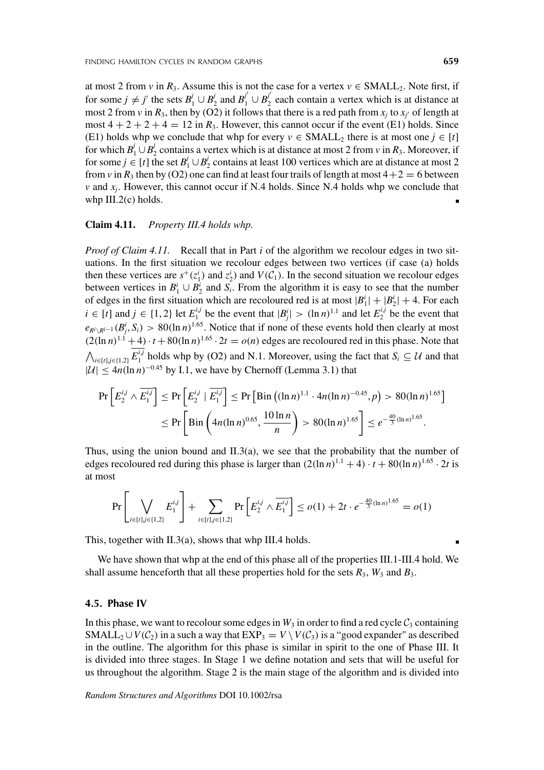at most 2 from $v$ in $R_3$. Assume this is not the case for a vertex $v \in \text{SMALL}_2$. Note first, if for some $j \neq j'$ the sets $B_1^j \cup B_2^j$ and $B_1^{j'} \cup B_2^{j'}$ each contain a vertex which is at distance at most 2 from $v$ in $R_3$, then by (O2) it follows that there is a red path from $x_j$ to $x_{j'}$ of length at most $4+2+2+4=12$ in $R_3$. However, this cannot occur if the event (E1) holds. Since (E1) holds whp we conclude that whp for every $v \in \text{SMALL}_2$ there is at most one $j \in [t]$ for which $B_1^j \cup B_2^j$ contains a vertex which is at distance at most 2 from $v$ in $R_3$. Moreover, if for some $j \in [t]$ the set $B_1^j \cup B_2^j$ contains at least 100 vertices which are at distance at most 2 from $v$ in $R_3$ then by (O2) one can find at least four trails of length at most $4+2=6$ between $v$ and $x_j$. However, this cannot occur if N.4 holds. Since N.4 holds whp we conclude that whp III.2(c) holds. ∎

**Claim 4.11.** *Property III.4 holds whp.*

*Proof of Claim 4.11.* Recall that in Part $i$ of the algorithm we recolour edges in two situations. In the first situation we recolour edges between two vertices (if case (a) holds then these vertices are $s^+(z_1^i)$ and $z_2^i$) and $V(\mathcal{C}_1)$. In the second situation we recolour edges between vertices in $B_1^i \cup B_2^i$ and $S_i$. From the algorithm it is easy to see that the number of edges in the first situation which are recoloured red is at most $|B_1^i| + |B_2^i| + 4$. For each $i \in [t]$ and $j \in \{1,2\}$ let $E_1^{i,j}$ be the event that $|B_j^i| > (\ln n)^{1.1}$ and let $E_2^{i,j}$ be the event that $e_{R^i \setminus R^{i-1}}(B_j^i, S_i) > 80(\ln n)^{1.65}$. Notice that if none of these events hold then clearly at most $(2(\ln n)^{1.1}+4)\cdot t + 80(\ln n)^{1.65}\cdot 2t = o(n)$ edges are recoloured red in this phase. Note that $\bigwedge_{i\in[t],j\in\{1,2\}} \overline{E_1^{i,j}}$ holds whp by (O2) and N.1. Moreover, using the fact that $S_i \subseteq \mathcal{U}$ and that $|\mathcal{U}| \le 4n(\ln n)^{-0.45}$ by I.1, we have by Chernoff (Lemma 3.1) that

$$
\begin{aligned}
\Pr\left[E_2^{i,j} \wedge \overline{E_1^{i,j}}\right] &\le \Pr\left[E_2^{i,j} \mid \overline{E_1^{i,j}}\right] \le \Pr\left[\text{Bin}\left((\ln n)^{1.1}\cdot 4n(\ln n)^{-0.45}, p\right) > 80(\ln n)^{1.65}\right] \\
&\le \Pr\left[\text{Bin}\left(4n(\ln n)^{0.65}, \frac{10\ln n}{n}\right) > 80(\ln n)^{1.65}\right] \le e^{-\frac{40}{3}(\ln n)^{1.65}}.
\end{aligned}
$$

Thus, using the union bound and II.3(a), we see that the probability that the number of edges recoloured red during this phase is larger than $(2(\ln n)^{1.1}+4)\cdot t + 80(\ln n)^{1.65}\cdot 2t$ is at most

$$
\Pr\left[\bigvee_{i\in[t],j\in\{1,2\}} E_1^{i,j}\right] + \sum_{i\in[t],j\in\{1,2\}} \Pr\left[E_2^{i,j} \wedge \overline{E_1^{i,j}}\right] \le o(1) + 2t\cdot e^{-\frac{40}{3}(\ln n)^{1.65}} = o(1)
$$

This, together with II.3(a), shows that whp III.4 holds. ∎

We have shown that whp at the end of this phase all of the properties III.1-III.4 hold. We shall assume henceforth that all these properties hold for the sets $R_3$, $W_3$ and $B_3$.

### 4.5. Phase IV

In this phase, we want to recolour some edges in $W_3$ in order to find a red cycle $\mathcal{C}_3$ containing $\text{SMALL}_2 \cup V(\mathcal{C}_2)$ in a such a way that $\text{EXP}_3 = V \setminus V(\mathcal{C}_3)$ is a "good expander" as described in the outline. The algorithm for this phase is similar in spirit to the one of Phase III. It is divided into three stages. In Stage 1 we define notation and sets that will be useful for us throughout the algorithm. Stage 2 is the main stage of the algorithm and is divided into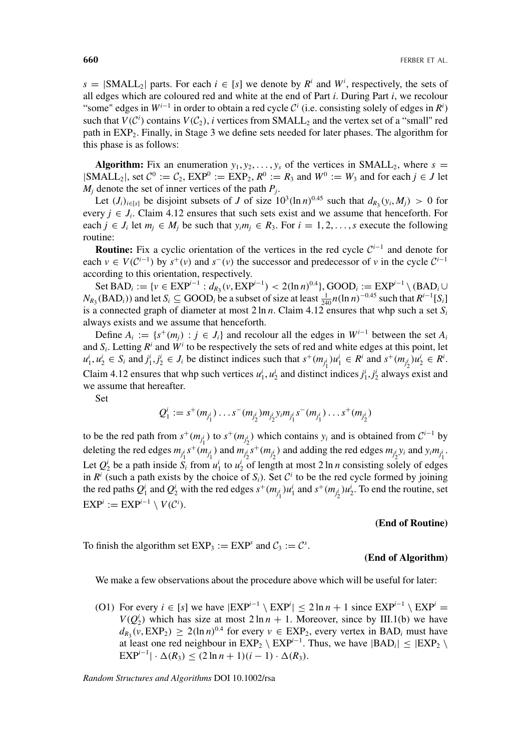$s = |\text{SMALL}_2|$ parts. For each $i \in [s]$ we denote by $R^i$ and $W^i$, respectively, the sets of all edges which are coloured red and white at the end of Part $i$. During Part $i$, we recolour "some" edges in $W^{i-1}$ in order to obtain a red cycle $\mathcal{C}^i$ (i.e. consisting solely of edges in $R^i$) such that $V(\mathcal{C}^i)$ contains $V(\mathcal{C}_2)$, $i$ vertices from $\text{SMALL}_2$ and the vertex set of a "small" red path in $\text{EXP}_2$. Finally, in Stage 3 we define sets needed for later phases. The algorithm for this phase is as follows:

**Algorithm:** Fix an enumeration $y_1, y_2, \ldots, y_s$ of the vertices in $\text{SMALL}_2$, where $s = |\text{SMALL}_2|$, set $\mathcal{C}^0 := \mathcal{C}_2$, $\text{EXP}^0 := \text{EXP}_2$, $R^0 := R_3$ and $W^0 := W_3$ and for each $j \in J$ let $M_j$ denote the set of inner vertices of the path $P_j$.

Let $(J_i)_{i \in [s]}$ be disjoint subsets of $J$ of size $10^3(\ln n)^{0.45}$ such that $d_{R_3}(y_i, M_j) > 0$ for every $j \in J_i$. Claim 4.12 ensures that such sets exist and we assume that henceforth. For each $j \in J_i$ let $m_j \in M_j$ be such that $y_i m_j \in R_3$. For $i = 1, 2, \ldots, s$ execute the following routine:

**Routine:** Fix a cyclic orientation of the vertices in the red cycle $\mathcal{C}^{i-1}$ and denote for each $v \in V(\mathcal{C}^{i-1})$ by $s^+(v)$ and $s^-(v)$ the successor and predecessor of $v$ in the cycle $\mathcal{C}^{i-1}$ according to this orientation, respectively.

Set $\text{BAD}_i := \{v \in \text{EXP}^{i-1} : d_{R_3}(v, \text{EXP}^{i-1}) < 2(\ln n)^{0.4}\}$, $\text{GOOD}_i := \text{EXP}^{i-1} \setminus (\text{BAD}_i \cup N_{R_3}(\text{BAD}_i))$ and let $S_i \subseteq \text{GOOD}_i$ be a subset of size at least $\frac{1}{240} n (\ln n)^{-0.45}$ such that $R^{i-1}[S_i]$ is a connected graph of diameter at most $2 \ln n$. Claim 4.12 ensures that whp such a set $S_i$ always exists and we assume that henceforth.

Define $A_i := \{s^+(m_j) : j \in J_i\}$ and recolour all the edges in $W^{i-1}$ between the set $A_i$ and $S_i$. Letting $R^i$ and $W^i$ to be respectively the sets of red and white edges at this point, let $u_1^i, u_2^i \in S_i$ and $j_1^i, j_2^i \in J_i$ be distinct indices such that $s^+(m_{j_1^i}) u_1^i \in R^i$ and $s^+(m_{j_2^i}) u_2^i \in R^i$. Claim 4.12 ensures that whp such vertices $u_1^i, u_2^i$ and distinct indices $j_1^i, j_2^i$ always exist and we assume that hereafter.

Set

$$Q_1^i := s^+(m_{j_1^i}) \ldots s^-(m_{j_2^i}) m_{j_2^i} y_i m_{j_1^i} s^-(m_{j_1^i}) \ldots s^+(m_{j_2^i})$$

to be the red path from $s^+(m_{j_1^i})$ to $s^+(m_{j_2^i})$ which contains $y_i$ and is obtained from $\mathcal{C}^{i-1}$ by deleting the red edges $m_{j_1^i} s^+(m_{j_1^i})$ and $m_{j_2^i} s^+(m_{j_2^i})$ and adding the red edges $m_{j_2^i} y_i$ and $y_i m_{j_1^i}$. Let $Q_2^i$ be a path inside $S_i$ from $u_1^i$ to $u_2^i$ of length at most $2 \ln n$ consisting solely of edges in $R^i$ (such a path exists by the choice of $S_i$). Set $\mathcal{C}^i$ to be the red cycle formed by joining the red paths $Q_1^i$ and $Q_2^i$ with the red edges $s^+(m_{j_1^i}) u_1^i$ and $s^+(m_{j_2^i}) u_2^i$. To end the routine, set $\text{EXP}^i := \text{EXP}^{i-1} \setminus V(\mathcal{C}^i)$.

**(End of Routine)**

To finish the algorithm set $\text{EXP}_3 := \text{EXP}^s$ and $\mathcal{C}_3 := \mathcal{C}^s$.

**(End of Algorithm)**

We make a few observations about the procedure above which will be useful for later:

(O1) For every $i \in [s]$ we have $|\text{EXP}^{i-1} \setminus \text{EXP}^i| \leq 2 \ln n + 1$ since $\text{EXP}^{i-1} \setminus \text{EXP}^i = V(Q_2^i)$ which has size at most $2 \ln n + 1$. Moreover, since by III.1(b) we have $d_{R_3}(v, \text{EXP}_2) \geq 2(\ln n)^{0.4}$ for every $v \in \text{EXP}_2$, every vertex in $\text{BAD}_i$ must have at least one red neighbour in $\text{EXP}_2 \setminus \text{EXP}^{i-1}$. Thus, we have $|\text{BAD}_i| \leq |\text{EXP}_2 \setminus \text{EXP}^{i-1}| \cdot \Delta(R_3) \leq (2 \ln n + 1)(i - 1) \cdot \Delta(R_3)$.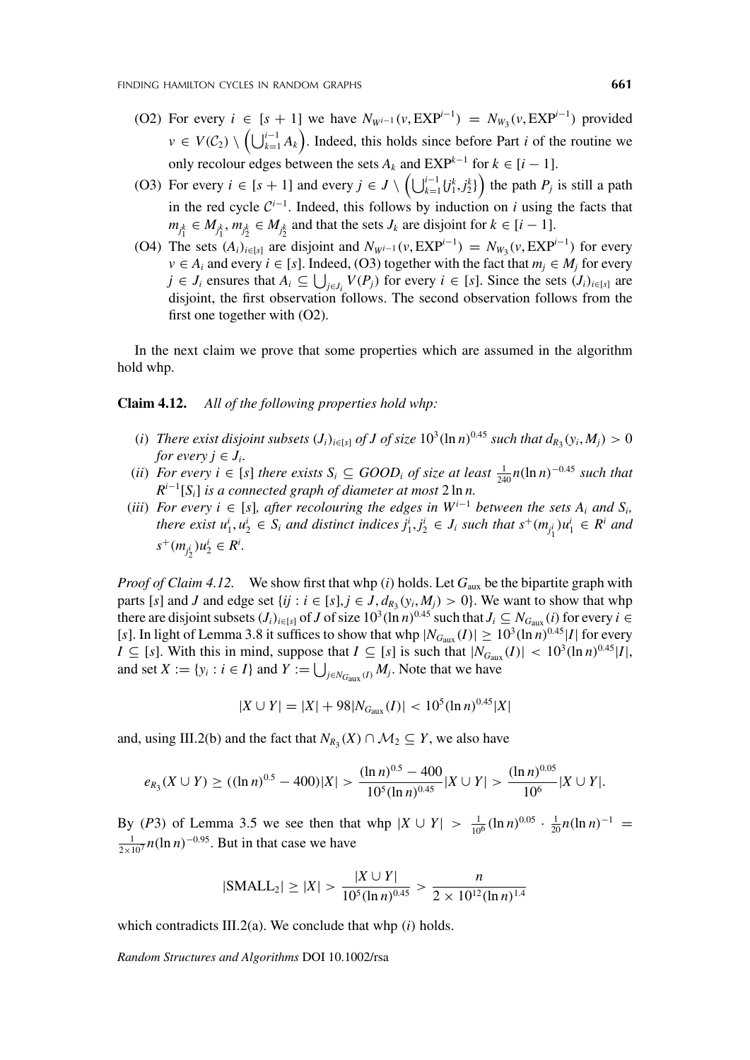(O2) For every $i \in [s+1]$ we have $N_{W^{i-1}}(v, \mathrm{EXP}^{i-1}) = N_{W_3}(v, \mathrm{EXP}^{i-1})$ provided $v \in V(\mathcal{C}_2) \setminus \left(\bigcup_{k=1}^{i-1} A_k\right)$. Indeed, this holds since before Part $i$ of the routine we only recolour edges between the sets $A_k$ and $\mathrm{EXP}^{k-1}$ for $k \in [i-1]$.

(O3) For every $i \in [s+1]$ and every $j \in J \setminus \left(\bigcup_{k=1}^{i-1}\{j_1^k, j_2^k\}\right)$ the path $P_j$ is still a path in the red cycle $\mathcal{C}^{i-1}$. Indeed, this follows by induction on $i$ using the facts that $m_{j_1^k} \in M_{j_1^k}$, $m_{j_2^k} \in M_{j_2^k}$ and that the sets $J_k$ are disjoint for $k \in [i-1]$.

(O4) The sets $(A_i)_{i \in [s]}$ are disjoint and $N_{W^{i-1}}(v, \mathrm{EXP}^{i-1}) = N_{W_3}(v, \mathrm{EXP}^{i-1})$ for every $v \in A_i$ and every $i \in [s]$. Indeed, (O3) together with the fact that $m_j \in M_j$ for every $j \in J_i$ ensures that $A_i \subseteq \bigcup_{j \in J_i} V(P_j)$ for every $i \in [s]$. Since the sets $(J_i)_{i \in [s]}$ are disjoint, the first observation follows. The second observation follows from the first one together with (O2).

In the next claim we prove that some properties which are assumed in the algorithm hold whp.

**Claim 4.12.** *All of the following properties hold whp:*

(*i*) *There exist disjoint subsets $(J_i)_{i \in [s]}$ of $J$ of size $10^3(\ln n)^{0.45}$ such that $d_{R_3}(y_i, M_j) > 0$ for every $j \in J_i$.*

(*ii*) *For every $i \in [s]$ there exists $S_i \subseteq GOOD_i$ of size at least $\frac{1}{240}n(\ln n)^{-0.45}$ such that $R^{i-1}[S_i]$ is a connected graph of diameter at most $2\ln n$.*

(*iii*) *For every $i \in [s]$, after recolouring the edges in $W^{i-1}$ between the sets $A_i$ and $S_i$, there exist $u_1^i, u_2^i \in S_i$ and distinct indices $j_1^i, j_2^i \in J_i$ such that $s^+(m_{j_1^i})u_1^i \in R^i$ and $s^+(m_{j_2^i})u_2^i \in R^i$.*

*Proof of Claim 4.12.* We show first that whp (*i*) holds. Let $G_{\text{aux}}$ be the bipartite graph with parts $[s]$ and $J$ and edge set $\{ij : i \in [s], j \in J, d_{R_3}(y_i, M_j) > 0\}$. We want to show that whp there are disjoint subsets $(J_i)_{i \in [s]}$ of $J$ of size $10^3(\ln n)^{0.45}$ such that $J_i \subseteq N_{G_{\text{aux}}}(i)$ for every $i \in [s]$. In light of Lemma 3.8 it suffices to show that whp $|N_{G_{\text{aux}}}(I)| \geq 10^3(\ln n)^{0.45}|I|$ for every $I \subseteq [s]$. With this in mind, suppose that $I \subseteq [s]$ is such that $|N_{G_{\text{aux}}}(I)| < 10^3(\ln n)^{0.45}|I|$, and set $X := \{y_i : i \in I\}$ and $Y := \bigcup_{j \in N_{G_{\text{aux}}}(I)} M_j$. Note that we have

$$|X \cup Y| = |X| + 98|N_{G_{\text{aux}}}(I)| < 10^5(\ln n)^{0.45}|X|$$

and, using III.2(b) and the fact that $N_{R_3}(X) \cap \mathcal{M}_2 \subseteq Y$, we also have

$$e_{R_3}(X \cup Y) \geq ((\ln n)^{0.5} - 400)|X| > \frac{(\ln n)^{0.5} - 400}{10^5(\ln n)^{0.45}}|X \cup Y| > \frac{(\ln n)^{0.05}}{10^6}|X \cup Y|.$$

By (*P*3) of Lemma 3.5 we see then that whp $|X \cup Y| > \frac{1}{10^6}(\ln n)^{0.05} \cdot \frac{1}{20}n(\ln n)^{-1} = \frac{1}{2 \times 10^7}n(\ln n)^{-0.95}$. But in that case we have

$$|\mathrm{SMALL}_2| \geq |X| > \frac{|X \cup Y|}{10^5(\ln n)^{0.45}} > \frac{n}{2 \times 10^{12}(\ln n)^{1.4}}$$

which contradicts III.2(a). We conclude that whp (*i*) holds.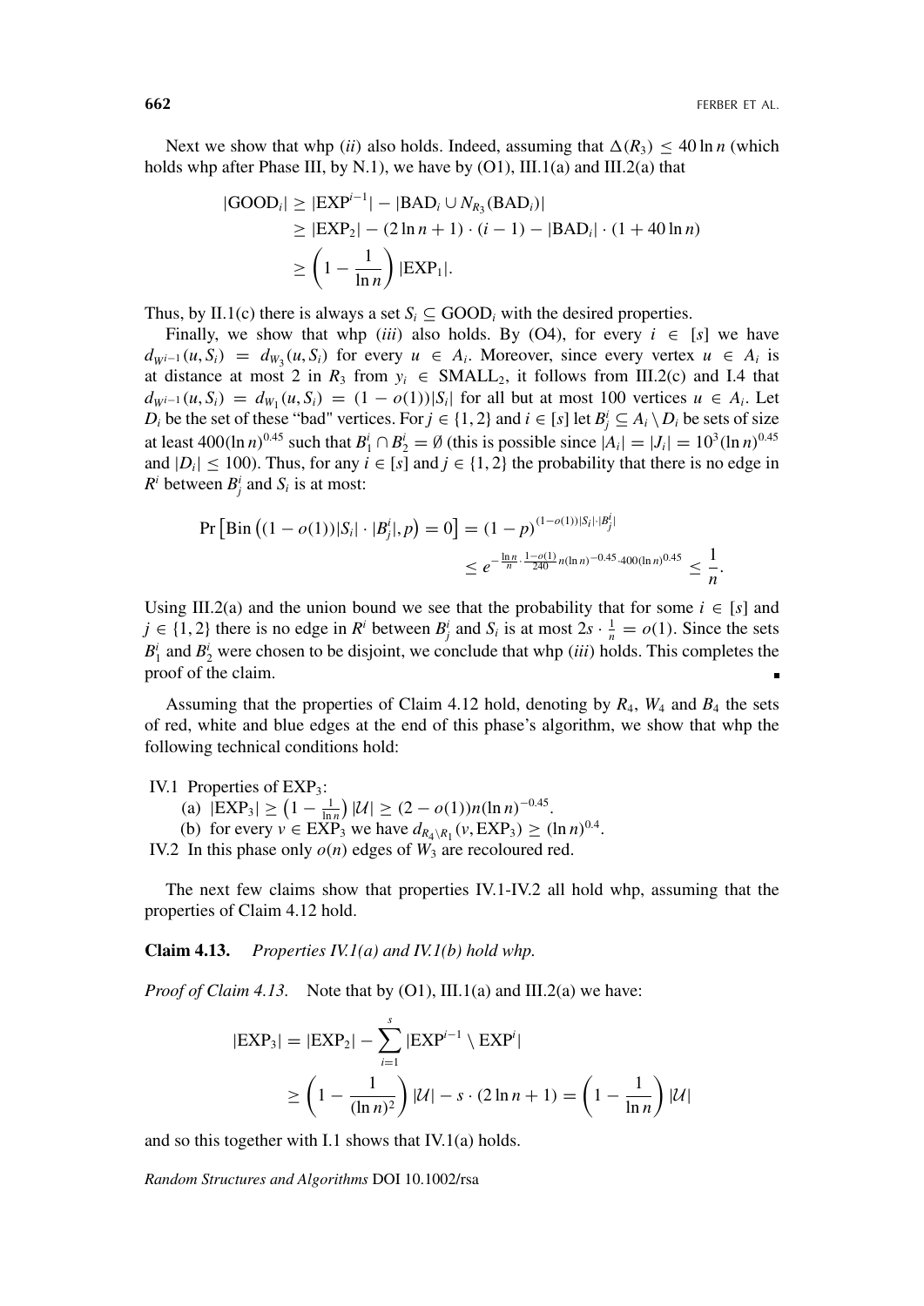Next we show that whp (*ii*) also holds. Indeed, assuming that $\Delta(R_3) \le 40 \ln n$ (which holds whp after Phase III, by N.1), we have by (O1), III.1(a) and III.2(a) that

$$
\begin{aligned}
|\mathrm{GOOD}_i| &\ge |\mathrm{EXP}^{i-1}| - |\mathrm{BAD}_i \cup N_{R_3}(\mathrm{BAD}_i)| \\
&\ge |\mathrm{EXP}_2| - (2\ln n + 1)\cdot(i-1) - |\mathrm{BAD}_i|\cdot(1 + 40\ln n) \\
&\ge \left(1 - \frac{1}{\ln n}\right)|\mathrm{EXP}_1|.
\end{aligned}
$$

Thus, by II.1(c) there is always a set $S_i \subseteq \mathrm{GOOD}_i$ with the desired properties.

Finally, we show that whp (*iii*) also holds. By (O4), for every $i \in [s]$ we have $d_{W^{i-1}}(u, S_i) = d_{W_3}(u, S_i)$ for every $u \in A_i$. Moreover, since every vertex $u \in A_i$ is at distance at most 2 in $R_3$ from $y_i \in \mathrm{SMALL}_2$, it follows from III.2(c) and I.4 that $d_{W^{i-1}}(u, S_i) = d_{W_1}(u, S_i) = (1 - o(1))|S_i|$ for all but at most 100 vertices $u \in A_i$. Let $D_i$ be the set of these "bad" vertices. For $j \in \{1, 2\}$ and $i \in [s]$ let $B^i_j \subseteq A_i \setminus D_i$ be sets of size at least $400(\ln n)^{0.45}$ such that $B^i_1 \cap B^i_2 = \emptyset$ (this is possible since $|A_i| = |J_i| = 10^3(\ln n)^{0.45}$ and $|D_i| \le 100$). Thus, for any $i \in [s]$ and $j \in \{1, 2\}$ the probability that there is no edge in $R^i$ between $B^i_j$ and $S_i$ is at most:

$$
\begin{aligned}
\Pr\left[\mathrm{Bin}\left((1-o(1))|S_i|\cdot|B^i_j|, p\right) = 0\right] &= (1-p)^{(1-o(1))|S_i|\cdot|B^i_j|} \\
&\le e^{-\frac{\ln n}{n}\cdot\frac{1-o(1)}{240}n(\ln n)^{-0.45}\cdot 400(\ln n)^{0.45}} \le \frac{1}{n}.
\end{aligned}
$$

Using III.2(a) and the union bound we see that the probability that for some $i \in [s]$ and $j \in \{1, 2\}$ there is no edge in $R^i$ between $B^i_j$ and $S_i$ is at most $2s \cdot \frac{1}{n} = o(1)$. Since the sets $B^i_1$ and $B^i_2$ were chosen to be disjoint, we conclude that whp (*iii*) holds. This completes the proof of the claim. ∎

Assuming that the properties of Claim 4.12 hold, denoting by $R_4$, $W_4$ and $B_4$ the sets of red, white and blue edges at the end of this phase's algorithm, we show that whp the following technical conditions hold:

- IV.1 Properties of $\mathrm{EXP}_3$:
  - (a) $|\mathrm{EXP}_3| \ge \left(1 - \frac{1}{\ln n}\right)|\mathcal{U}| \ge (2 - o(1))n(\ln n)^{-0.45}$.
  - (b) for every $v \in \mathrm{EXP}_3$ we have $d_{R_4 \setminus R_1}(v, \mathrm{EXP}_3) \ge (\ln n)^{0.4}$.
- IV.2 In this phase only $o(n)$ edges of $W_3$ are recoloured red.

The next few claims show that properties IV.1-IV.2 all hold whp, assuming that the properties of Claim 4.12 hold.

**Claim 4.13.** *Properties IV.1(a) and IV.1(b) hold whp.*

*Proof of Claim 4.13.* Note that by (O1), III.1(a) and III.2(a) we have:

$$
\begin{aligned}
|\mathrm{EXP}_3| &= |\mathrm{EXP}_2| - \sum_{i=1}^{s} |\mathrm{EXP}^{i-1} \setminus \mathrm{EXP}^i| \\
&\ge \left(1 - \frac{1}{(\ln n)^2}\right)|\mathcal{U}| - s\cdot(2\ln n + 1) = \left(1 - \frac{1}{\ln n}\right)|\mathcal{U}|
\end{aligned}
$$

and so this together with I.1 shows that IV.1(a) holds.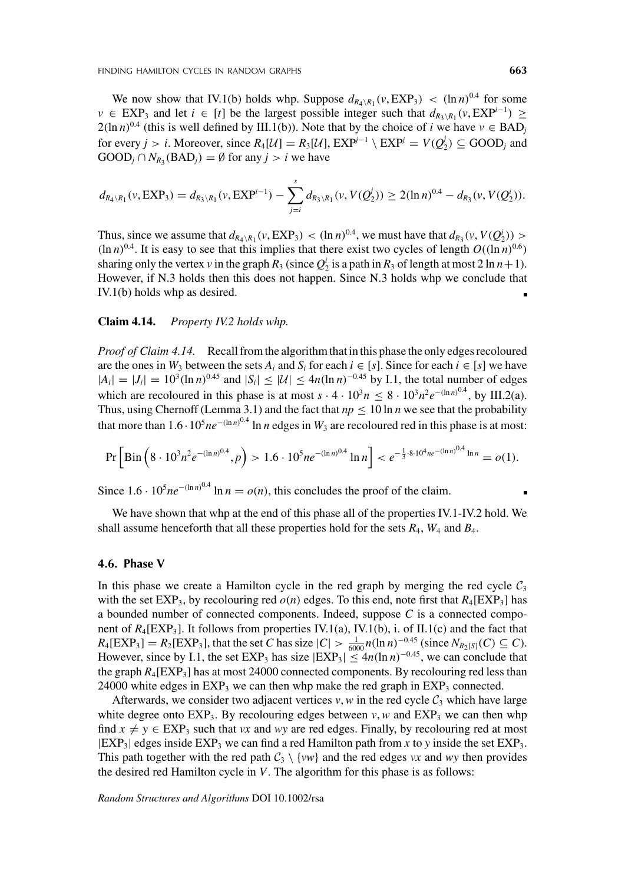We now show that IV.1(b) holds whp. Suppose $d_{R_4\setminus R_1}(v, \mathrm{EXP}_3) < (\ln n)^{0.4}$ for some $v \in \mathrm{EXP}_3$ and let $i \in [t]$ be the largest possible integer such that $d_{R_3\setminus R_1}(v, \mathrm{EXP}^{i-1}) \geq 2(\ln n)^{0.4}$ (this is well defined by III.1(b)). Note that by the choice of $i$ we have $v \in \mathrm{BAD}_j$ for every $j > i$. Moreover, since $R_4[\mathcal{U}] = R_3[\mathcal{U}]$, $\mathrm{EXP}^{j-1} \setminus \mathrm{EXP}^j = V(Q_2^j) \subseteq \mathrm{GOOD}_j$ and $\mathrm{GOOD}_j \cap N_{R_3}(\mathrm{BAD}_j) = \emptyset$ for any $j > i$ we have

$$d_{R_4\setminus R_1}(v, \mathrm{EXP}_3) = d_{R_3\setminus R_1}(v, \mathrm{EXP}^{i-1}) - \sum_{j=i}^{s} d_{R_3\setminus R_1}(v, V(Q_2^j)) \geq 2(\ln n)^{0.4} - d_{R_3}(v, V(Q_2^i)).$$

Thus, since we assume that $d_{R_4\setminus R_1}(v, \mathrm{EXP}_3) < (\ln n)^{0.4}$, we must have that $d_{R_3}(v, V(Q_2^i)) > (\ln n)^{0.4}$. It is easy to see that this implies that there exist two cycles of length $O((\ln n)^{0.6})$ sharing only the vertex $v$ in the graph $R_3$ (since $Q_2^i$ is a path in $R_3$ of length at most $2\ln n + 1$). However, if N.3 holds then this does not happen. Since N.3 holds whp we conclude that IV.1(b) holds whp as desired. ∎

**Claim 4.14.** *Property IV.2 holds whp.*

*Proof of Claim 4.14.* Recall from the algorithm that in this phase the only edges recoloured are the ones in $W_3$ between the sets $A_i$ and $S_i$ for each $i \in [s]$. Since for each $i \in [s]$ we have $|A_i| = |J_i| = 10^3(\ln n)^{0.45}$ and $|S_i| \leq |\mathcal{U}| \leq 4n(\ln n)^{-0.45}$ by I.1, the total number of edges which are recoloured in this phase is at most $s \cdot 4 \cdot 10^3 n \leq 8 \cdot 10^3 n^2 e^{-(\ln n)^{0.4}}$, by III.2(a). Thus, using Chernoff (Lemma 3.1) and the fact that $np \leq 10 \ln n$ we see that the probability that more than $1.6 \cdot 10^5 n e^{-(\ln n)^{0.4}} \ln n$ edges in $W_3$ are recoloured red in this phase is at most:

$$\Pr\left[\mathrm{Bin}\left(8 \cdot 10^3 n^2 e^{-(\ln n)^{0.4}}, p\right) > 1.6 \cdot 10^5 n e^{-(\ln n)^{0.4}} \ln n\right] < e^{-\frac{1}{3}\cdot 8\cdot 10^4 n e^{-(\ln n)^{0.4}} \ln n} = o(1).$$

Since $1.6 \cdot 10^5 n e^{-(\ln n)^{0.4}} \ln n = o(n)$, this concludes the proof of the claim. ∎

We have shown that whp at the end of this phase all of the properties IV.1-IV.2 hold. We shall assume henceforth that all these properties hold for the sets $R_4$, $W_4$ and $B_4$.

### 4.6. Phase V

In this phase we create a Hamilton cycle in the red graph by merging the red cycle $\mathcal{C}_3$ with the set $\mathrm{EXP}_3$, by recolouring red $o(n)$ edges. To this end, note first that $R_4[\mathrm{EXP}_3]$ has a bounded number of connected components. Indeed, suppose $C$ is a connected component of $R_4[\mathrm{EXP}_3]$. It follows from properties IV.1(a), IV.1(b), i. of II.1(c) and the fact that $R_4[\mathrm{EXP}_3] = R_2[\mathrm{EXP}_3]$, that the set $C$ has size $|C| > \frac{1}{6000}n(\ln n)^{-0.45}$ (since $N_{R_2[S]}(C) \subseteq C$). However, since by I.1, the set $\mathrm{EXP}_3$ has size $|\mathrm{EXP}_3| \leq 4n(\ln n)^{-0.45}$, we can conclude that the graph $R_4[\mathrm{EXP}_3]$ has at most 24000 connected components. By recolouring red less than 24000 white edges in $\mathrm{EXP}_3$ we can then whp make the red graph in $\mathrm{EXP}_3$ connected.

Afterwards, we consider two adjacent vertices $v, w$ in the red cycle $\mathcal{C}_3$ which have large white degree onto $\mathrm{EXP}_3$. By recolouring edges between $v, w$ and $\mathrm{EXP}_3$ we can then whp find $x \neq y \in \mathrm{EXP}_3$ such that $vx$ and $wy$ are red edges. Finally, by recolouring red at most $|\mathrm{EXP}_3|$ edges inside $\mathrm{EXP}_3$ we can find a red Hamilton path from $x$ to $y$ inside the set $\mathrm{EXP}_3$. This path together with the red path $\mathcal{C}_3 \setminus \{vw\}$ and the red edges $vx$ and $wy$ then provides the desired red Hamilton cycle in $V$. The algorithm for this phase is as follows: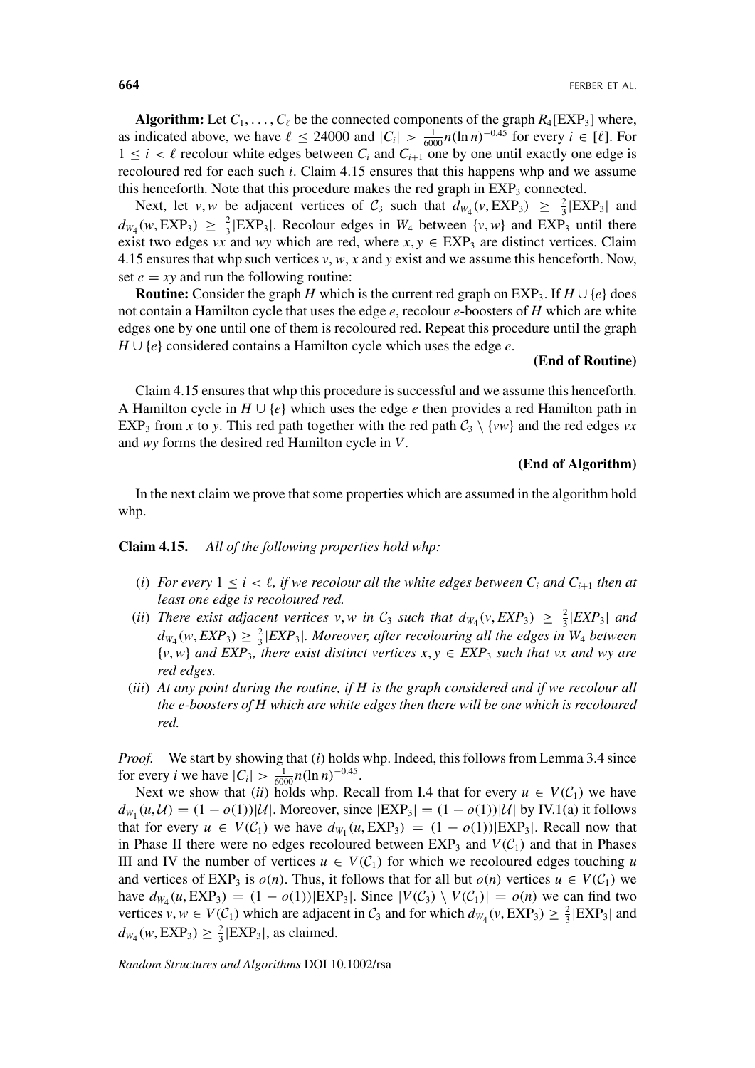**Algorithm:** Let $C_1, \ldots, C_\ell$ be the connected components of the graph $R_4[\text{EXP}_3]$ where, as indicated above, we have $\ell \leq 24000$ and $|C_i| > \frac{1}{6000}n(\ln n)^{-0.45}$ for every $i \in [\ell]$. For $1 \leq i < \ell$ recolour white edges between $C_i$ and $C_{i+1}$ one by one until exactly one edge is recoloured red for each such $i$. Claim 4.15 ensures that this happens whp and we assume this henceforth. Note that this procedure makes the red graph in $\text{EXP}_3$ connected.

Next, let $v, w$ be adjacent vertices of $\mathcal{C}_3$ such that $d_{W_4}(v, \text{EXP}_3) \geq \frac{2}{3}|\text{EXP}_3|$ and $d_{W_4}(w, \text{EXP}_3) \geq \frac{2}{3}|\text{EXP}_3|$. Recolour edges in $W_4$ between $\{v, w\}$ and $\text{EXP}_3$ until there exist two edges $vx$ and $wy$ which are red, where $x, y \in \text{EXP}_3$ are distinct vertices. Claim 4.15 ensures that whp such vertices $v, w, x$ and $y$ exist and we assume this henceforth. Now, set $e = xy$ and run the following routine:

**Routine:** Consider the graph $H$ which is the current red graph on $\text{EXP}_3$. If $H \cup \{e\}$ does not contain a Hamilton cycle that uses the edge $e$, recolour $e$-boosters of $H$ which are white edges one by one until one of them is recoloured red. Repeat this procedure until the graph $H \cup \{e\}$ considered contains a Hamilton cycle which uses the edge $e$.

**(End of Routine)**

Claim 4.15 ensures that whp this procedure is successful and we assume this henceforth. A Hamilton cycle in $H \cup \{e\}$ which uses the edge $e$ then provides a red Hamilton path in $\text{EXP}_3$ from $x$ to $y$. This red path together with the red path $\mathcal{C}_3 \setminus \{vw\}$ and the red edges $vx$ and $wy$ forms the desired red Hamilton cycle in $V$.

**(End of Algorithm)**

In the next claim we prove that some properties which are assumed in the algorithm hold whp.

**Claim 4.15.** *All of the following properties hold whp:*

- $(i)$ *For every $1 \leq i < \ell$, if we recolour all the white edges between $C_i$ and $C_{i+1}$ then at least one edge is recoloured red.*
- $(ii)$ *There exist adjacent vertices $v, w$ in $\mathcal{C}_3$ such that $d_{W_4}(v, EXP_3) \geq \frac{2}{3}|EXP_3|$ and $d_{W_4}(w, EXP_3) \geq \frac{2}{3}|EXP_3|$. Moreover, after recolouring all the edges in $W_4$ between $\{v, w\}$ and $EXP_3$, there exist distinct vertices $x, y \in EXP_3$ such that $vx$ and $wy$ are red edges.*
- $(iii)$ *At any point during the routine, if $H$ is the graph considered and if we recolour all the $e$-boosters of $H$ which are white edges then there will be one which is recoloured red.*

*Proof.* We start by showing that $(i)$ holds whp. Indeed, this follows from Lemma 3.4 since for every $i$ we have $|C_i| > \frac{1}{6000}n(\ln n)^{-0.45}$.

Next we show that $(ii)$ holds whp. Recall from I.4 that for every $u \in V(\mathcal{C}_1)$ we have $d_{W_1}(u, \mathcal{U}) = (1 - o(1))|\mathcal{U}|$. Moreover, since $|\text{EXP}_3| = (1 - o(1))|\mathcal{U}|$ by IV.1(a) it follows that for every $u \in V(\mathcal{C}_1)$ we have $d_{W_1}(u, \text{EXP}_3) = (1 - o(1))|\text{EXP}_3|$. Recall now that in Phase II there were no edges recoloured between $\text{EXP}_3$ and $V(\mathcal{C}_1)$ and that in Phases III and IV the number of vertices $u \in V(\mathcal{C}_1)$ for which we recoloured edges touching $u$ and vertices of $\text{EXP}_3$ is $o(n)$. Thus, it follows that for all but $o(n)$ vertices $u \in V(\mathcal{C}_1)$ we have $d_{W_4}(u, \text{EXP}_3) = (1 - o(1))|\text{EXP}_3|$. Since $|V(\mathcal{C}_3) \setminus V(\mathcal{C}_1)| = o(n)$ we can find two vertices $v, w \in V(\mathcal{C}_1)$ which are adjacent in $\mathcal{C}_3$ and for which $d_{W_4}(v, \text{EXP}_3) \geq \frac{2}{3}|\text{EXP}_3|$ and $d_{W_4}(w, \text{EXP}_3) \geq \frac{2}{3}|\text{EXP}_3|$, as claimed.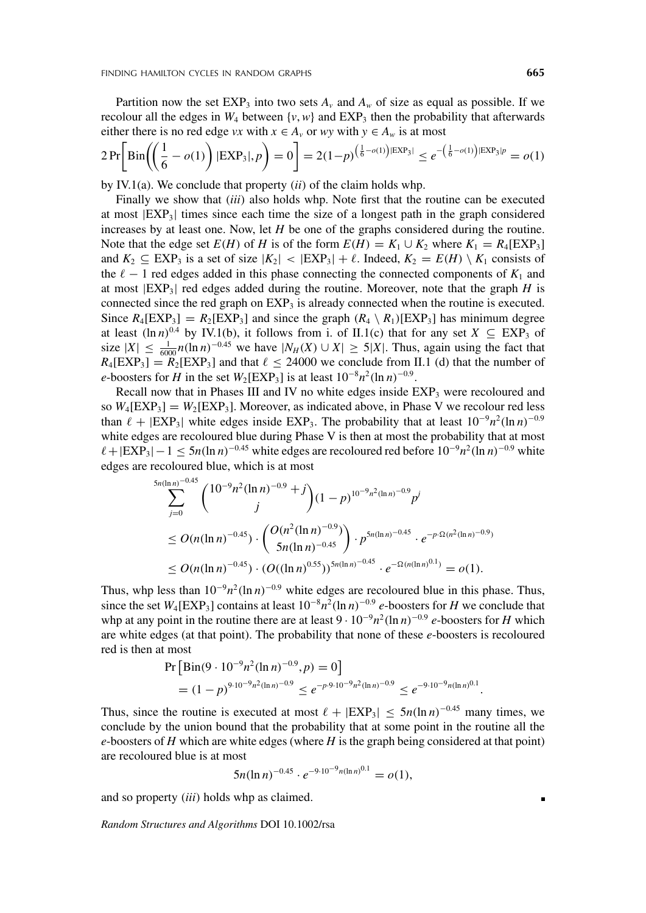Partition now the set $\text{EXP}_3$ into two sets $A_v$ and $A_w$ of size as equal as possible. If we recolour all the edges in $W_4$ between $\{v, w\}$ and $\text{EXP}_3$ then the probability that afterwards either there is no red edge $vx$ with $x \in A_v$ or $wy$ with $y \in A_w$ is at most

$$2\Pr\left[\text{Bin}\left(\left(\frac{1}{6} - o(1)\right)|\text{EXP}_3|, p\right) = 0\right] = 2(1-p)^{\left(\frac{1}{6}-o(1)\right)|\text{EXP}_3|} \leq e^{-\left(\frac{1}{6}-o(1)\right)|\text{EXP}_3|p} = o(1)$$

by IV.1(a). We conclude that property (*ii*) of the claim holds whp.

Finally we show that (*iii*) also holds whp. Note first that the routine can be executed at most $|\text{EXP}_3|$ times since each time the size of a longest path in the graph considered increases by at least one. Now, let $H$ be one of the graphs considered during the routine. Note that the edge set $E(H)$ of $H$ is of the form $E(H) = K_1 \cup K_2$ where $K_1 = R_4[\text{EXP}_3]$ and $K_2 \subseteq \text{EXP}_3$ is a set of size $|K_2| < |\text{EXP}_3| + \ell$. Indeed, $K_2 = E(H) \setminus K_1$ consists of the $\ell - 1$ red edges added in this phase connecting the connected components of $K_1$ and at most $|\text{EXP}_3|$ red edges added during the routine. Moreover, note that the graph $H$ is connected since the red graph on $\text{EXP}_3$ is already connected when the routine is executed. Since $R_4[\text{EXP}_3] = R_2[\text{EXP}_3]$ and since the graph $(R_4 \setminus R_1)[\text{EXP}_3]$ has minimum degree at least $(\ln n)^{0.4}$ by IV.1(b), it follows from i. of II.1(c) that for any set $X \subseteq \text{EXP}_3$ of size $|X| \leq \frac{1}{6000}n(\ln n)^{-0.45}$ we have $|N_H(X) \cup X| \geq 5|X|$. Thus, again using the fact that $R_4[\text{EXP}_3] = R_2[\text{EXP}_3]$ and that $\ell \leq 24000$ we conclude from II.1 (d) that the number of $e$-boosters for $H$ in the set $W_2[\text{EXP}_3]$ is at least $10^{-8}n^2(\ln n)^{-0.9}$.

Recall now that in Phases III and IV no white edges inside $\text{EXP}_3$ were recoloured and so $W_4[\text{EXP}_3] = W_2[\text{EXP}_3]$. Moreover, as indicated above, in Phase V we recolour red less than $\ell + |\text{EXP}_3|$ white edges inside $\text{EXP}_3$. The probability that at least $10^{-9}n^2(\ln n)^{-0.9}$ white edges are recoloured blue during Phase V is then at most the probability that at most $\ell + |\text{EXP}_3| - 1 \leq 5n(\ln n)^{-0.45}$ white edges are recoloured red before $10^{-9}n^2(\ln n)^{-0.9}$ white edges are recoloured blue, which is at most

$$\sum_{j=0}^{5n(\ln n)^{-0.45}} \binom{10^{-9}n^2(\ln n)^{-0.9} + j}{j} (1-p)^{10^{-9}n^2(\ln n)^{-0.9}} p^j$$
$$\leq O(n(\ln n)^{-0.45}) \cdot \binom{O(n^2(\ln n)^{-0.9})}{5n(\ln n)^{-0.45}} \cdot p^{5n(\ln n)^{-0.45}} \cdot e^{-p \cdot \Omega(n^2(\ln n)^{-0.9})}$$
$$\leq O(n(\ln n)^{-0.45}) \cdot (O((\ln n)^{0.55}))^{5n(\ln n)^{-0.45}} \cdot e^{-\Omega(n(\ln n)^{0.1})} = o(1).$$

Thus, whp less than $10^{-9}n^2(\ln n)^{-0.9}$ white edges are recoloured blue in this phase. Thus, since the set $W_4[\text{EXP}_3]$ contains at least $10^{-8}n^2(\ln n)^{-0.9}$ $e$-boosters for $H$ we conclude that whp at any point in the routine there are at least $9 \cdot 10^{-9}n^2(\ln n)^{-0.9}$ $e$-boosters for $H$ which are white edges (at that point). The probability that none of these $e$-boosters is recoloured red is then at most

$$\Pr\left[\text{Bin}(9 \cdot 10^{-9}n^2(\ln n)^{-0.9}, p) = 0\right]$$
$$= (1-p)^{9 \cdot 10^{-9}n^2(\ln n)^{-0.9}} \leq e^{-p \cdot 9 \cdot 10^{-9}n^2(\ln n)^{-0.9}} \leq e^{-9 \cdot 10^{-9}n(\ln n)^{0.1}}.$$

Thus, since the routine is executed at most $\ell + |\text{EXP}_3| \leq 5n(\ln n)^{-0.45}$ many times, we conclude by the union bound that the probability that at some point in the routine all the $e$-boosters of $H$ which are white edges (where $H$ is the graph being considered at that point) are recoloured blue is at most

$$5n(\ln n)^{-0.45} \cdot e^{-9 \cdot 10^{-9}n(\ln n)^{0.1}} = o(1),$$

and so property (*iii*) holds whp as claimed. ∎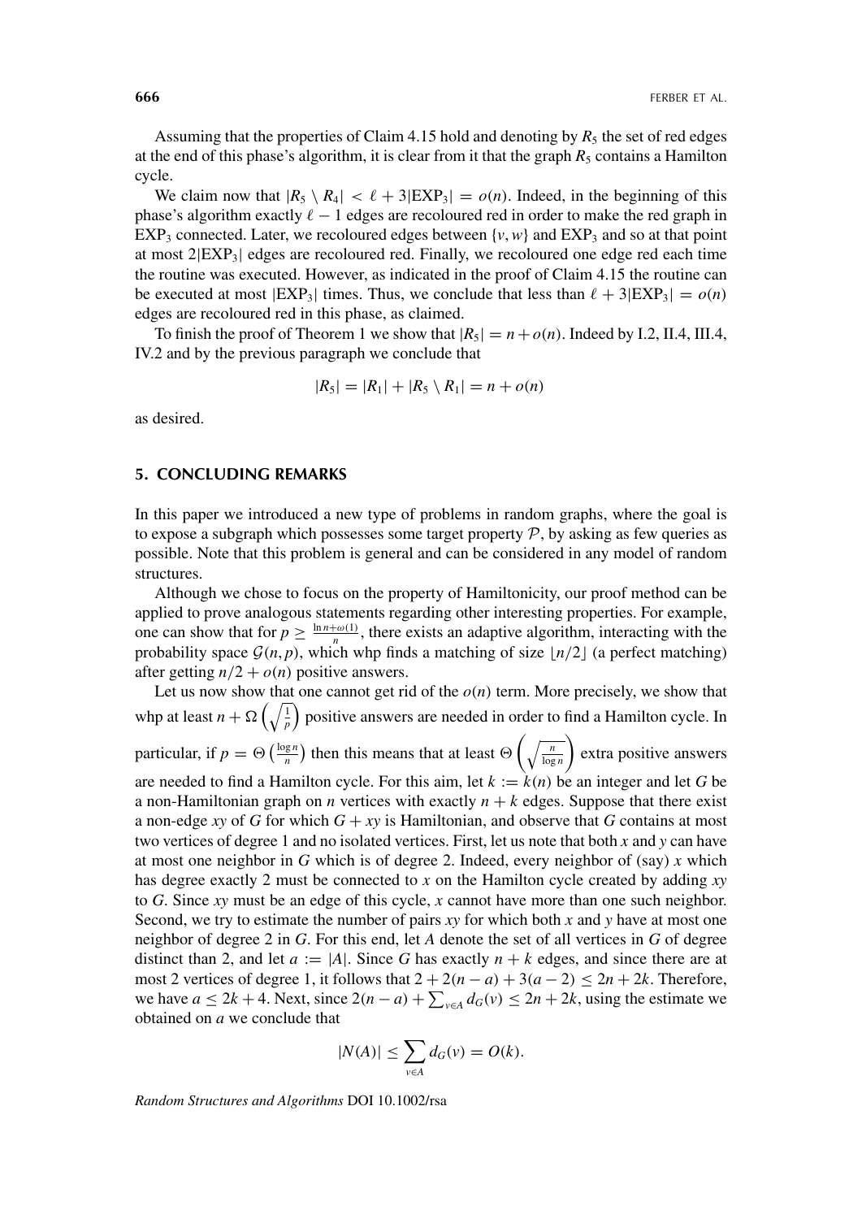Assuming that the properties of Claim 4.15 hold and denoting by $R_5$ the set of red edges at the end of this phase's algorithm, it is clear from it that the graph $R_5$ contains a Hamilton cycle.

We claim now that $|R_5 \setminus R_4| < \ell + 3|\text{EXP}_3| = o(n)$. Indeed, in the beginning of this phase's algorithm exactly $\ell - 1$ edges are recoloured red in order to make the red graph in $\text{EXP}_3$ connected. Later, we recoloured edges between $\{v, w\}$ and $\text{EXP}_3$ and so at that point at most $2|\text{EXP}_3|$ edges are recoloured red. Finally, we recoloured one edge red each time the routine was executed. However, as indicated in the proof of Claim 4.15 the routine can be executed at most $|\text{EXP}_3|$ times. Thus, we conclude that less than $\ell + 3|\text{EXP}_3| = o(n)$ edges are recoloured red in this phase, as claimed.

To finish the proof of Theorem 1 we show that $|R_5| = n + o(n)$. Indeed by I.2, II.4, III.4, IV.2 and by the previous paragraph we conclude that

$$|R_5| = |R_1| + |R_5 \setminus R_1| = n + o(n)$$

as desired.

## 5. CONCLUDING REMARKS

In this paper we introduced a new type of problems in random graphs, where the goal is to expose a subgraph which possesses some target property $\mathcal{P}$, by asking as few queries as possible. Note that this problem is general and can be considered in any model of random structures.

Although we chose to focus on the property of Hamiltonicity, our proof method can be applied to prove analogous statements regarding other interesting properties. For example, one can show that for $p \geq \frac{\ln n + \omega(1)}{n}$, there exists an adaptive algorithm, interacting with the probability space $\mathcal{G}(n,p)$, which whp finds a matching of size $\lfloor n/2 \rfloor$ (a perfect matching) after getting $n/2 + o(n)$ positive answers.

Let us now show that one cannot get rid of the $o(n)$ term. More precisely, we show that whp at least $n + \Omega\left(\sqrt{\frac{1}{p}}\right)$ positive answers are needed in order to find a Hamilton cycle. In particular, if $p = \Theta\left(\frac{\log n}{n}\right)$ then this means that at least $\Theta\left(\sqrt{\frac{n}{\log n}}\right)$ extra positive answers are needed to find a Hamilton cycle. For this aim, let $k := k(n)$ be an integer and let $G$ be a non-Hamiltonian graph on $n$ vertices with exactly $n + k$ edges. Suppose that there exist a non-edge $xy$ of $G$ for which $G + xy$ is Hamiltonian, and observe that $G$ contains at most two vertices of degree 1 and no isolated vertices. First, let us note that both $x$ and $y$ can have at most one neighbor in $G$ which is of degree 2. Indeed, every neighbor of (say) $x$ which has degree exactly 2 must be connected to $x$ on the Hamilton cycle created by adding $xy$ to $G$. Since $xy$ must be an edge of this cycle, $x$ cannot have more than one such neighbor. Second, we try to estimate the number of pairs $xy$ for which both $x$ and $y$ have at most one neighbor of degree 2 in $G$. For this end, let $A$ denote the set of all vertices in $G$ of degree distinct than 2, and let $a := |A|$. Since $G$ has exactly $n + k$ edges, and since there are at most 2 vertices of degree 1, it follows that $2 + 2(n - a) + 3(a - 2) \leq 2n + 2k$. Therefore, we have $a \leq 2k + 4$. Next, since $2(n - a) + \sum_{v \in A} d_G(v) \leq 2n + 2k$, using the estimate we obtained on $a$ we conclude that

$$|N(A)| \leq \sum_{v \in A} d_G(v) = O(k).$$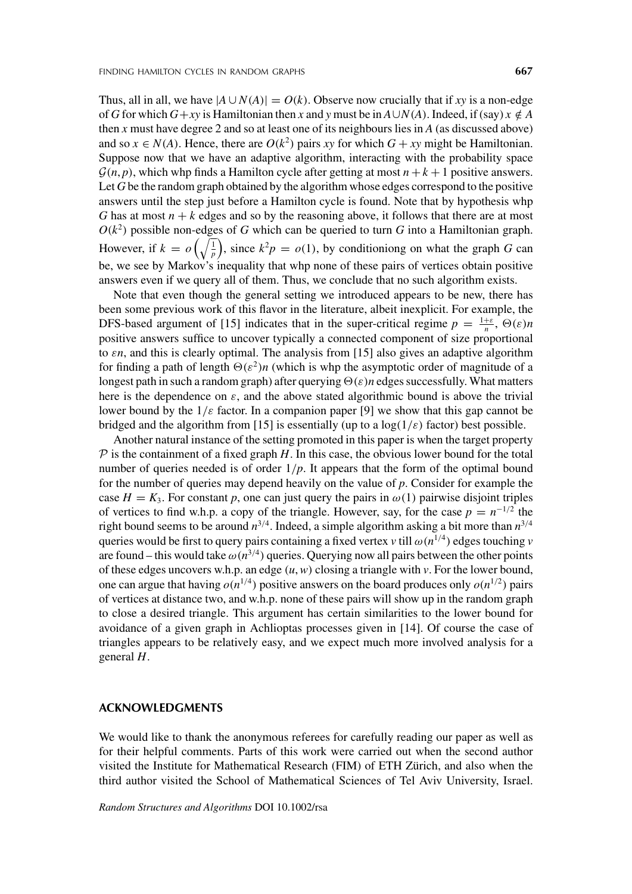Thus, all in all, we have $|A \cup N(A)| = O(k)$. Observe now crucially that if $xy$ is a non-edge of $G$ for which $G+xy$ is Hamiltonian then $x$ and $y$ must be in $A \cup N(A)$. Indeed, if (say) $x \notin A$ then $x$ must have degree 2 and so at least one of its neighbours lies in $A$ (as discussed above) and so $x \in N(A)$. Hence, there are $O(k^2)$ pairs $xy$ for which $G + xy$ might be Hamiltonian. Suppose now that we have an adaptive algorithm, interacting with the probability space $\mathcal{G}(n,p)$, which whp finds a Hamilton cycle after getting at most $n+k+1$ positive answers. Let $G$ be the random graph obtained by the algorithm whose edges correspond to the positive answers until the step just before a Hamilton cycle is found. Note that by hypothesis whp $G$ has at most $n + k$ edges and so by the reasoning above, it follows that there are at most $O(k^2)$ possible non-edges of $G$ which can be queried to turn $G$ into a Hamiltonian graph. However, if $k = o\left(\sqrt{\frac{1}{p}}\right)$, since $k^2p = o(1)$, by conditioniong on what the graph $G$ can be, we see by Markov's inequality that whp none of these pairs of vertices obtain positive answers even if we query all of them. Thus, we conclude that no such algorithm exists.

Note that even though the general setting we introduced appears to be new, there has been some previous work of this flavor in the literature, albeit inexplicit. For example, the DFS-based argument of [15] indicates that in the super-critical regime $p = \frac{1+\varepsilon}{n}$, $\Theta(\varepsilon)n$ positive answers suffice to uncover typically a connected component of size proportional to $\varepsilon n$, and this is clearly optimal. The analysis from [15] also gives an adaptive algorithm for finding a path of length $\Theta(\varepsilon^2)n$ (which is whp the asymptotic order of magnitude of a longest path in such a random graph) after querying $\Theta(\varepsilon)n$ edges successfully. What matters here is the dependence on $\varepsilon$, and the above stated algorithmic bound is above the trivial lower bound by the $1/\varepsilon$ factor. In a companion paper [9] we show that this gap cannot be bridged and the algorithm from [15] is essentially (up to a $\log(1/\varepsilon)$ factor) best possible.

Another natural instance of the setting promoted in this paper is when the target property $\mathcal{P}$ is the containment of a fixed graph $H$. In this case, the obvious lower bound for the total number of queries needed is of order $1/p$. It appears that the form of the optimal bound for the number of queries may depend heavily on the value of $p$. Consider for example the case $H = K_3$. For constant $p$, one can just query the pairs in $\omega(1)$ pairwise disjoint triples of vertices to find w.h.p. a copy of the triangle. However, say, for the case $p = n^{-1/2}$ the right bound seems to be around $n^{3/4}$. Indeed, a simple algorithm asking a bit more than $n^{3/4}$ queries would be first to query pairs containing a fixed vertex $v$ till $\omega(n^{1/4})$ edges touching $v$ are found – this would take $\omega(n^{3/4})$ queries. Querying now all pairs between the other points of these edges uncovers w.h.p. an edge $(u, w)$ closing a triangle with $v$. For the lower bound, one can argue that having $o(n^{1/4})$ positive answers on the board produces only $o(n^{1/2})$ pairs of vertices at distance two, and w.h.p. none of these pairs will show up in the random graph to close a desired triangle. This argument has certain similarities to the lower bound for avoidance of a given graph in Achlioptas processes given in [14]. Of course the case of triangles appears to be relatively easy, and we expect much more involved analysis for a general $H$.

## ACKNOWLEDGMENTS

We would like to thank the anonymous referees for carefully reading our paper as well as for their helpful comments. Parts of this work were carried out when the second author visited the Institute for Mathematical Research (FIM) of ETH Zürich, and also when the third author visited the School of Mathematical Sciences of Tel Aviv University, Israel.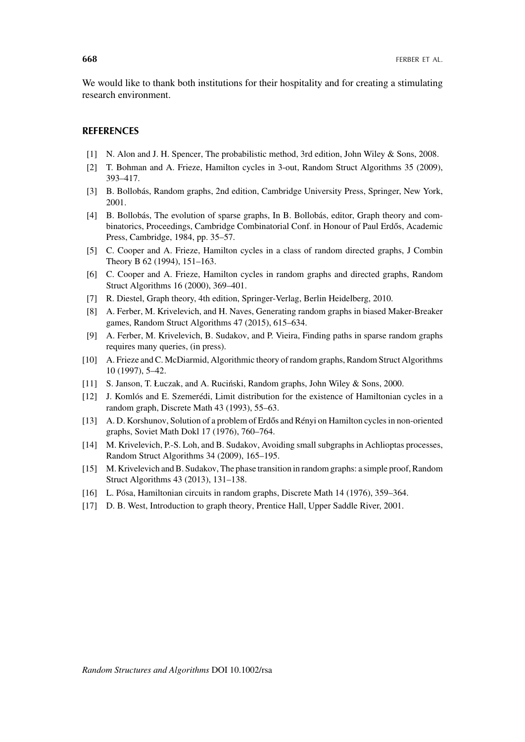We would like to thank both institutions for their hospitality and for creating a stimulating research environment.

## REFERENCES

[1] N. Alon and J. H. Spencer, The probabilistic method, 3rd edition, John Wiley & Sons, 2008.

[2] T. Bohman and A. Frieze, Hamilton cycles in 3-out, Random Struct Algorithms 35 (2009), 393–417.

[3] B. Bollobás, Random graphs, 2nd edition, Cambridge University Press, Springer, New York, 2001.

[4] B. Bollobás, The evolution of sparse graphs, In B. Bollobás, editor, Graph theory and combinatorics, Proceedings, Cambridge Combinatorial Conf. in Honour of Paul Erdős, Academic Press, Cambridge, 1984, pp. 35–57.

[5] C. Cooper and A. Frieze, Hamilton cycles in a class of random directed graphs, J Combin Theory B 62 (1994), 151–163.

[6] C. Cooper and A. Frieze, Hamilton cycles in random graphs and directed graphs, Random Struct Algorithms 16 (2000), 369–401.

[7] R. Diestel, Graph theory, 4th edition, Springer-Verlag, Berlin Heidelberg, 2010.

[8] A. Ferber, M. Krivelevich, and H. Naves, Generating random graphs in biased Maker-Breaker games, Random Struct Algorithms 47 (2015), 615–634.

[9] A. Ferber, M. Krivelevich, B. Sudakov, and P. Vieira, Finding paths in sparse random graphs requires many queries, (in press).

[10] A. Frieze and C. McDiarmid, Algorithmic theory of random graphs, Random Struct Algorithms 10 (1997), 5–42.

[11] S. Janson, T. Łuczak, and A. Ruciński, Random graphs, John Wiley & Sons, 2000.

[12] J. Komlós and E. Szemerédi, Limit distribution for the existence of Hamiltonian cycles in a random graph, Discrete Math 43 (1993), 55–63.

[13] A. D. Korshunov, Solution of a problem of Erdős and Rényi on Hamilton cycles in non-oriented graphs, Soviet Math Dokl 17 (1976), 760–764.

[14] M. Krivelevich, P.-S. Loh, and B. Sudakov, Avoiding small subgraphs in Achlioptas processes, Random Struct Algorithms 34 (2009), 165–195.

[15] M. Krivelevich and B. Sudakov, The phase transition in random graphs: a simple proof, Random Struct Algorithms 43 (2013), 131–138.

[16] L. Pósa, Hamiltonian circuits in random graphs, Discrete Math 14 (1976), 359–364.

[17] D. B. West, Introduction to graph theory, Prentice Hall, Upper Saddle River, 2001.